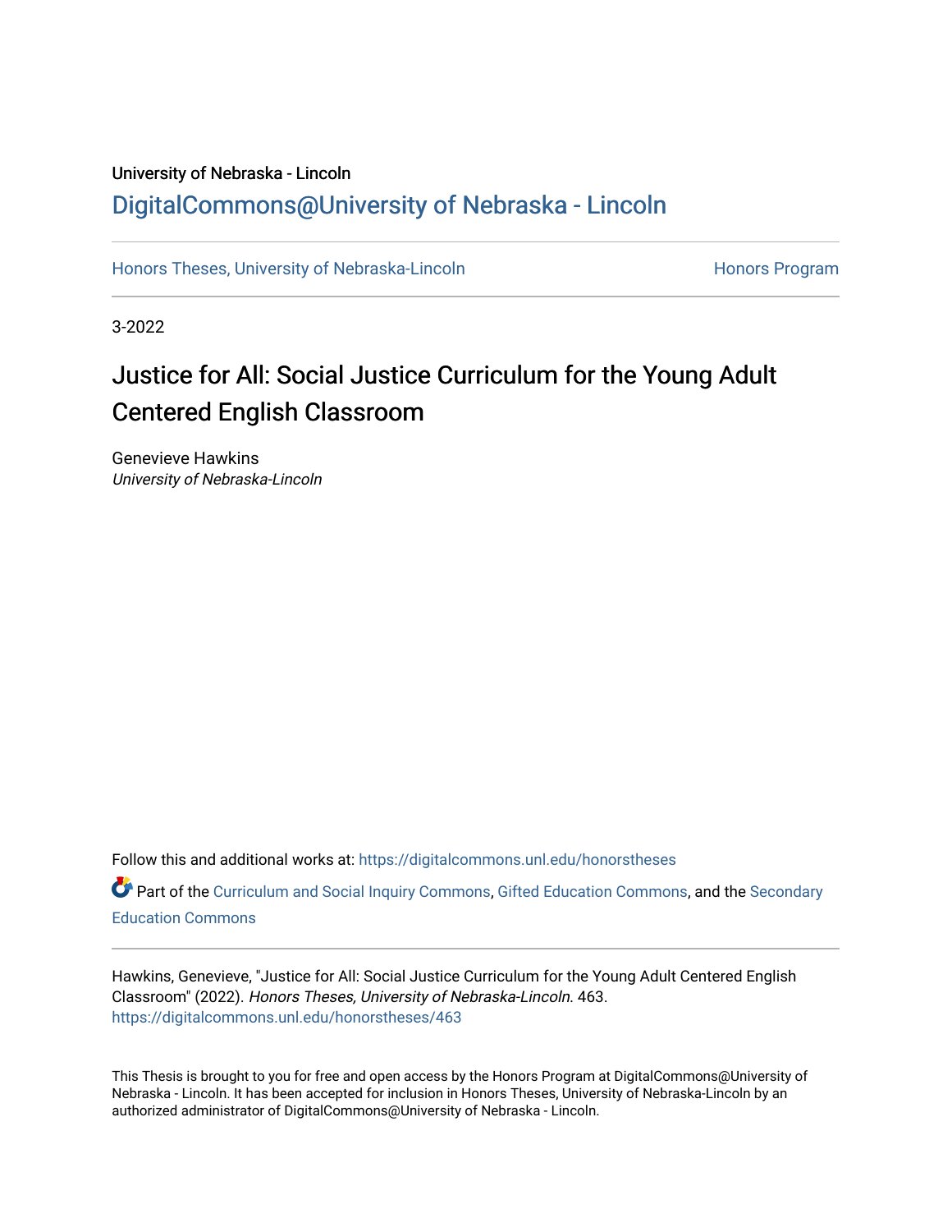University of Nebraska - Lincoln

DigitalCommons@University of Nebraska - Lincoln

Honors Theses, University of Nebraska-Lincoln

Honors Program

3-2022

# Justice for All: Social Justice Curriculum for the Young Adult Centered English Classroom

Genevieve Hawkins

*University of Nebraska-Lincoln*

Follow this and additional works at: https://digitalcommons.unl.edu/honorstheses

Part of the Curriculum and Social Inquiry Commons, Gifted Education Commons, and the Secondary Education Commons

Hawkins, Genevieve, "Justice for All: Social Justice Curriculum for the Young Adult Centered English Classroom" (2022). *Honors Theses, University of Nebraska-Lincoln*. 463.
https://digitalcommons.unl.edu/honorstheses/463

This Thesis is brought to you for free and open access by the Honors Program at DigitalCommons@University of Nebraska - Lincoln. It has been accepted for inclusion in Honors Theses, University of Nebraska-Lincoln by an authorized administrator of DigitalCommons@University of Nebraska - Lincoln.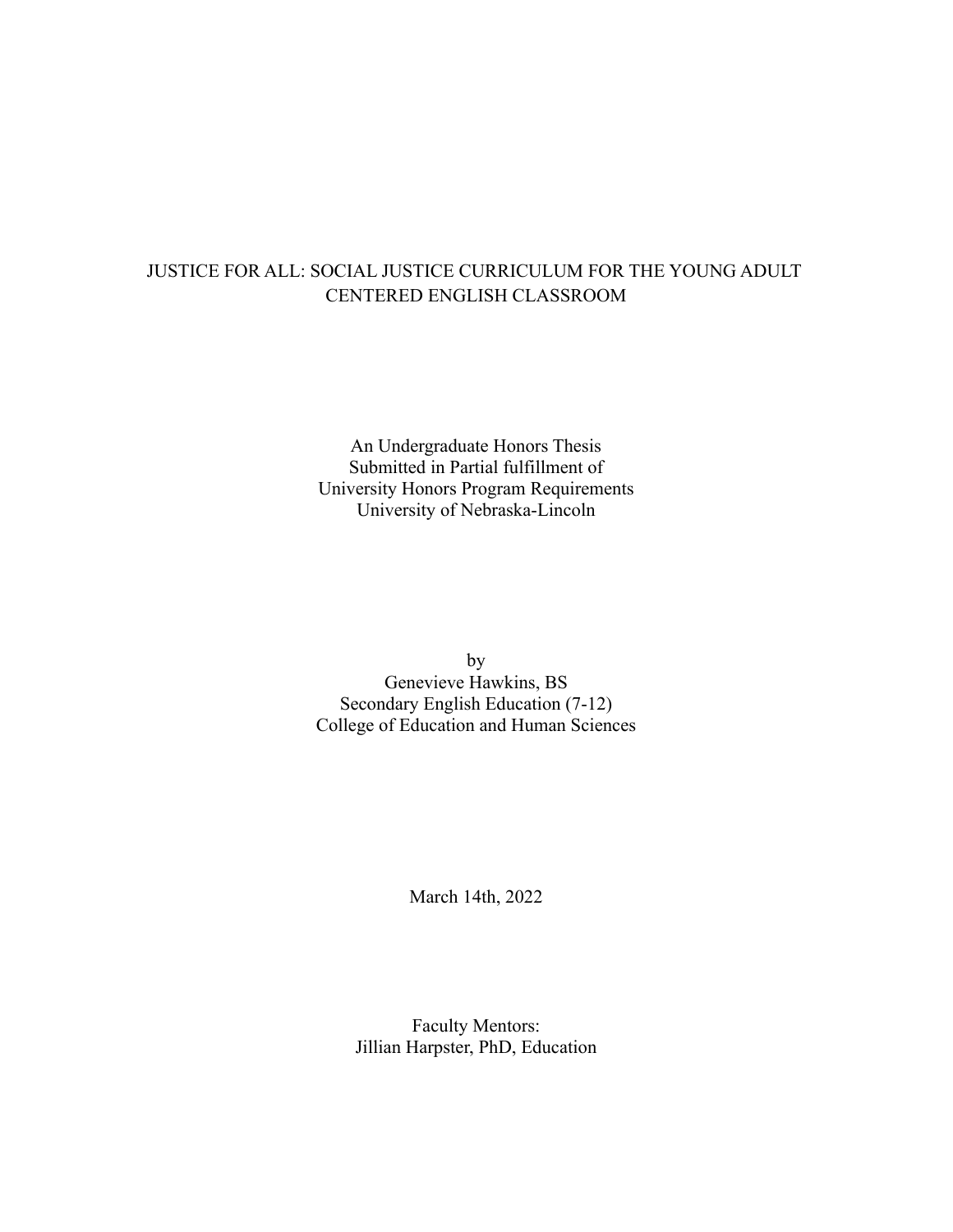# JUSTICE FOR ALL: SOCIAL JUSTICE CURRICULUM FOR THE YOUNG ADULT CENTERED ENGLISH CLASSROOM

An Undergraduate Honors Thesis
Submitted in Partial fulfillment of
University Honors Program Requirements
University of Nebraska-Lincoln

by
Genevieve Hawkins, BS
Secondary English Education (7-12)
College of Education and Human Sciences

March 14th, 2022

Faculty Mentors:
Jillian Harpster, PhD, Education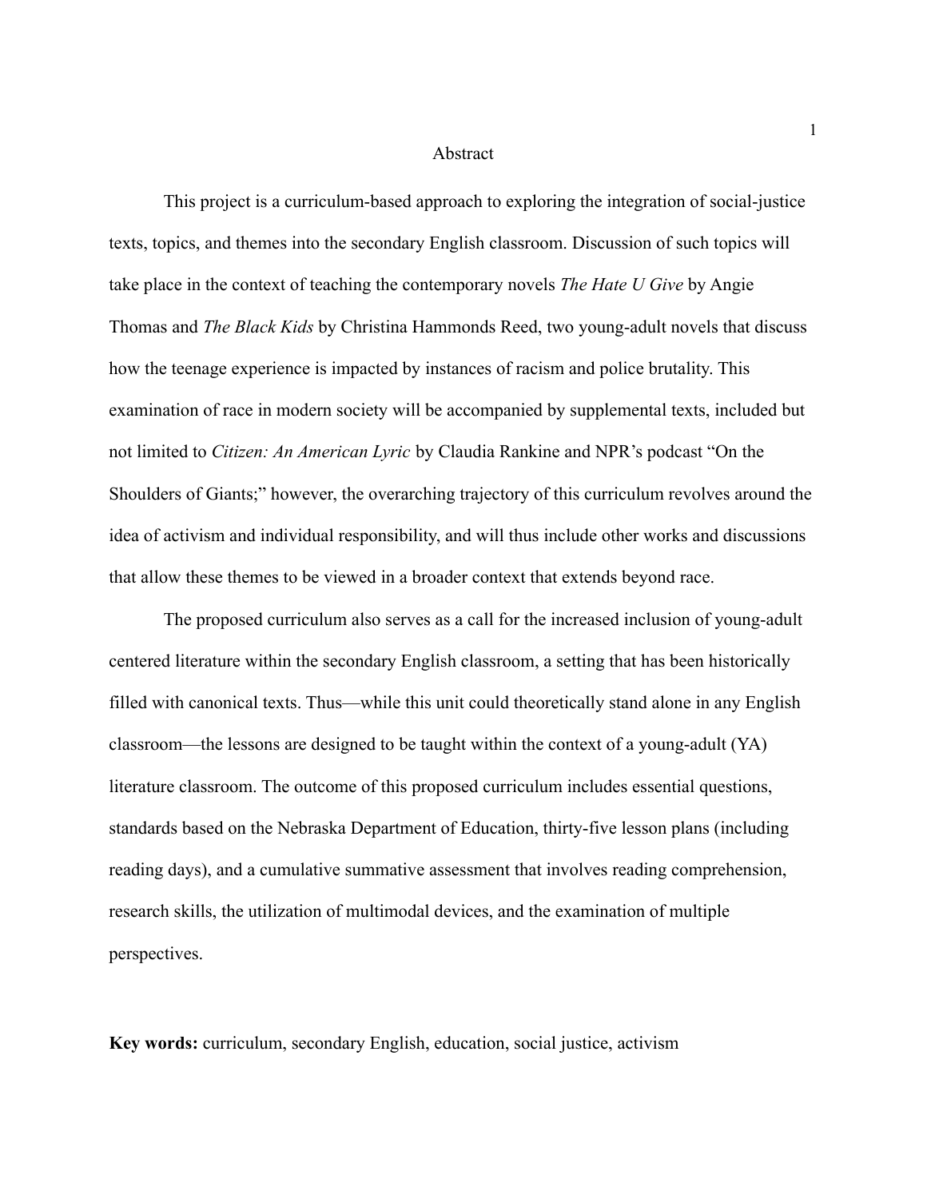# Abstract

This project is a curriculum-based approach to exploring the integration of social-justice texts, topics, and themes into the secondary English classroom. Discussion of such topics will take place in the context of teaching the contemporary novels *The Hate U Give* by Angie Thomas and *The Black Kids* by Christina Hammonds Reed, two young-adult novels that discuss how the teenage experience is impacted by instances of racism and police brutality. This examination of race in modern society will be accompanied by supplemental texts, included but not limited to *Citizen: An American Lyric* by Claudia Rankine and NPR's podcast "On the Shoulders of Giants;" however, the overarching trajectory of this curriculum revolves around the idea of activism and individual responsibility, and will thus include other works and discussions that allow these themes to be viewed in a broader context that extends beyond race.

The proposed curriculum also serves as a call for the increased inclusion of young-adult centered literature within the secondary English classroom, a setting that has been historically filled with canonical texts. Thus—while this unit could theoretically stand alone in any English classroom—the lessons are designed to be taught within the context of a young-adult (YA) literature classroom. The outcome of this proposed curriculum includes essential questions, standards based on the Nebraska Department of Education, thirty-five lesson plans (including reading days), and a cumulative summative assessment that involves reading comprehension, research skills, the utilization of multimodal devices, and the examination of multiple perspectives.

**Key words:** curriculum, secondary English, education, social justice, activism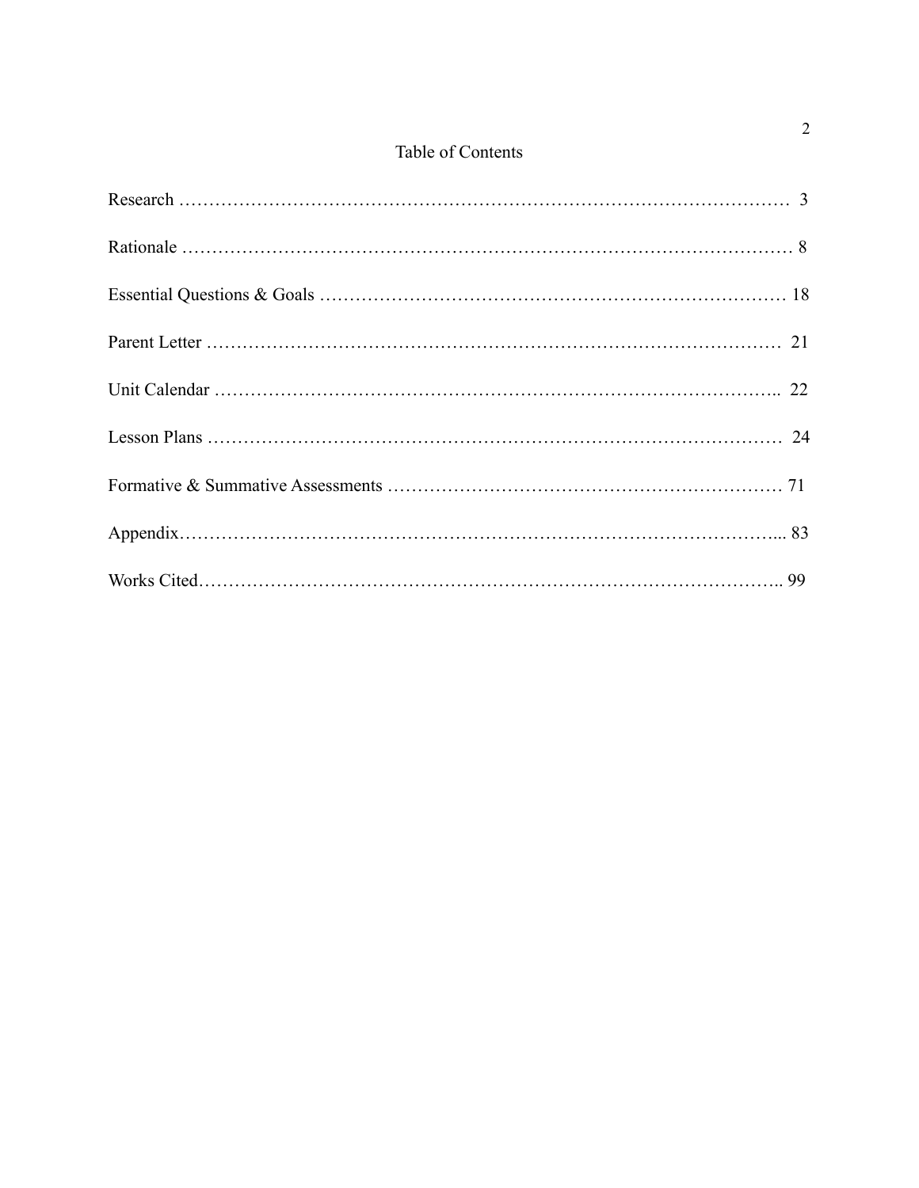# Table of Contents

Research …………………………………………………………………………………… 3

Rationale …………………………………………………………………………………… 8

Essential Questions & Goals ……………………………………………………………… 18

Parent Letter ……………………………………………………………………………… 21

Unit Calendar …………………………………………………………………………….. 22

Lesson Plans ……………………………………………………………………………… 24

Formative & Summative Assessments …………………………………………………… 71

Appendix…………………………………………………………………………………... 83

Works Cited……………………………………………………………………………….. 99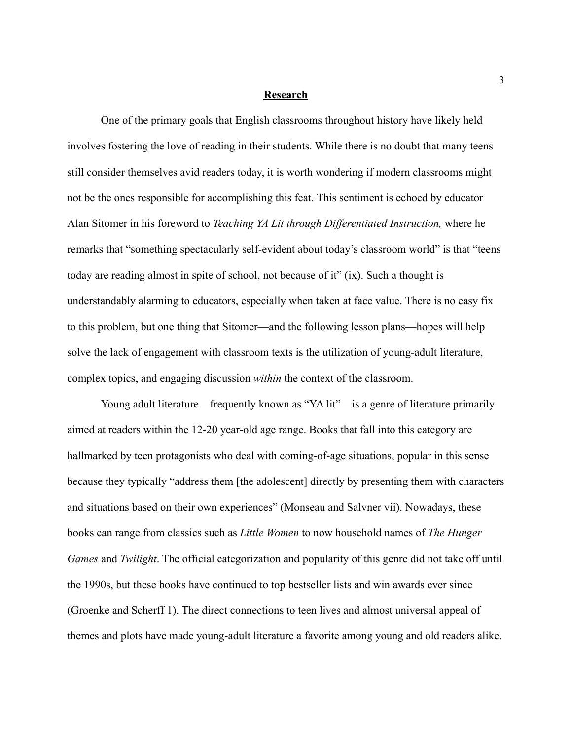## **Research**

One of the primary goals that English classrooms throughout history have likely held involves fostering the love of reading in their students. While there is no doubt that many teens still consider themselves avid readers today, it is worth wondering if modern classrooms might not be the ones responsible for accomplishing this feat. This sentiment is echoed by educator Alan Sitomer in his foreword to *Teaching YA Lit through Differentiated Instruction,* where he remarks that "something spectacularly self-evident about today's classroom world" is that "teens today are reading almost in spite of school, not because of it" (ix). Such a thought is understandably alarming to educators, especially when taken at face value. There is no easy fix to this problem, but one thing that Sitomer—and the following lesson plans—hopes will help solve the lack of engagement with classroom texts is the utilization of young-adult literature, complex topics, and engaging discussion *within* the context of the classroom.

Young adult literature—frequently known as "YA lit"—is a genre of literature primarily aimed at readers within the 12-20 year-old age range. Books that fall into this category are hallmarked by teen protagonists who deal with coming-of-age situations, popular in this sense because they typically "address them [the adolescent] directly by presenting them with characters and situations based on their own experiences" (Monseau and Salvner vii). Nowadays, these books can range from classics such as *Little Women* to now household names of *The Hunger Games* and *Twilight*. The official categorization and popularity of this genre did not take off until the 1990s, but these books have continued to top bestseller lists and win awards ever since (Groenke and Scherff 1). The direct connections to teen lives and almost universal appeal of themes and plots have made young-adult literature a favorite among young and old readers alike.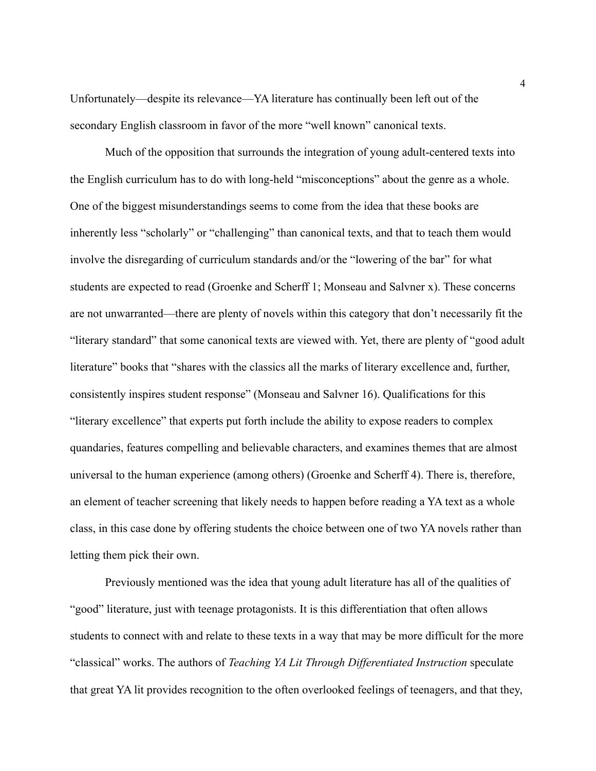Unfortunately—despite its relevance—YA literature has continually been left out of the secondary English classroom in favor of the more "well known" canonical texts.

Much of the opposition that surrounds the integration of young adult-centered texts into the English curriculum has to do with long-held "misconceptions" about the genre as a whole. One of the biggest misunderstandings seems to come from the idea that these books are inherently less "scholarly" or "challenging" than canonical texts, and that to teach them would involve the disregarding of curriculum standards and/or the "lowering of the bar" for what students are expected to read (Groenke and Scherff 1; Monseau and Salvner x). These concerns are not unwarranted—there are plenty of novels within this category that don't necessarily fit the "literary standard" that some canonical texts are viewed with. Yet, there are plenty of "good adult literature" books that "shares with the classics all the marks of literary excellence and, further, consistently inspires student response" (Monseau and Salvner 16). Qualifications for this "literary excellence" that experts put forth include the ability to expose readers to complex quandaries, features compelling and believable characters, and examines themes that are almost universal to the human experience (among others) (Groenke and Scherff 4). There is, therefore, an element of teacher screening that likely needs to happen before reading a YA text as a whole class, in this case done by offering students the choice between one of two YA novels rather than letting them pick their own.

Previously mentioned was the idea that young adult literature has all of the qualities of "good" literature, just with teenage protagonists. It is this differentiation that often allows students to connect with and relate to these texts in a way that may be more difficult for the more "classical" works. The authors of *Teaching YA Lit Through Differentiated Instruction* speculate that great YA lit provides recognition to the often overlooked feelings of teenagers, and that they,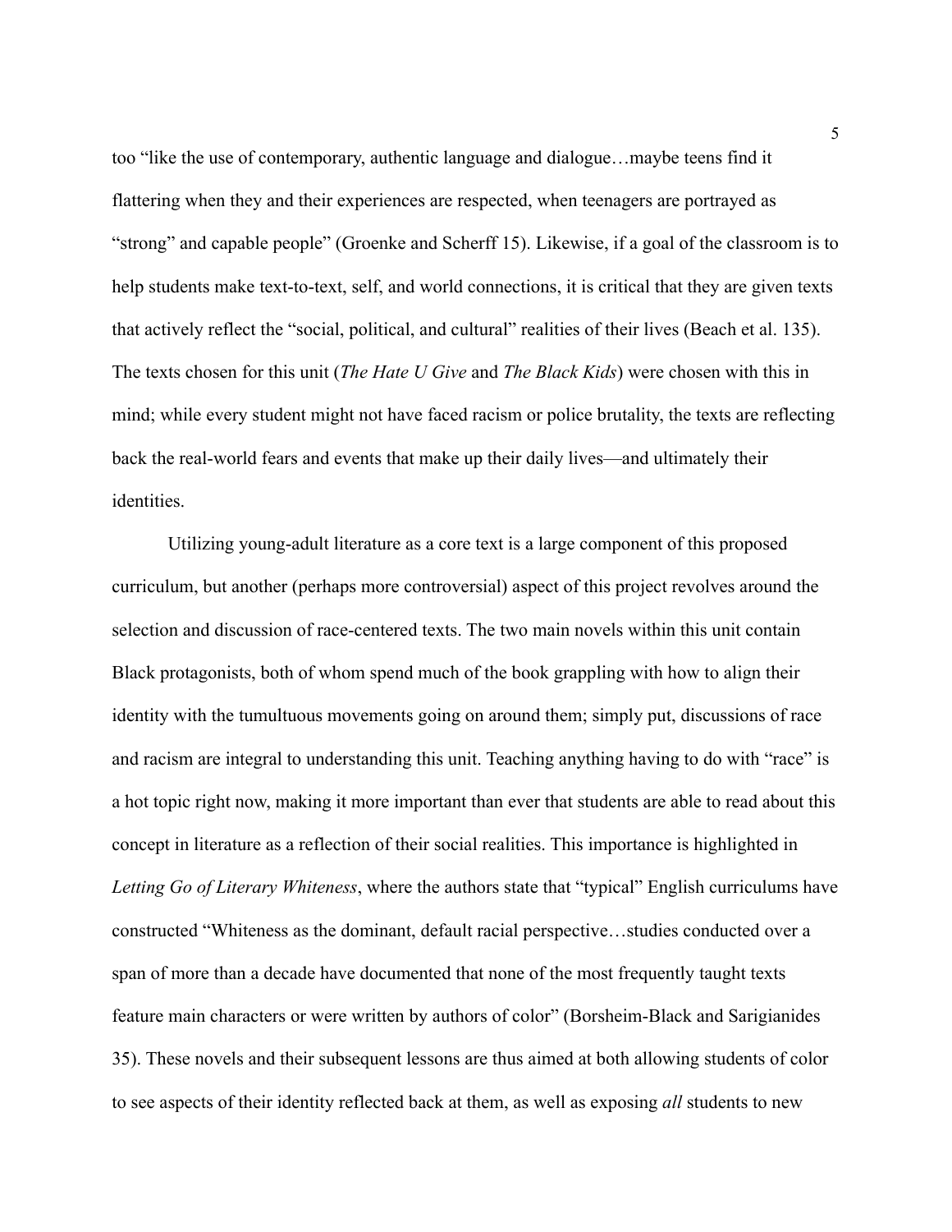too “like the use of contemporary, authentic language and dialogue…maybe teens find it flattering when they and their experiences are respected, when teenagers are portrayed as “strong” and capable people” (Groenke and Scherff 15). Likewise, if a goal of the classroom is to help students make text-to-text, self, and world connections, it is critical that they are given texts that actively reflect the “social, political, and cultural” realities of their lives (Beach et al. 135). The texts chosen for this unit (*The Hate U Give* and *The Black Kids*) were chosen with this in mind; while every student might not have faced racism or police brutality, the texts are reflecting back the real-world fears and events that make up their daily lives—and ultimately their identities.

Utilizing young-adult literature as a core text is a large component of this proposed curriculum, but another (perhaps more controversial) aspect of this project revolves around the selection and discussion of race-centered texts. The two main novels within this unit contain Black protagonists, both of whom spend much of the book grappling with how to align their identity with the tumultuous movements going on around them; simply put, discussions of race and racism are integral to understanding this unit. Teaching anything having to do with “race” is a hot topic right now, making it more important than ever that students are able to read about this concept in literature as a reflection of their social realities. This importance is highlighted in *Letting Go of Literary Whiteness*, where the authors state that “typical” English curriculums have constructed “Whiteness as the dominant, default racial perspective…studies conducted over a span of more than a decade have documented that none of the most frequently taught texts feature main characters or were written by authors of color” (Borsheim-Black and Sarigianides 35). These novels and their subsequent lessons are thus aimed at both allowing students of color to see aspects of their identity reflected back at them, as well as exposing *all* students to new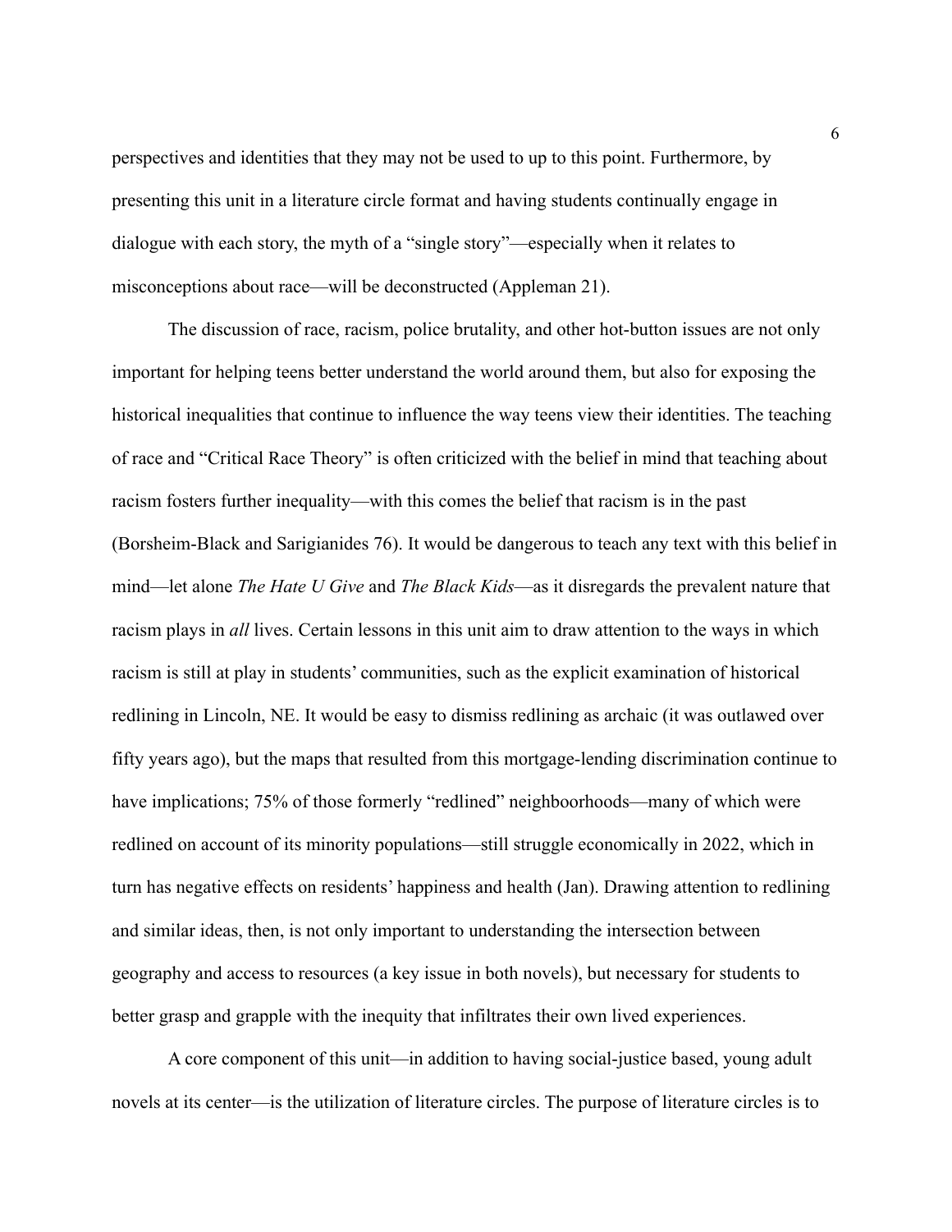perspectives and identities that they may not be used to up to this point. Furthermore, by presenting this unit in a literature circle format and having students continually engage in dialogue with each story, the myth of a "single story"—especially when it relates to misconceptions about race—will be deconstructed (Appleman 21).

The discussion of race, racism, police brutality, and other hot-button issues are not only important for helping teens better understand the world around them, but also for exposing the historical inequalities that continue to influence the way teens view their identities. The teaching of race and "Critical Race Theory" is often criticized with the belief in mind that teaching about racism fosters further inequality—with this comes the belief that racism is in the past (Borsheim-Black and Sarigianides 76). It would be dangerous to teach any text with this belief in mind—let alone *The Hate U Give* and *The Black Kids*—as it disregards the prevalent nature that racism plays in *all* lives. Certain lessons in this unit aim to draw attention to the ways in which racism is still at play in students' communities, such as the explicit examination of historical redlining in Lincoln, NE. It would be easy to dismiss redlining as archaic (it was outlawed over fifty years ago), but the maps that resulted from this mortgage-lending discrimination continue to have implications; 75% of those formerly "redlined" neighboorhoods—many of which were redlined on account of its minority populations—still struggle economically in 2022, which in turn has negative effects on residents' happiness and health (Jan). Drawing attention to redlining and similar ideas, then, is not only important to understanding the intersection between geography and access to resources (a key issue in both novels), but necessary for students to better grasp and grapple with the inequity that infiltrates their own lived experiences.

A core component of this unit—in addition to having social-justice based, young adult novels at its center—is the utilization of literature circles. The purpose of literature circles is to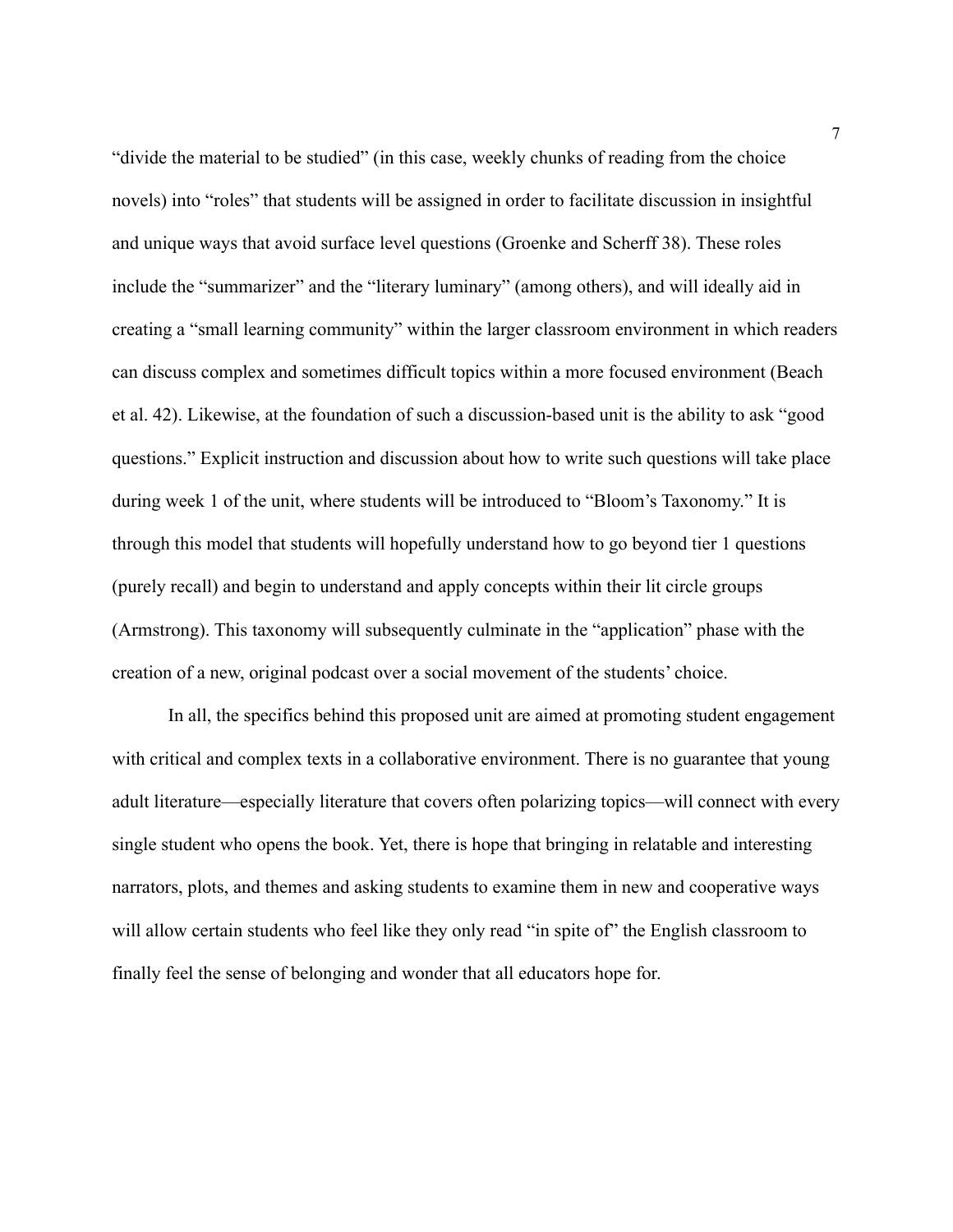"divide the material to be studied" (in this case, weekly chunks of reading from the choice novels) into "roles" that students will be assigned in order to facilitate discussion in insightful and unique ways that avoid surface level questions (Groenke and Scherff 38). These roles include the "summarizer" and the "literary luminary" (among others), and will ideally aid in creating a "small learning community" within the larger classroom environment in which readers can discuss complex and sometimes difficult topics within a more focused environment (Beach et al. 42). Likewise, at the foundation of such a discussion-based unit is the ability to ask "good questions." Explicit instruction and discussion about how to write such questions will take place during week 1 of the unit, where students will be introduced to "Bloom's Taxonomy." It is through this model that students will hopefully understand how to go beyond tier 1 questions (purely recall) and begin to understand and apply concepts within their lit circle groups (Armstrong). This taxonomy will subsequently culminate in the "application" phase with the creation of a new, original podcast over a social movement of the students' choice.

In all, the specifics behind this proposed unit are aimed at promoting student engagement with critical and complex texts in a collaborative environment. There is no guarantee that young adult literature—especially literature that covers often polarizing topics—will connect with every single student who opens the book. Yet, there is hope that bringing in relatable and interesting narrators, plots, and themes and asking students to examine them in new and cooperative ways will allow certain students who feel like they only read "in spite of" the English classroom to finally feel the sense of belonging and wonder that all educators hope for.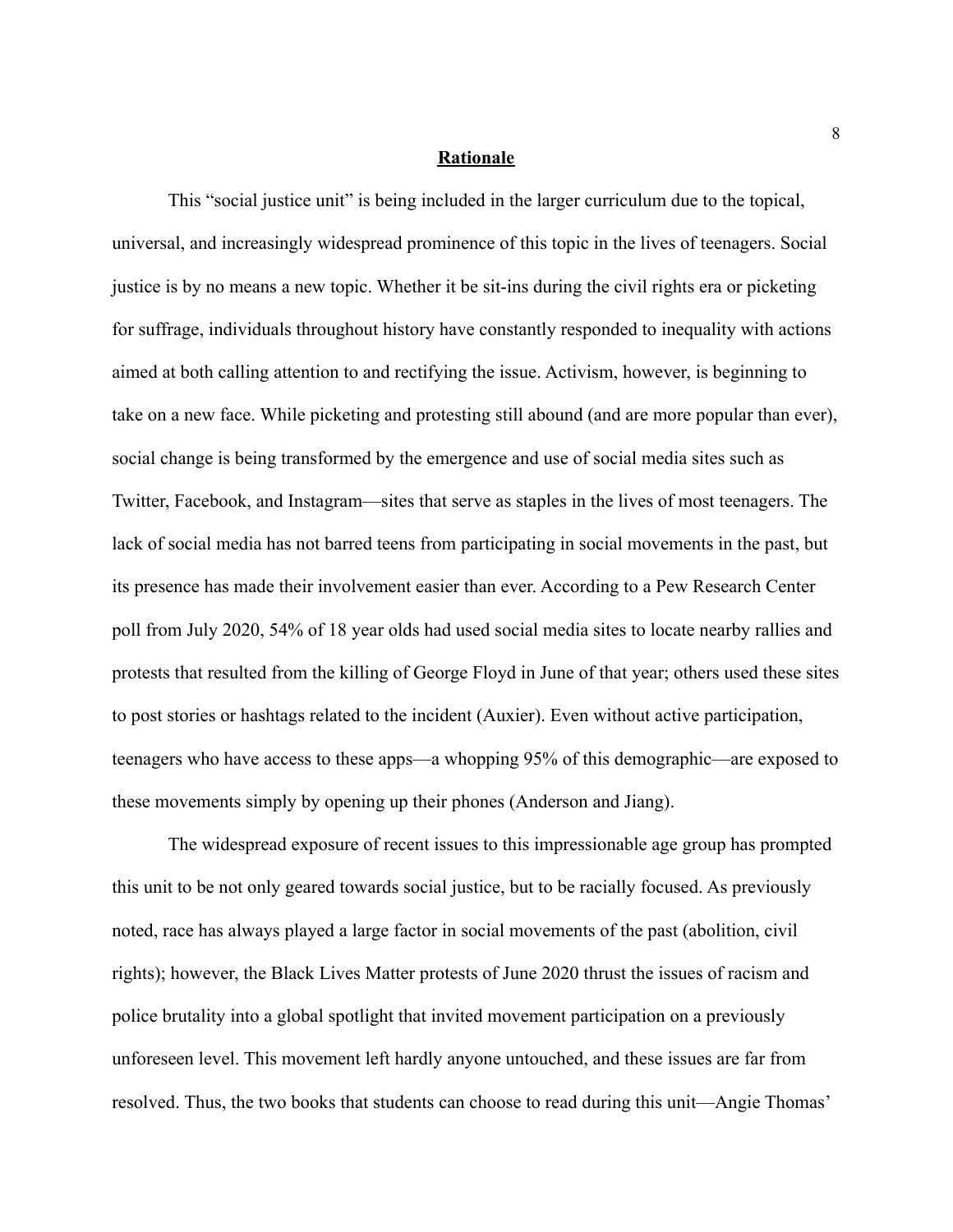## **Rationale**

This "social justice unit" is being included in the larger curriculum due to the topical, universal, and increasingly widespread prominence of this topic in the lives of teenagers. Social justice is by no means a new topic. Whether it be sit-ins during the civil rights era or picketing for suffrage, individuals throughout history have constantly responded to inequality with actions aimed at both calling attention to and rectifying the issue. Activism, however, is beginning to take on a new face. While picketing and protesting still abound (and are more popular than ever), social change is being transformed by the emergence and use of social media sites such as Twitter, Facebook, and Instagram—sites that serve as staples in the lives of most teenagers. The lack of social media has not barred teens from participating in social movements in the past, but its presence has made their involvement easier than ever. According to a Pew Research Center poll from July 2020, 54% of 18 year olds had used social media sites to locate nearby rallies and protests that resulted from the killing of George Floyd in June of that year; others used these sites to post stories or hashtags related to the incident (Auxier). Even without active participation, teenagers who have access to these apps—a whopping 95% of this demographic—are exposed to these movements simply by opening up their phones (Anderson and Jiang).

The widespread exposure of recent issues to this impressionable age group has prompted this unit to be not only geared towards social justice, but to be racially focused. As previously noted, race has always played a large factor in social movements of the past (abolition, civil rights); however, the Black Lives Matter protests of June 2020 thrust the issues of racism and police brutality into a global spotlight that invited movement participation on a previously unforeseen level. This movement left hardly anyone untouched, and these issues are far from resolved. Thus, the two books that students can choose to read during this unit—Angie Thomas'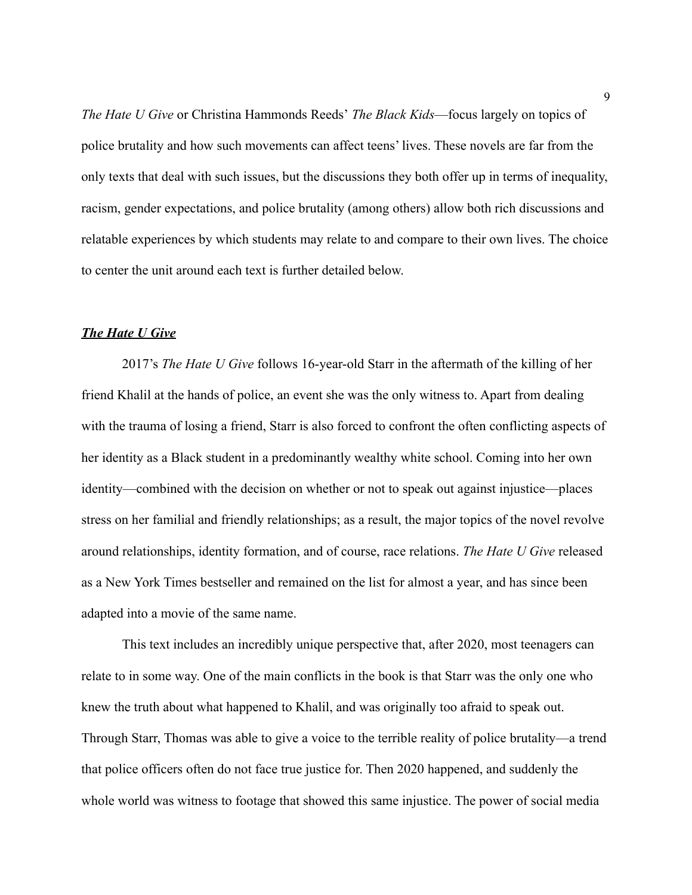*The Hate U Give* or Christina Hammonds Reeds' *The Black Kids*—focus largely on topics of police brutality and how such movements can affect teens' lives. These novels are far from the only texts that deal with such issues, but the discussions they both offer up in terms of inequality, racism, gender expectations, and police brutality (among others) allow both rich discussions and relatable experiences by which students may relate to and compare to their own lives. The choice to center the unit around each text is further detailed below.

### ***The Hate U Give***

2017's *The Hate U Give* follows 16-year-old Starr in the aftermath of the killing of her friend Khalil at the hands of police, an event she was the only witness to. Apart from dealing with the trauma of losing a friend, Starr is also forced to confront the often conflicting aspects of her identity as a Black student in a predominantly wealthy white school. Coming into her own identity—combined with the decision on whether or not to speak out against injustice—places stress on her familial and friendly relationships; as a result, the major topics of the novel revolve around relationships, identity formation, and of course, race relations. *The Hate U Give* released as a New York Times bestseller and remained on the list for almost a year, and has since been adapted into a movie of the same name.

This text includes an incredibly unique perspective that, after 2020, most teenagers can relate to in some way. One of the main conflicts in the book is that Starr was the only one who knew the truth about what happened to Khalil, and was originally too afraid to speak out. Through Starr, Thomas was able to give a voice to the terrible reality of police brutality—a trend that police officers often do not face true justice for. Then 2020 happened, and suddenly the whole world was witness to footage that showed this same injustice. The power of social media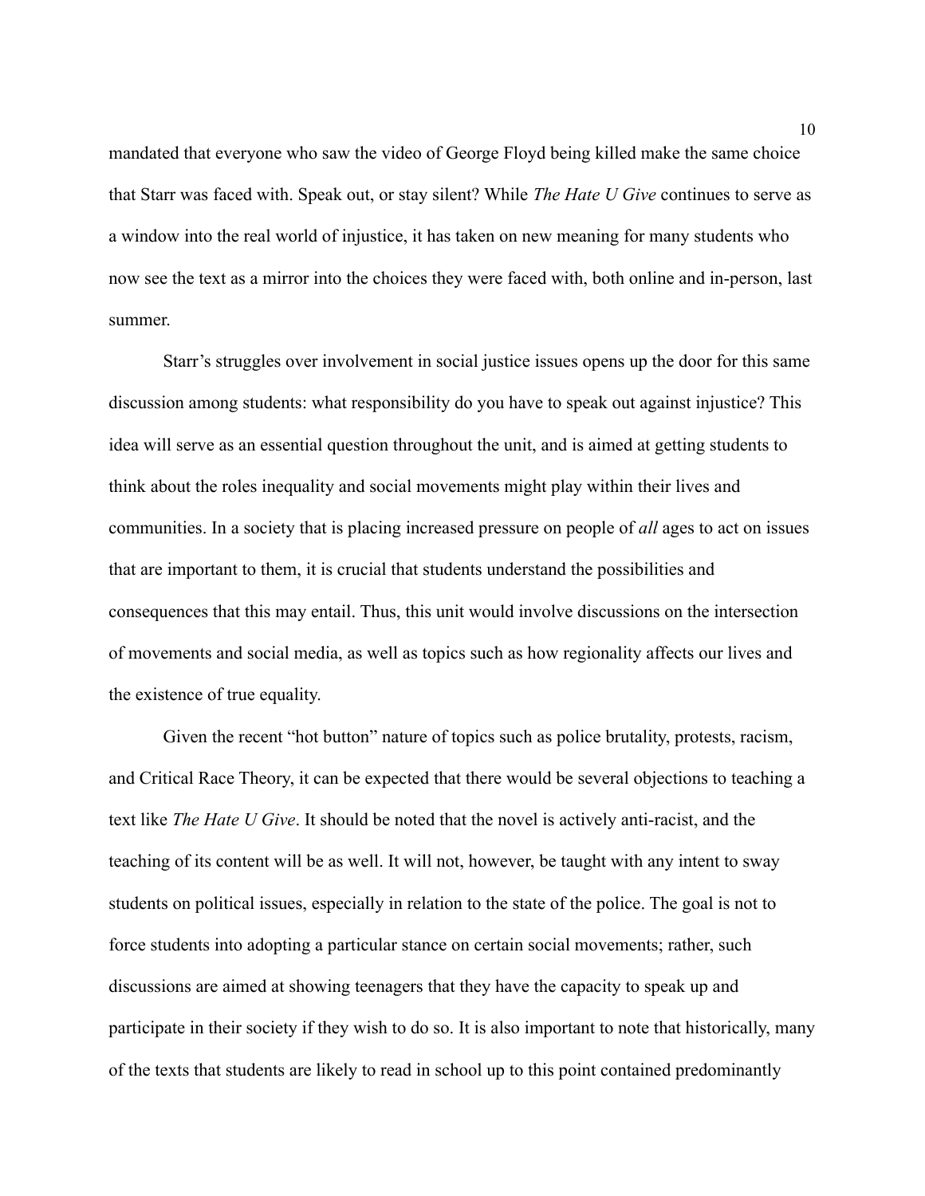mandated that everyone who saw the video of George Floyd being killed make the same choice that Starr was faced with. Speak out, or stay silent? While *The Hate U Give* continues to serve as a window into the real world of injustice, it has taken on new meaning for many students who now see the text as a mirror into the choices they were faced with, both online and in-person, last summer.

Starr's struggles over involvement in social justice issues opens up the door for this same discussion among students: what responsibility do you have to speak out against injustice? This idea will serve as an essential question throughout the unit, and is aimed at getting students to think about the roles inequality and social movements might play within their lives and communities. In a society that is placing increased pressure on people of *all* ages to act on issues that are important to them, it is crucial that students understand the possibilities and consequences that this may entail. Thus, this unit would involve discussions on the intersection of movements and social media, as well as topics such as how regionality affects our lives and the existence of true equality.

Given the recent "hot button" nature of topics such as police brutality, protests, racism, and Critical Race Theory, it can be expected that there would be several objections to teaching a text like *The Hate U Give*. It should be noted that the novel is actively anti-racist, and the teaching of its content will be as well. It will not, however, be taught with any intent to sway students on political issues, especially in relation to the state of the police. The goal is not to force students into adopting a particular stance on certain social movements; rather, such discussions are aimed at showing teenagers that they have the capacity to speak up and participate in their society if they wish to do so. It is also important to note that historically, many of the texts that students are likely to read in school up to this point contained predominantly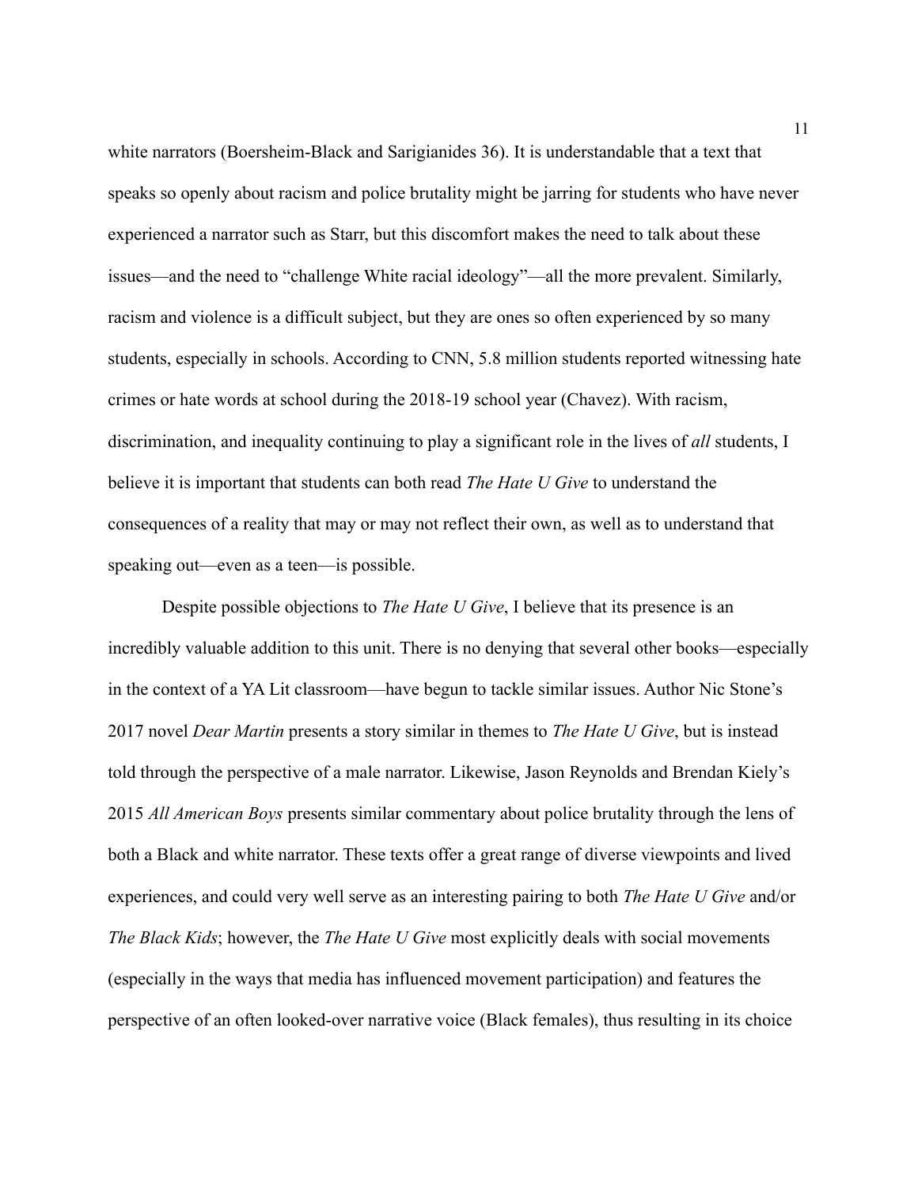white narrators (Boersheim-Black and Sarigianides 36). It is understandable that a text that speaks so openly about racism and police brutality might be jarring for students who have never experienced a narrator such as Starr, but this discomfort makes the need to talk about these issues—and the need to "challenge White racial ideology"—all the more prevalent. Similarly, racism and violence is a difficult subject, but they are ones so often experienced by so many students, especially in schools. According to CNN, 5.8 million students reported witnessing hate crimes or hate words at school during the 2018-19 school year (Chavez). With racism, discrimination, and inequality continuing to play a significant role in the lives of *all* students, I believe it is important that students can both read *The Hate U Give* to understand the consequences of a reality that may or may not reflect their own, as well as to understand that speaking out—even as a teen—is possible.

Despite possible objections to *The Hate U Give*, I believe that its presence is an incredibly valuable addition to this unit. There is no denying that several other books—especially in the context of a YA Lit classroom—have begun to tackle similar issues. Author Nic Stone's 2017 novel *Dear Martin* presents a story similar in themes to *The Hate U Give*, but is instead told through the perspective of a male narrator. Likewise, Jason Reynolds and Brendan Kiely's 2015 *All American Boys* presents similar commentary about police brutality through the lens of both a Black and white narrator. These texts offer a great range of diverse viewpoints and lived experiences, and could very well serve as an interesting pairing to both *The Hate U Give* and/or *The Black Kids*; however, the *The Hate U Give* most explicitly deals with social movements (especially in the ways that media has influenced movement participation) and features the perspective of an often looked-over narrative voice (Black females), thus resulting in its choice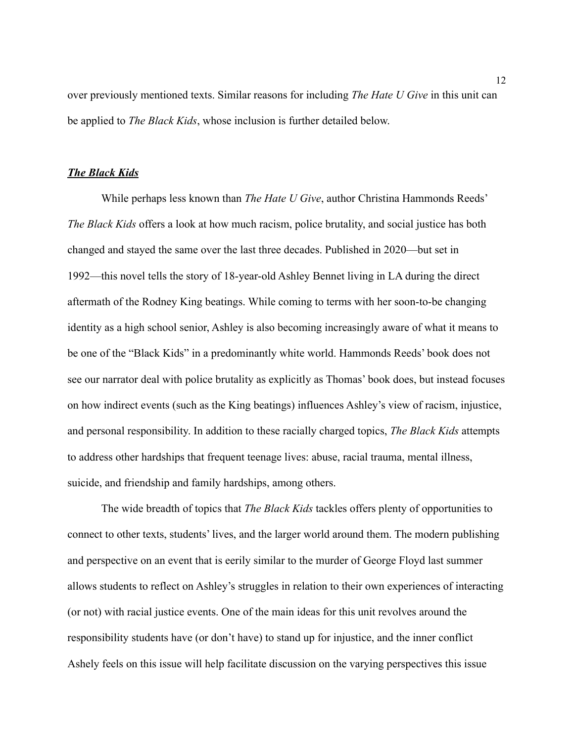over previously mentioned texts. Similar reasons for including *The Hate U Give* in this unit can be applied to *The Black Kids*, whose inclusion is further detailed below.

***The Black Kids***

While perhaps less known than *The Hate U Give*, author Christina Hammonds Reeds' *The Black Kids* offers a look at how much racism, police brutality, and social justice has both changed and stayed the same over the last three decades. Published in 2020—but set in 1992—this novel tells the story of 18-year-old Ashley Bennet living in LA during the direct aftermath of the Rodney King beatings. While coming to terms with her soon-to-be changing identity as a high school senior, Ashley is also becoming increasingly aware of what it means to be one of the "Black Kids" in a predominantly white world. Hammonds Reeds' book does not see our narrator deal with police brutality as explicitly as Thomas' book does, but instead focuses on how indirect events (such as the King beatings) influences Ashley's view of racism, injustice, and personal responsibility. In addition to these racially charged topics, *The Black Kids* attempts to address other hardships that frequent teenage lives: abuse, racial trauma, mental illness, suicide, and friendship and family hardships, among others.

The wide breadth of topics that *The Black Kids* tackles offers plenty of opportunities to connect to other texts, students' lives, and the larger world around them. The modern publishing and perspective on an event that is eerily similar to the murder of George Floyd last summer allows students to reflect on Ashley's struggles in relation to their own experiences of interacting (or not) with racial justice events. One of the main ideas for this unit revolves around the responsibility students have (or don't have) to stand up for injustice, and the inner conflict Ashely feels on this issue will help facilitate discussion on the varying perspectives this issue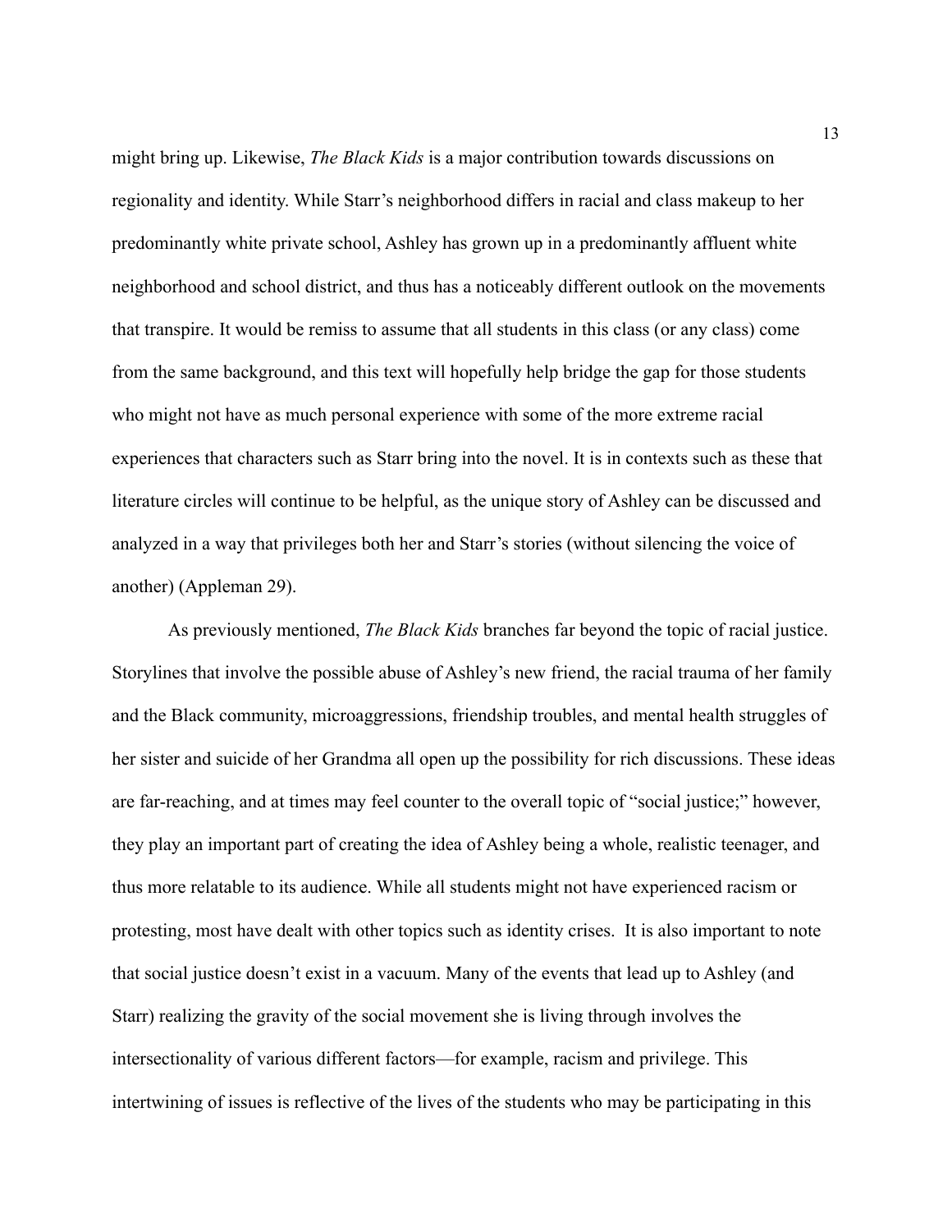might bring up. Likewise, *The Black Kids* is a major contribution towards discussions on regionality and identity. While Starr's neighborhood differs in racial and class makeup to her predominantly white private school, Ashley has grown up in a predominantly affluent white neighborhood and school district, and thus has a noticeably different outlook on the movements that transpire. It would be remiss to assume that all students in this class (or any class) come from the same background, and this text will hopefully help bridge the gap for those students who might not have as much personal experience with some of the more extreme racial experiences that characters such as Starr bring into the novel. It is in contexts such as these that literature circles will continue to be helpful, as the unique story of Ashley can be discussed and analyzed in a way that privileges both her and Starr's stories (without silencing the voice of another) (Appleman 29).

As previously mentioned, *The Black Kids* branches far beyond the topic of racial justice. Storylines that involve the possible abuse of Ashley's new friend, the racial trauma of her family and the Black community, microaggressions, friendship troubles, and mental health struggles of her sister and suicide of her Grandma all open up the possibility for rich discussions. These ideas are far-reaching, and at times may feel counter to the overall topic of "social justice;" however, they play an important part of creating the idea of Ashley being a whole, realistic teenager, and thus more relatable to its audience. While all students might not have experienced racism or protesting, most have dealt with other topics such as identity crises. It is also important to note that social justice doesn't exist in a vacuum. Many of the events that lead up to Ashley (and Starr) realizing the gravity of the social movement she is living through involves the intersectionality of various different factors—for example, racism and privilege. This intertwining of issues is reflective of the lives of the students who may be participating in this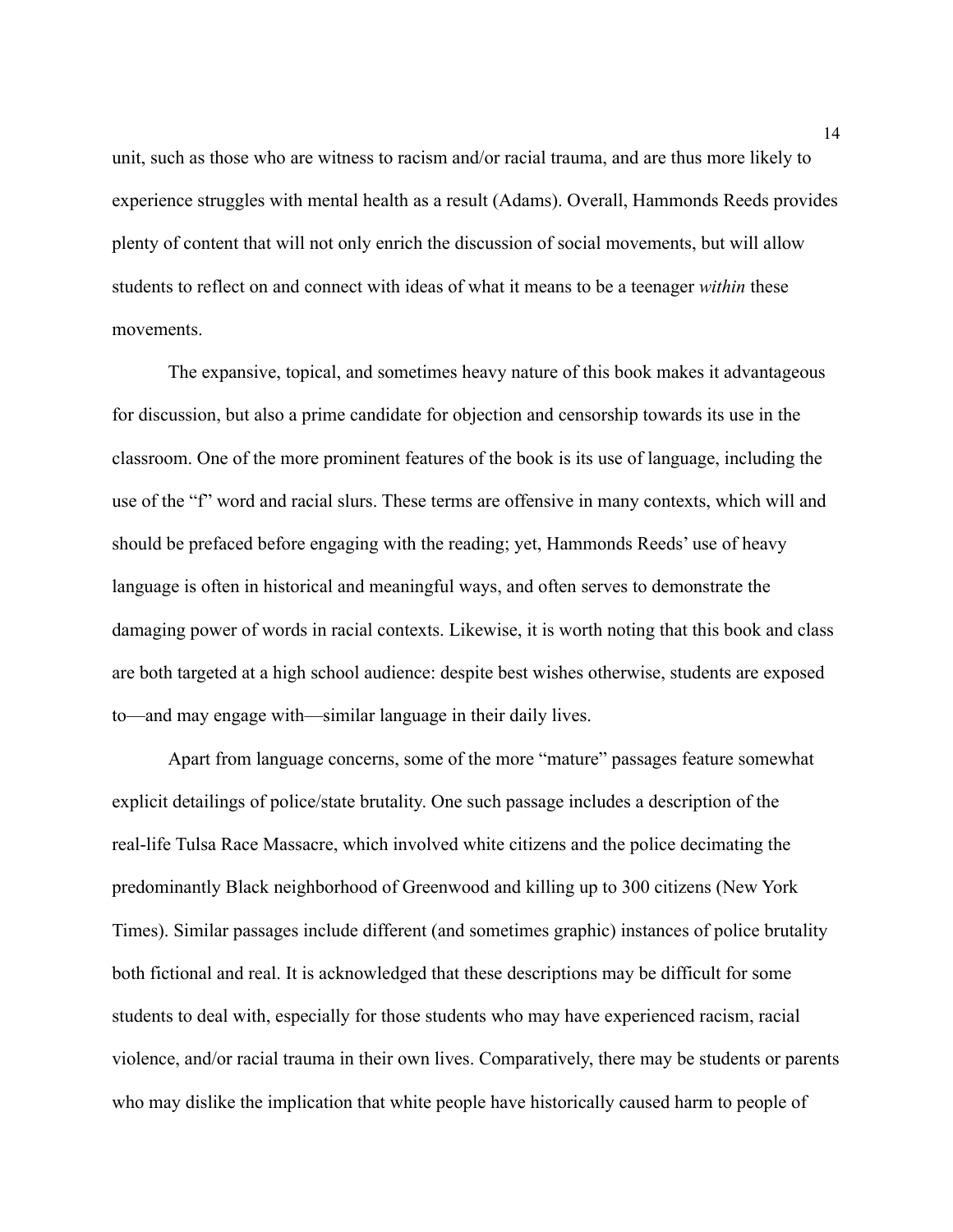unit, such as those who are witness to racism and/or racial trauma, and are thus more likely to experience struggles with mental health as a result (Adams). Overall, Hammonds Reeds provides plenty of content that will not only enrich the discussion of social movements, but will allow students to reflect on and connect with ideas of what it means to be a teenager *within* these movements.

The expansive, topical, and sometimes heavy nature of this book makes it advantageous for discussion, but also a prime candidate for objection and censorship towards its use in the classroom. One of the more prominent features of the book is its use of language, including the use of the "f" word and racial slurs. These terms are offensive in many contexts, which will and should be prefaced before engaging with the reading; yet, Hammonds Reeds' use of heavy language is often in historical and meaningful ways, and often serves to demonstrate the damaging power of words in racial contexts. Likewise, it is worth noting that this book and class are both targeted at a high school audience: despite best wishes otherwise, students are exposed to—and may engage with—similar language in their daily lives.

Apart from language concerns, some of the more "mature" passages feature somewhat explicit detailings of police/state brutality. One such passage includes a description of the real-life Tulsa Race Massacre, which involved white citizens and the police decimating the predominantly Black neighborhood of Greenwood and killing up to 300 citizens (New York Times). Similar passages include different (and sometimes graphic) instances of police brutality both fictional and real. It is acknowledged that these descriptions may be difficult for some students to deal with, especially for those students who may have experienced racism, racial violence, and/or racial trauma in their own lives. Comparatively, there may be students or parents who may dislike the implication that white people have historically caused harm to people of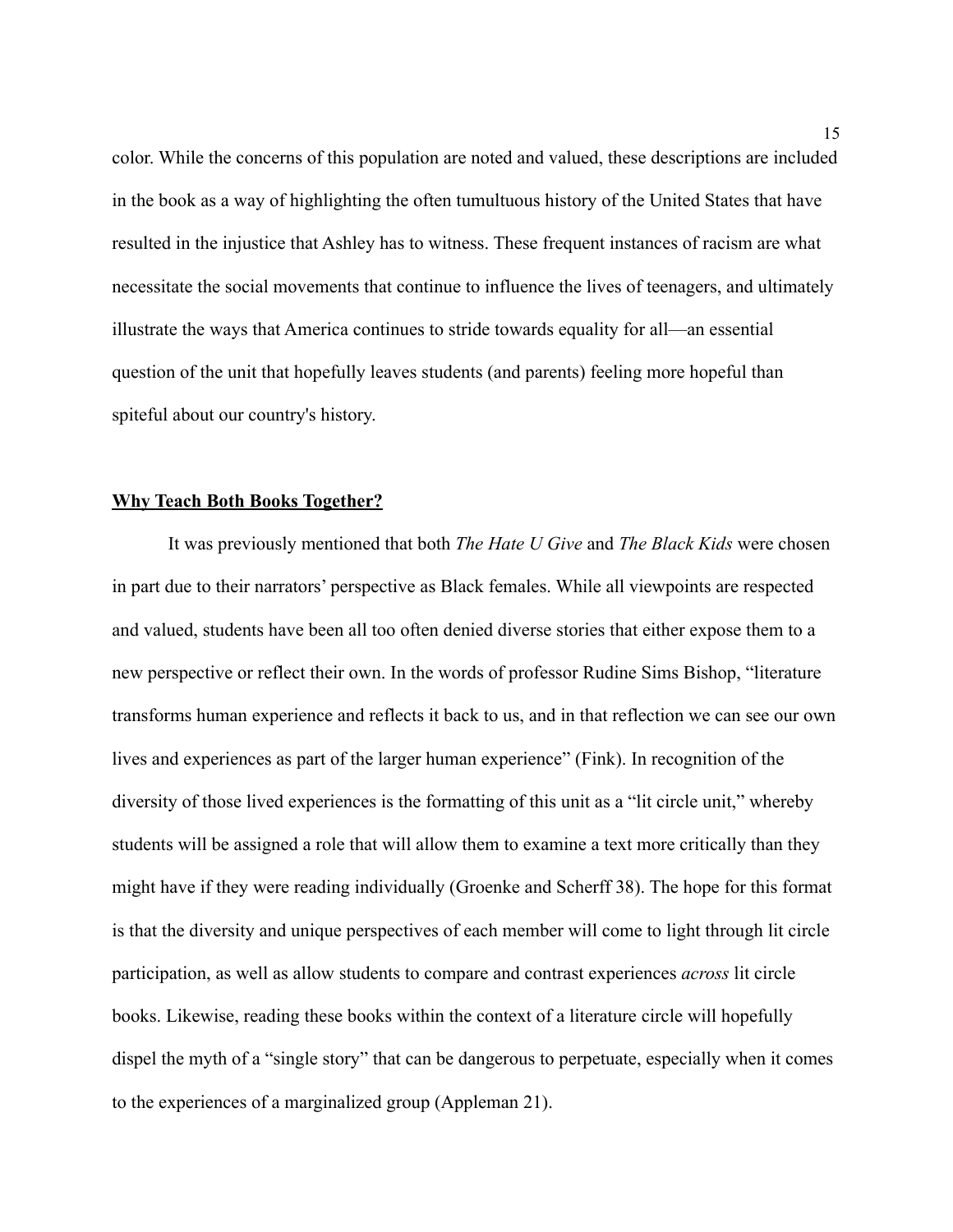color. While the concerns of this population are noted and valued, these descriptions are included in the book as a way of highlighting the often tumultuous history of the United States that have resulted in the injustice that Ashley has to witness. These frequent instances of racism are what necessitate the social movements that continue to influence the lives of teenagers, and ultimately illustrate the ways that America continues to stride towards equality for all—an essential question of the unit that hopefully leaves students (and parents) feeling more hopeful than spiteful about our country's history.

## **Why Teach Both Books Together?**

It was previously mentioned that both *The Hate U Give* and *The Black Kids* were chosen in part due to their narrators' perspective as Black females. While all viewpoints are respected and valued, students have been all too often denied diverse stories that either expose them to a new perspective or reflect their own. In the words of professor Rudine Sims Bishop, "literature transforms human experience and reflects it back to us, and in that reflection we can see our own lives and experiences as part of the larger human experience" (Fink). In recognition of the diversity of those lived experiences is the formatting of this unit as a "lit circle unit," whereby students will be assigned a role that will allow them to examine a text more critically than they might have if they were reading individually (Groenke and Scherff 38). The hope for this format is that the diversity and unique perspectives of each member will come to light through lit circle participation, as well as allow students to compare and contrast experiences *across* lit circle books. Likewise, reading these books within the context of a literature circle will hopefully dispel the myth of a "single story" that can be dangerous to perpetuate, especially when it comes to the experiences of a marginalized group (Appleman 21).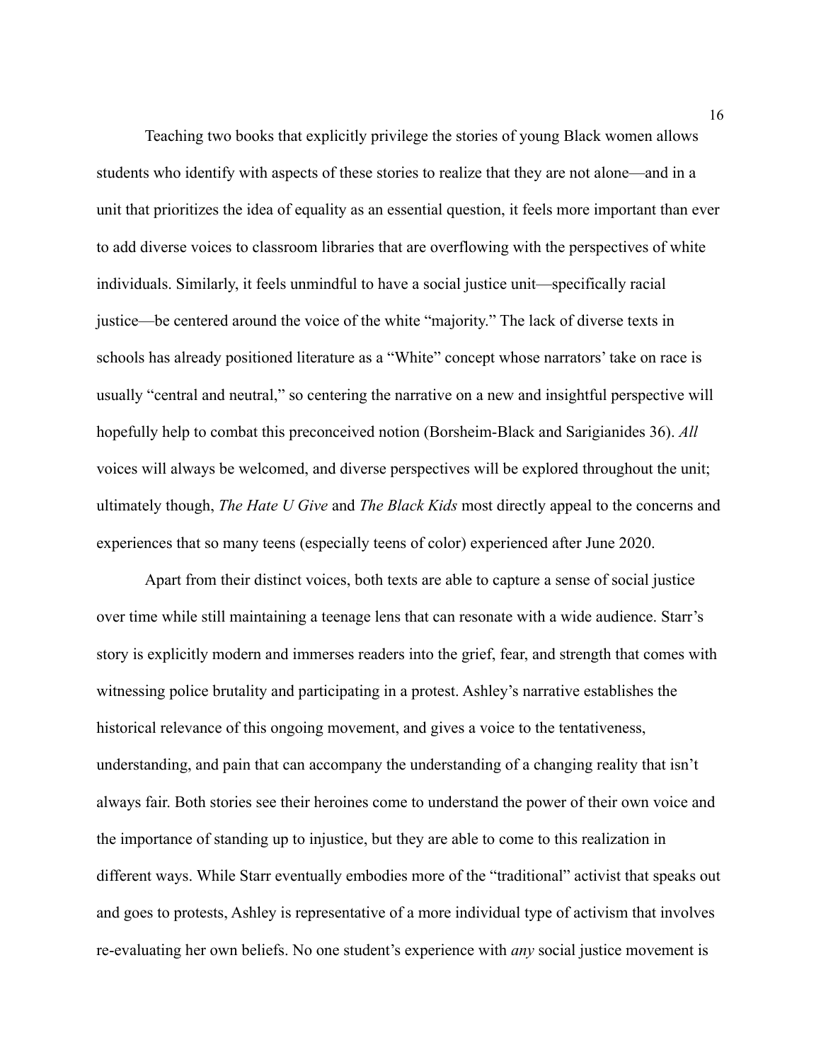Teaching two books that explicitly privilege the stories of young Black women allows students who identify with aspects of these stories to realize that they are not alone—and in a unit that prioritizes the idea of equality as an essential question, it feels more important than ever to add diverse voices to classroom libraries that are overflowing with the perspectives of white individuals. Similarly, it feels unmindful to have a social justice unit—specifically racial justice—be centered around the voice of the white "majority." The lack of diverse texts in schools has already positioned literature as a "White" concept whose narrators' take on race is usually "central and neutral," so centering the narrative on a new and insightful perspective will hopefully help to combat this preconceived notion (Borsheim-Black and Sarigianides 36). *All* voices will always be welcomed, and diverse perspectives will be explored throughout the unit; ultimately though, *The Hate U Give* and *The Black Kids* most directly appeal to the concerns and experiences that so many teens (especially teens of color) experienced after June 2020.

Apart from their distinct voices, both texts are able to capture a sense of social justice over time while still maintaining a teenage lens that can resonate with a wide audience. Starr's story is explicitly modern and immerses readers into the grief, fear, and strength that comes with witnessing police brutality and participating in a protest. Ashley's narrative establishes the historical relevance of this ongoing movement, and gives a voice to the tentativeness, understanding, and pain that can accompany the understanding of a changing reality that isn't always fair. Both stories see their heroines come to understand the power of their own voice and the importance of standing up to injustice, but they are able to come to this realization in different ways. While Starr eventually embodies more of the "traditional" activist that speaks out and goes to protests, Ashley is representative of a more individual type of activism that involves re-evaluating her own beliefs. No one student's experience with *any* social justice movement is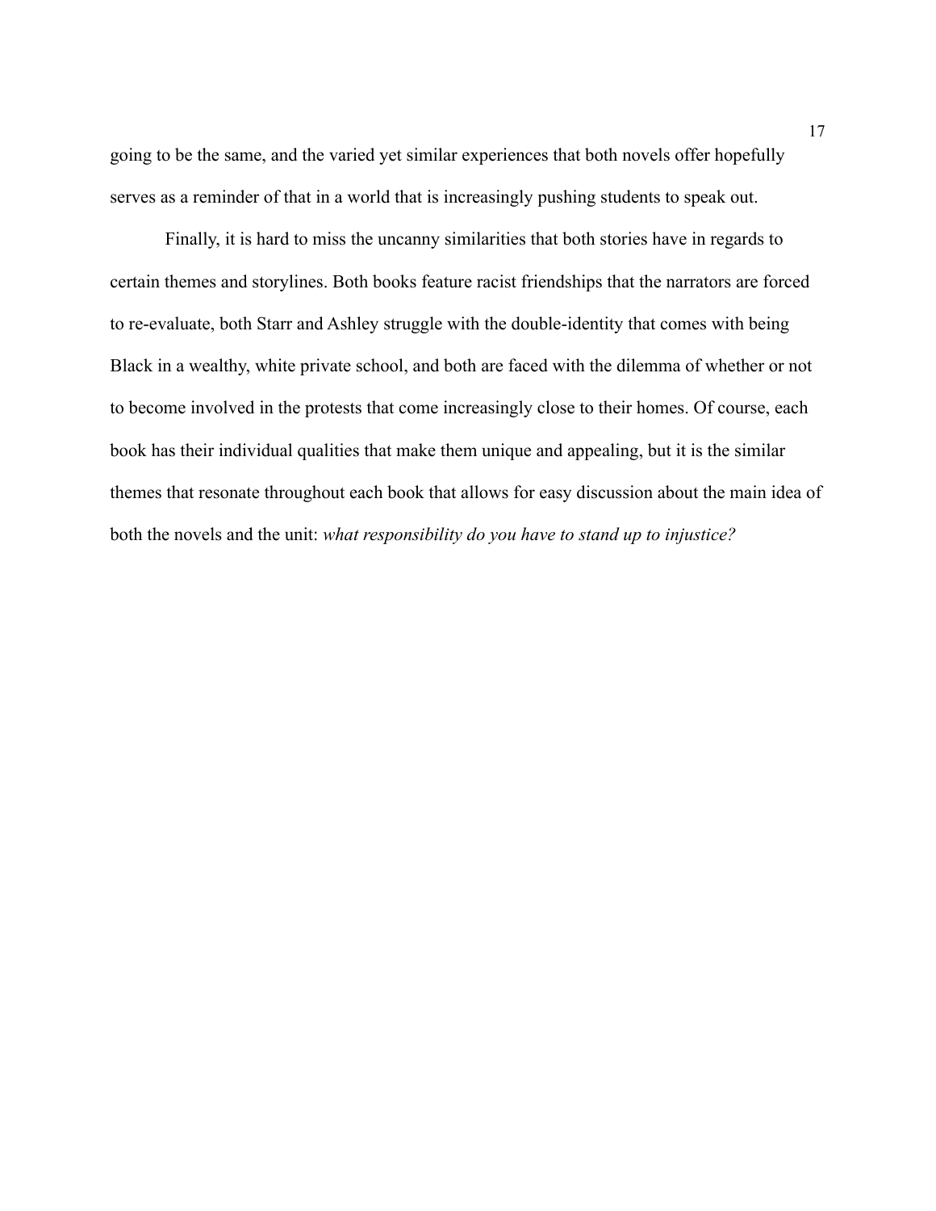going to be the same, and the varied yet similar experiences that both novels offer hopefully serves as a reminder of that in a world that is increasingly pushing students to speak out.

Finally, it is hard to miss the uncanny similarities that both stories have in regards to certain themes and storylines. Both books feature racist friendships that the narrators are forced to re-evaluate, both Starr and Ashley struggle with the double-identity that comes with being Black in a wealthy, white private school, and both are faced with the dilemma of whether or not to become involved in the protests that come increasingly close to their homes. Of course, each book has their individual qualities that make them unique and appealing, but it is the similar themes that resonate throughout each book that allows for easy discussion about the main idea of both the novels and the unit: *what responsibility do you have to stand up to injustice?*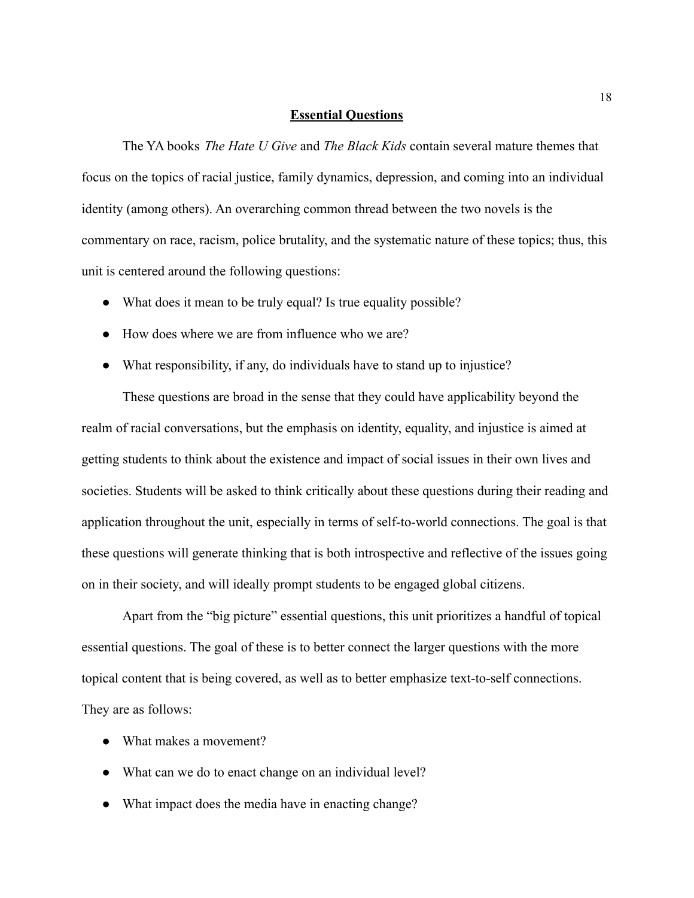## Essential Questions

The YA books *The Hate U Give* and *The Black Kids* contain several mature themes that focus on the topics of racial justice, family dynamics, depression, and coming into an individual identity (among others). An overarching common thread between the two novels is the commentary on race, racism, police brutality, and the systematic nature of these topics; thus, this unit is centered around the following questions:

- What does it mean to be truly equal? Is true equality possible?
- How does where we are from influence who we are?
- What responsibility, if any, do individuals have to stand up to injustice?

These questions are broad in the sense that they could have applicability beyond the realm of racial conversations, but the emphasis on identity, equality, and injustice is aimed at getting students to think about the existence and impact of social issues in their own lives and societies. Students will be asked to think critically about these questions during their reading and application throughout the unit, especially in terms of self-to-world connections. The goal is that these questions will generate thinking that is both introspective and reflective of the issues going on in their society, and will ideally prompt students to be engaged global citizens.

Apart from the "big picture" essential questions, this unit prioritizes a handful of topical essential questions. The goal of these is to better connect the larger questions with the more topical content that is being covered, as well as to better emphasize text-to-self connections. They are as follows:

- What makes a movement?
- What can we do to enact change on an individual level?
- What impact does the media have in enacting change?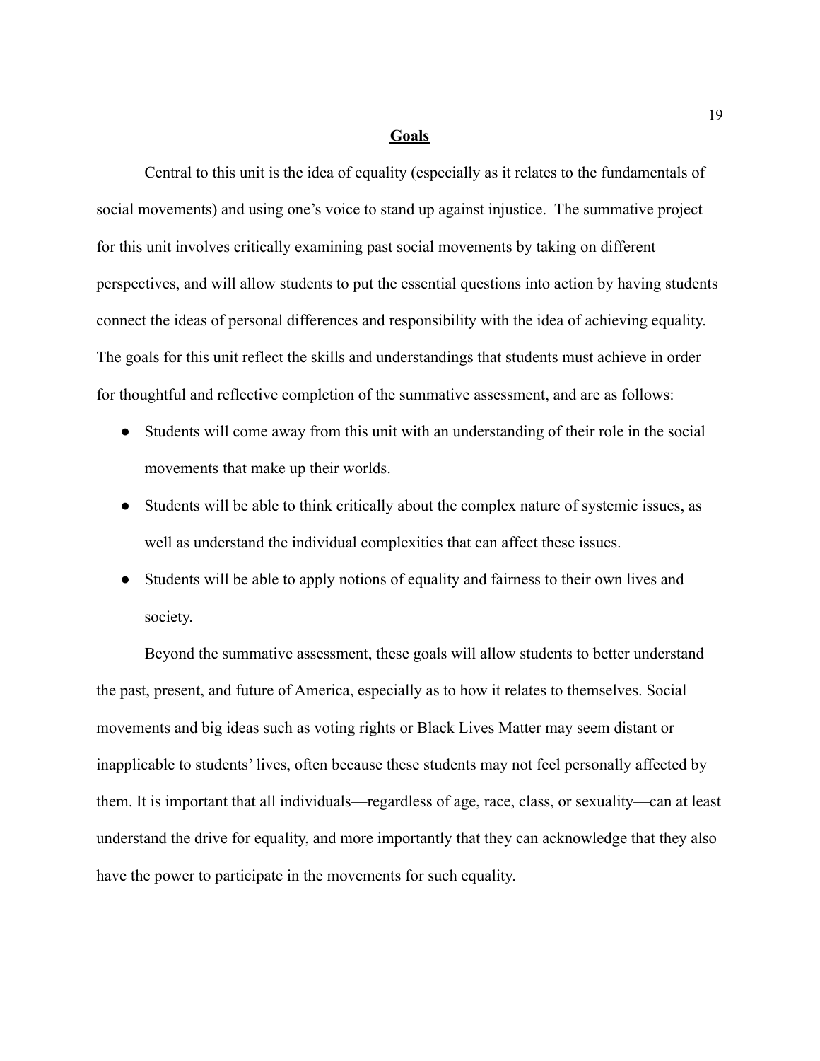## **Goals**

Central to this unit is the idea of equality (especially as it relates to the fundamentals of social movements) and using one's voice to stand up against injustice. The summative project for this unit involves critically examining past social movements by taking on different perspectives, and will allow students to put the essential questions into action by having students connect the ideas of personal differences and responsibility with the idea of achieving equality. The goals for this unit reflect the skills and understandings that students must achieve in order for thoughtful and reflective completion of the summative assessment, and are as follows:

- Students will come away from this unit with an understanding of their role in the social movements that make up their worlds.
- Students will be able to think critically about the complex nature of systemic issues, as well as understand the individual complexities that can affect these issues.
- Students will be able to apply notions of equality and fairness to their own lives and society.

Beyond the summative assessment, these goals will allow students to better understand the past, present, and future of America, especially as to how it relates to themselves. Social movements and big ideas such as voting rights or Black Lives Matter may seem distant or inapplicable to students' lives, often because these students may not feel personally affected by them. It is important that all individuals—regardless of age, race, class, or sexuality—can at least understand the drive for equality, and more importantly that they can acknowledge that they also have the power to participate in the movements for such equality.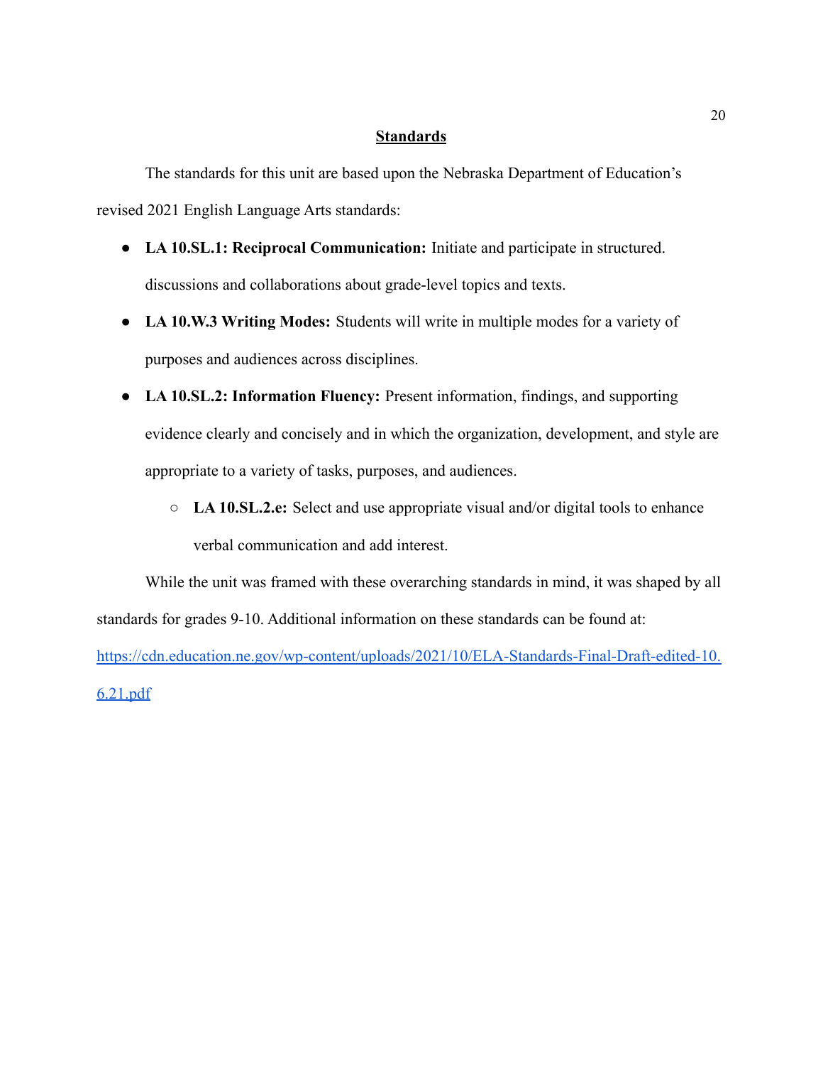## Standards

The standards for this unit are based upon the Nebraska Department of Education's revised 2021 English Language Arts standards:

- **LA 10.SL.1: Reciprocal Communication:** Initiate and participate in structured. discussions and collaborations about grade-level topics and texts.
- **LA 10.W.3 Writing Modes:** Students will write in multiple modes for a variety of purposes and audiences across disciplines.
- **LA 10.SL.2: Information Fluency:** Present information, findings, and supporting evidence clearly and concisely and in which the organization, development, and style are appropriate to a variety of tasks, purposes, and audiences.
    - **LA 10.SL.2.e:** Select and use appropriate visual and/or digital tools to enhance verbal communication and add interest.

While the unit was framed with these overarching standards in mind, it was shaped by all standards for grades 9-10. Additional information on these standards can be found at: https://cdn.education.ne.gov/wp-content/uploads/2021/10/ELA-Standards-Final-Draft-edited-10.6.21.pdf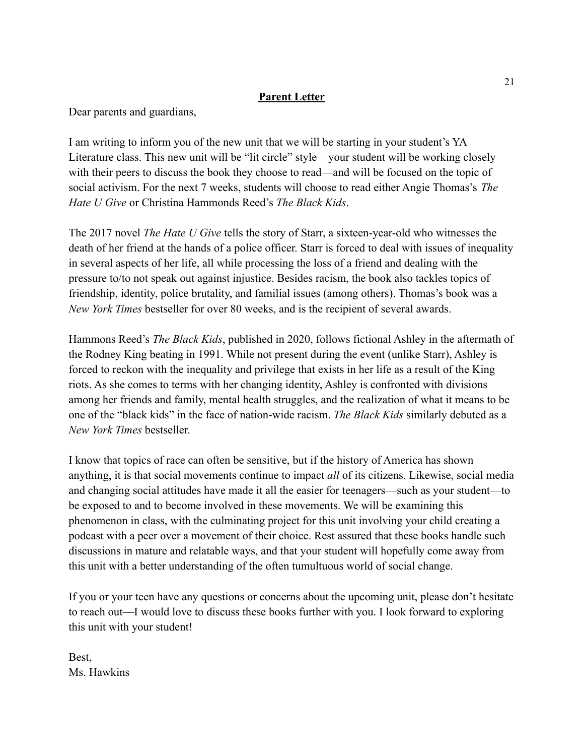**Parent Letter**

Dear parents and guardians,

I am writing to inform you of the new unit that we will be starting in your student's YA Literature class. This new unit will be "lit circle" style—your student will be working closely with their peers to discuss the book they choose to read—and will be focused on the topic of social activism. For the next 7 weeks, students will choose to read either Angie Thomas's *The Hate U Give* or Christina Hammonds Reed's *The Black Kids*.

The 2017 novel *The Hate U Give* tells the story of Starr, a sixteen-year-old who witnesses the death of her friend at the hands of a police officer. Starr is forced to deal with issues of inequality in several aspects of her life, all while processing the loss of a friend and dealing with the pressure to/to not speak out against injustice. Besides racism, the book also tackles topics of friendship, identity, police brutality, and familial issues (among others). Thomas's book was a *New York Times* bestseller for over 80 weeks, and is the recipient of several awards.

Hammons Reed's *The Black Kids*, published in 2020, follows fictional Ashley in the aftermath of the Rodney King beating in 1991. While not present during the event (unlike Starr), Ashley is forced to reckon with the inequality and privilege that exists in her life as a result of the King riots. As she comes to terms with her changing identity, Ashley is confronted with divisions among her friends and family, mental health struggles, and the realization of what it means to be one of the "black kids" in the face of nation-wide racism. *The Black Kids* similarly debuted as a *New York Times* bestseller.

I know that topics of race can often be sensitive, but if the history of America has shown anything, it is that social movements continue to impact *all* of its citizens. Likewise, social media and changing social attitudes have made it all the easier for teenagers—such as your student—to be exposed to and to become involved in these movements. We will be examining this phenomenon in class, with the culminating project for this unit involving your child creating a podcast with a peer over a movement of their choice. Rest assured that these books handle such discussions in mature and relatable ways, and that your student will hopefully come away from this unit with a better understanding of the often tumultuous world of social change.

If you or your teen have any questions or concerns about the upcoming unit, please don't hesitate to reach out—I would love to discuss these books further with you. I look forward to exploring this unit with your student!

Best,
Ms. Hawkins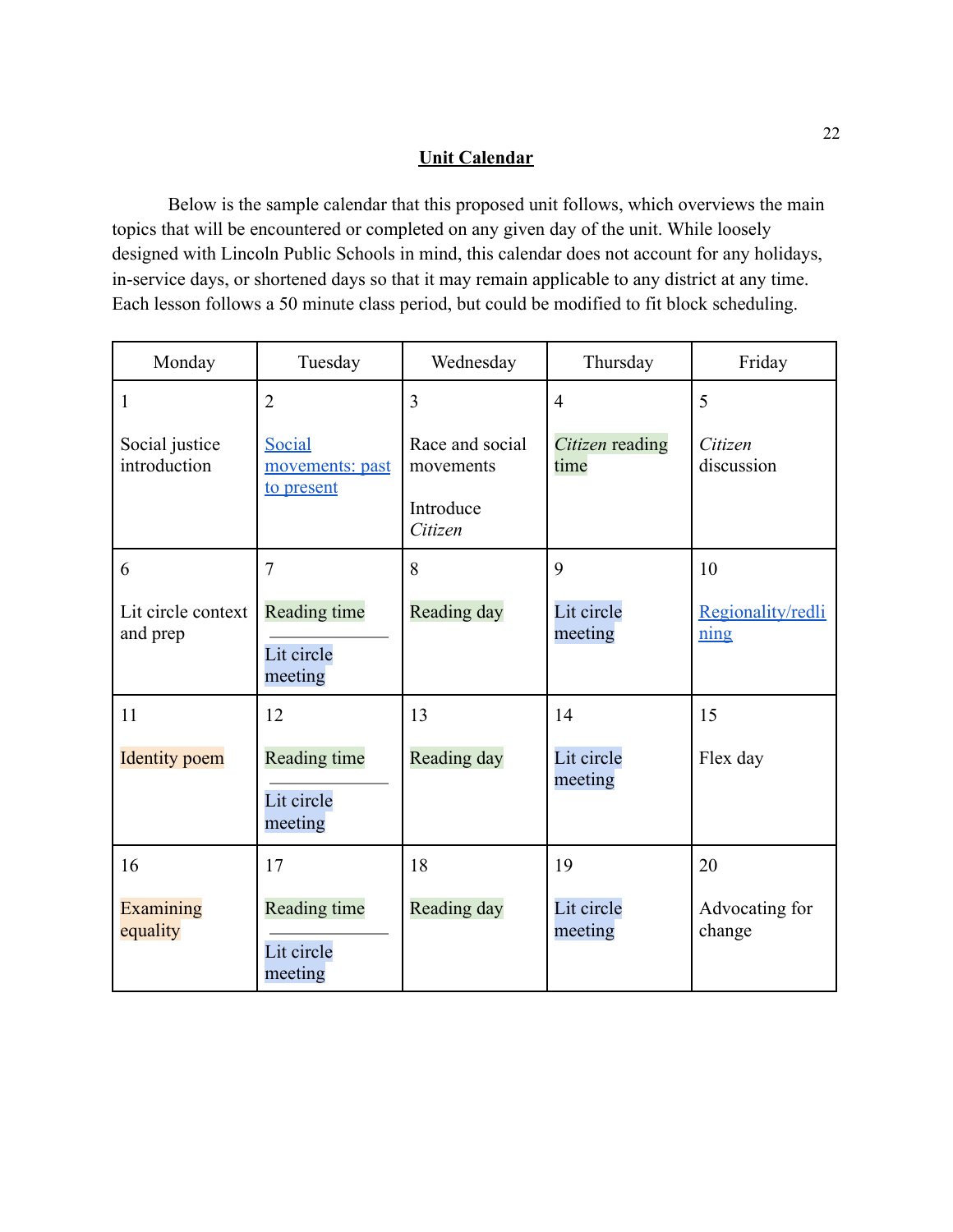# Unit Calendar

Below is the sample calendar that this proposed unit follows, which overviews the main topics that will be encountered or completed on any given day of the unit. While loosely designed with Lincoln Public Schools in mind, this calendar does not account for any holidays, in-service days, or shortened days so that it may remain applicable to any district at any time. Each lesson follows a 50 minute class period, but could be modified to fit block scheduling.

| Monday | Tuesday | Wednesday | Thursday | Friday |
|---|---|---|---|---|
| 1<br><br>Social justice introduction | 2<br><br>Social movements: past to present | 3<br><br>Race and social movements<br><br>Introduce *Citizen* | 4<br><br>*Citizen* reading time | 5<br><br>*Citizen* discussion |
| 6<br><br>Lit circle context and prep | 7<br><br>Reading time<br>———<br>Lit circle meeting | 8<br><br>Reading day | 9<br><br>Lit circle meeting | 10<br><br>Regionality/redlining |
| 11<br><br>Identity poem | 12<br><br>Reading time<br>———<br>Lit circle meeting | 13<br><br>Reading day | 14<br><br>Lit circle meeting | 15<br><br>Flex day |
| 16<br><br>Examining equality | 17<br><br>Reading time<br>———<br>Lit circle meeting | 18<br><br>Reading day | 19<br><br>Lit circle meeting | 20<br><br>Advocating for change |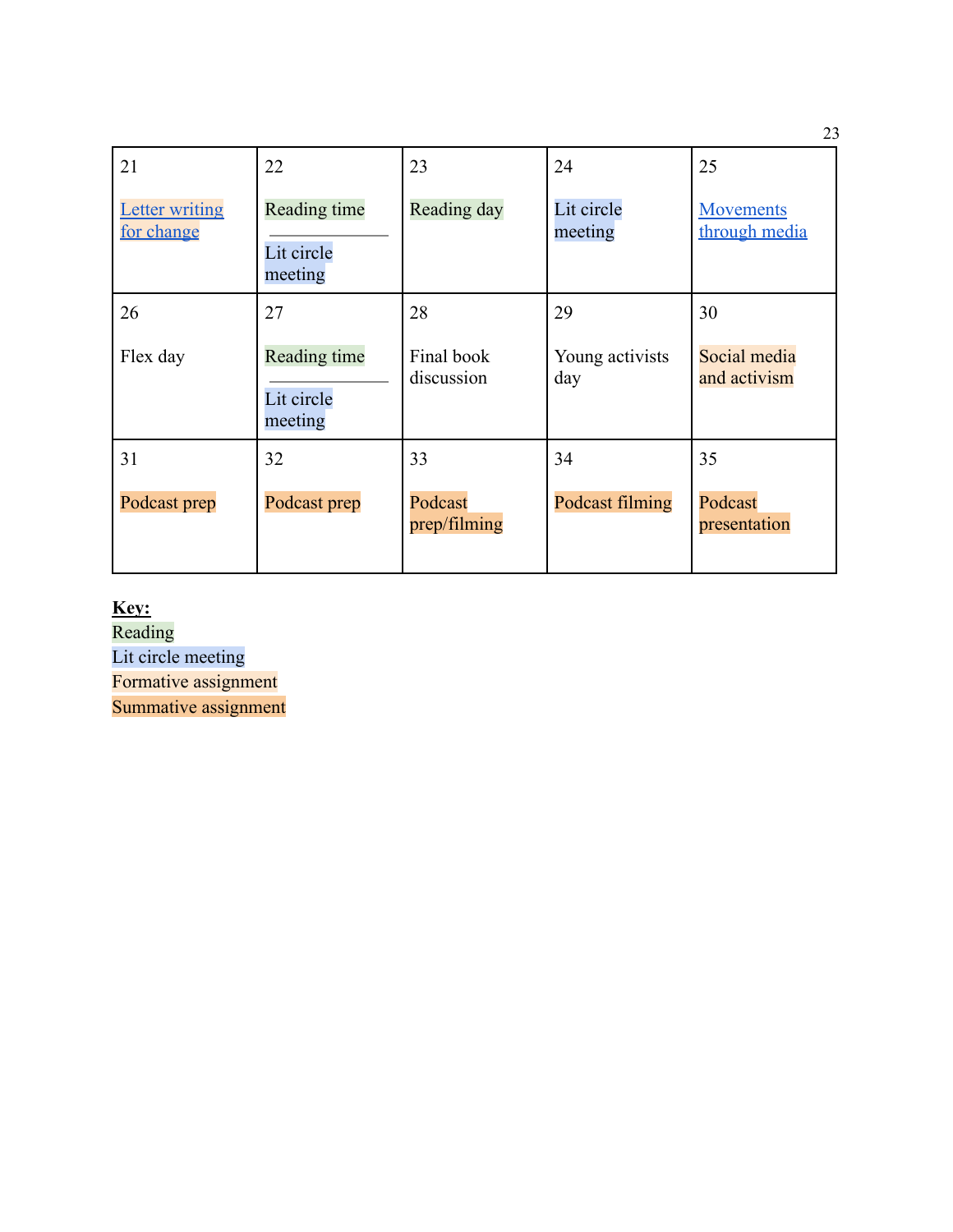| 21<br><br>Letter writing for change | 22<br><br>Reading time<br>———<br>Lit circle meeting | 23<br><br>Reading day | 24<br><br>Lit circle meeting | 25<br><br>Movements through media |
|---|---|---|---|---|
| 26<br><br>Flex day | 27<br><br>Reading time<br>———<br>Lit circle meeting | 28<br><br>Final book discussion | 29<br><br>Young activists day | 30<br><br>Social media and activism |
| 31<br><br>Podcast prep | 32<br><br>Podcast prep | 33<br><br>Podcast prep/filming | 34<br><br>Podcast filming | 35<br><br>Podcast presentation |

**Key:**

Reading
Lit circle meeting
Formative assignment
Summative assignment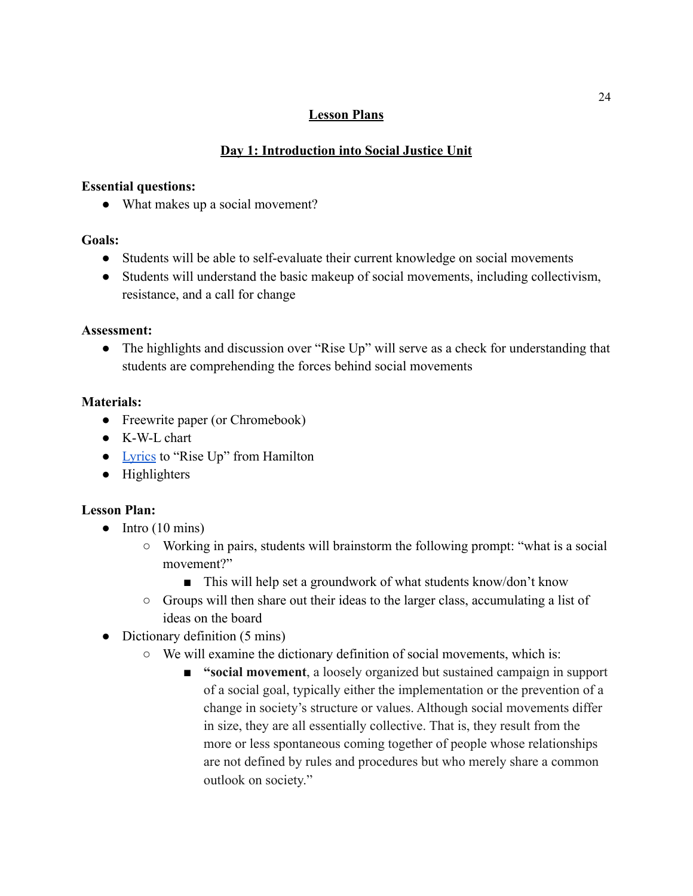# Lesson Plans

## Day 1: Introduction into Social Justice Unit

**Essential questions:**

- What makes up a social movement?

**Goals:**

- Students will be able to self-evaluate their current knowledge on social movements
- Students will understand the basic makeup of social movements, including collectivism, resistance, and a call for change

**Assessment:**

- The highlights and discussion over "Rise Up" will serve as a check for understanding that students are comprehending the forces behind social movements

**Materials:**

- Freewrite paper (or Chromebook)
- K-W-L chart
- Lyrics to "Rise Up" from Hamilton
- Highlighters

**Lesson Plan:**

- Intro (10 mins)
  - Working in pairs, students will brainstorm the following prompt: "what is a social movement?"
    - This will help set a groundwork of what students know/don't know
  - Groups will then share out their ideas to the larger class, accumulating a list of ideas on the board
- Dictionary definition (5 mins)
  - We will examine the dictionary definition of social movements, which is:
    - "**social movement**, a loosely organized but sustained campaign in support of a social goal, typically either the implementation or the prevention of a change in society's structure or values. Although social movements differ in size, they are all essentially collective. That is, they result from the more or less spontaneous coming together of people whose relationships are not defined by rules and procedures but who merely share a common outlook on society."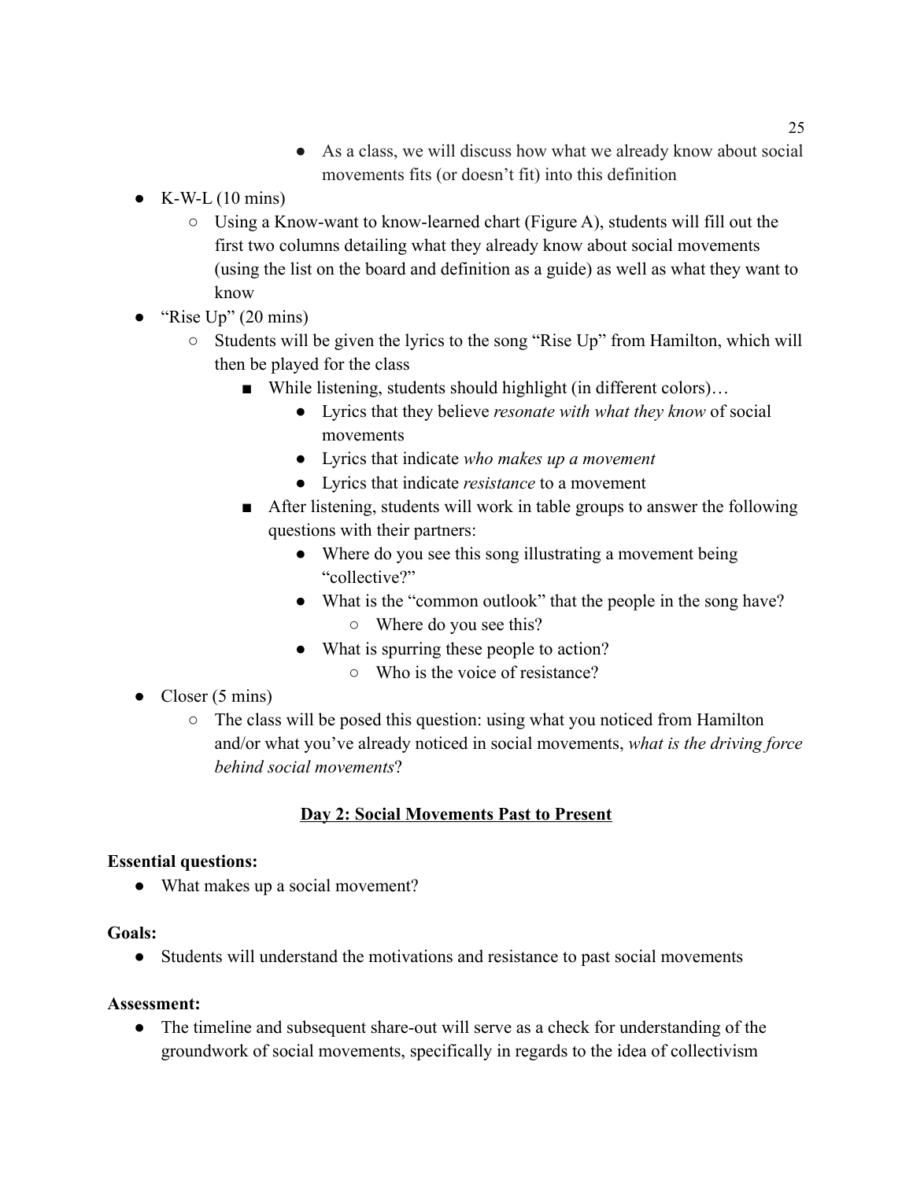- As a class, we will discuss how what we already know about social movements fits (or doesn't fit) into this definition
- K-W-L (10 mins)
    - Using a Know-want to know-learned chart (Figure A), students will fill out the first two columns detailing what they already know about social movements (using the list on the board and definition as a guide) as well as what they want to know
- "Rise Up" (20 mins)
    - Students will be given the lyrics to the song "Rise Up" from Hamilton, which will then be played for the class
        - While listening, students should highlight (in different colors)…
            - Lyrics that they believe *resonate with what they know* of social movements
            - Lyrics that indicate *who makes up a movement*
            - Lyrics that indicate *resistance* to a movement
        - After listening, students will work in table groups to answer the following questions with their partners:
            - Where do you see this song illustrating a movement being "collective?"
            - What is the "common outlook" that the people in the song have?
                - Where do you see this?
            - What is spurring these people to action?
                - Who is the voice of resistance?
- Closer (5 mins)
    - The class will be posed this question: using what you noticed from Hamilton and/or what you've already noticed in social movements, *what is the driving force behind social movements*?

## Day 2: Social Movements Past to Present

**Essential questions:**

- What makes up a social movement?

**Goals:**

- Students will understand the motivations and resistance to past social movements

**Assessment:**

- The timeline and subsequent share-out will serve as a check for understanding of the groundwork of social movements, specifically in regards to the idea of collectivism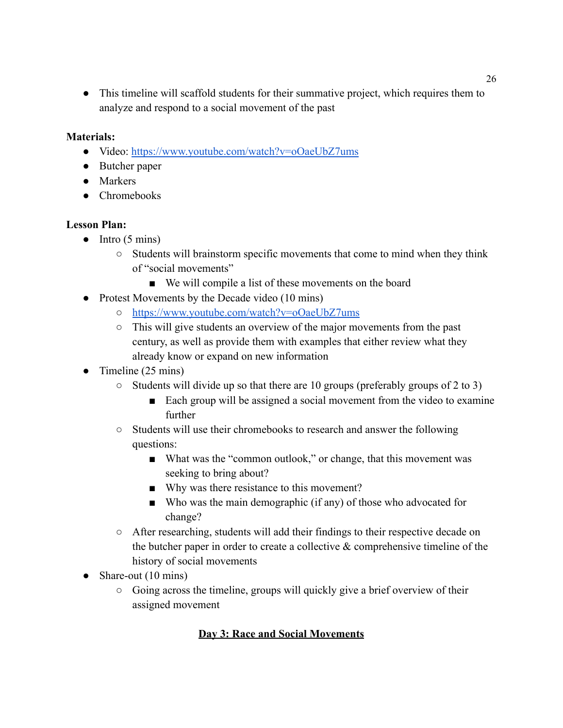- This timeline will scaffold students for their summative project, which requires them to analyze and respond to a social movement of the past

**Materials:**

- Video: https://www.youtube.com/watch?v=oOaeUbZ7ums
- Butcher paper
- Markers
- Chromebooks

**Lesson Plan:**

- Intro (5 mins)
  - Students will brainstorm specific movements that come to mind when they think of "social movements"
    - We will compile a list of these movements on the board
- Protest Movements by the Decade video (10 mins)
  - https://www.youtube.com/watch?v=oOaeUbZ7ums
  - This will give students an overview of the major movements from the past century, as well as provide them with examples that either review what they already know or expand on new information
- Timeline (25 mins)
  - Students will divide up so that there are 10 groups (preferably groups of 2 to 3)
    - Each group will be assigned a social movement from the video to examine further
  - Students will use their chromebooks to research and answer the following questions:
    - What was the "common outlook," or change, that this movement was seeking to bring about?
    - Why was there resistance to this movement?
    - Who was the main demographic (if any) of those who advocated for change?
  - After researching, students will add their findings to their respective decade on the butcher paper in order to create a collective & comprehensive timeline of the history of social movements
- Share-out (10 mins)
  - Going across the timeline, groups will quickly give a brief overview of their assigned movement

## Day 3: Race and Social Movements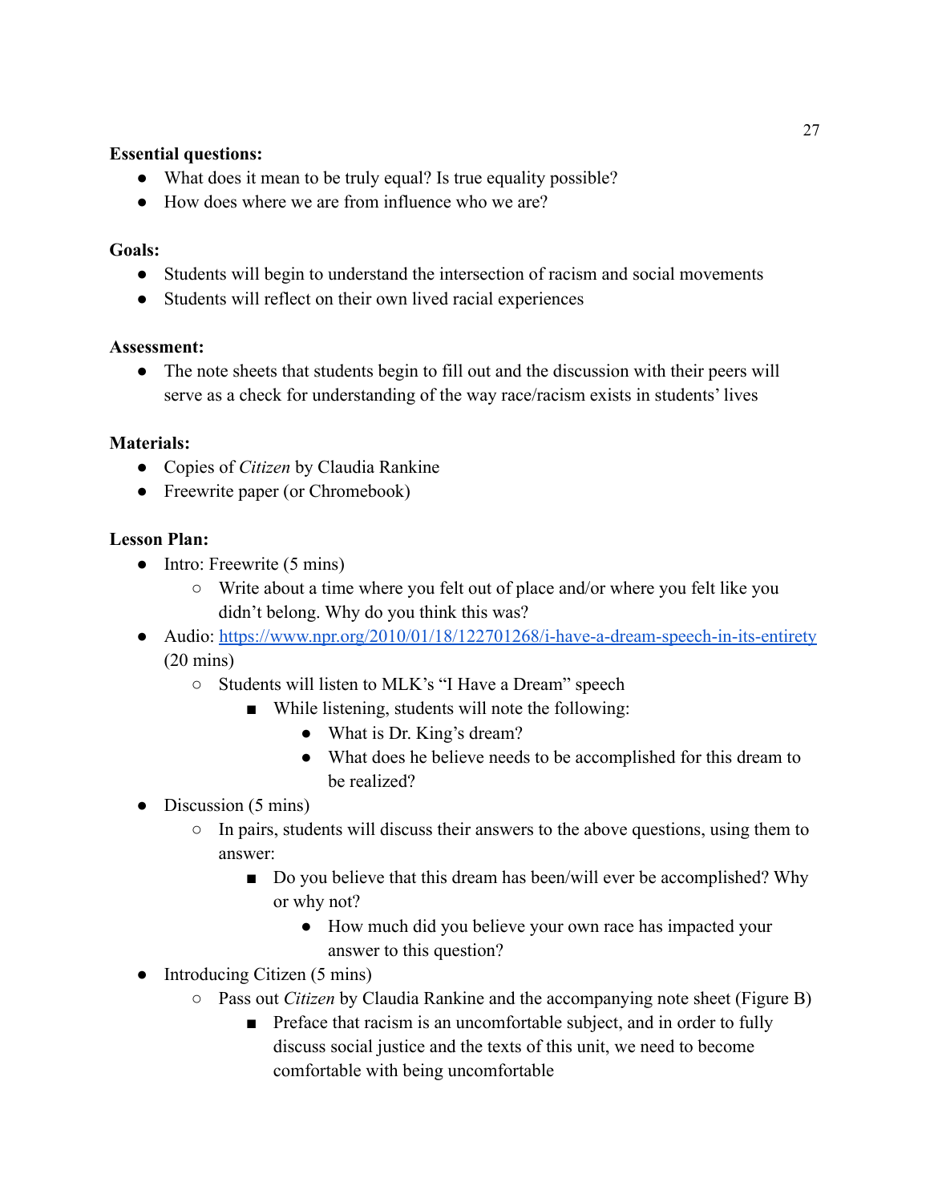**Essential questions:**

- What does it mean to be truly equal? Is true equality possible?
- How does where we are from influence who we are?

**Goals:**

- Students will begin to understand the intersection of racism and social movements
- Students will reflect on their own lived racial experiences

**Assessment:**

- The note sheets that students begin to fill out and the discussion with their peers will serve as a check for understanding of the way race/racism exists in students' lives

**Materials:**

- Copies of *Citizen* by Claudia Rankine
- Freewrite paper (or Chromebook)

**Lesson Plan:**

- Intro: Freewrite (5 mins)
    - Write about a time where you felt out of place and/or where you felt like you didn't belong. Why do you think this was?
- Audio: https://www.npr.org/2010/01/18/122701268/i-have-a-dream-speech-in-its-entirety (20 mins)
    - Students will listen to MLK's "I Have a Dream" speech
        - While listening, students will note the following:
            - What is Dr. King's dream?
            - What does he believe needs to be accomplished for this dream to be realized?
- Discussion (5 mins)
    - In pairs, students will discuss their answers to the above questions, using them to answer:
        - Do you believe that this dream has been/will ever be accomplished? Why or why not?
            - How much did you believe your own race has impacted your answer to this question?
- Introducing Citizen (5 mins)
    - Pass out *Citizen* by Claudia Rankine and the accompanying note sheet (Figure B)
        - Preface that racism is an uncomfortable subject, and in order to fully discuss social justice and the texts of this unit, we need to become comfortable with being uncomfortable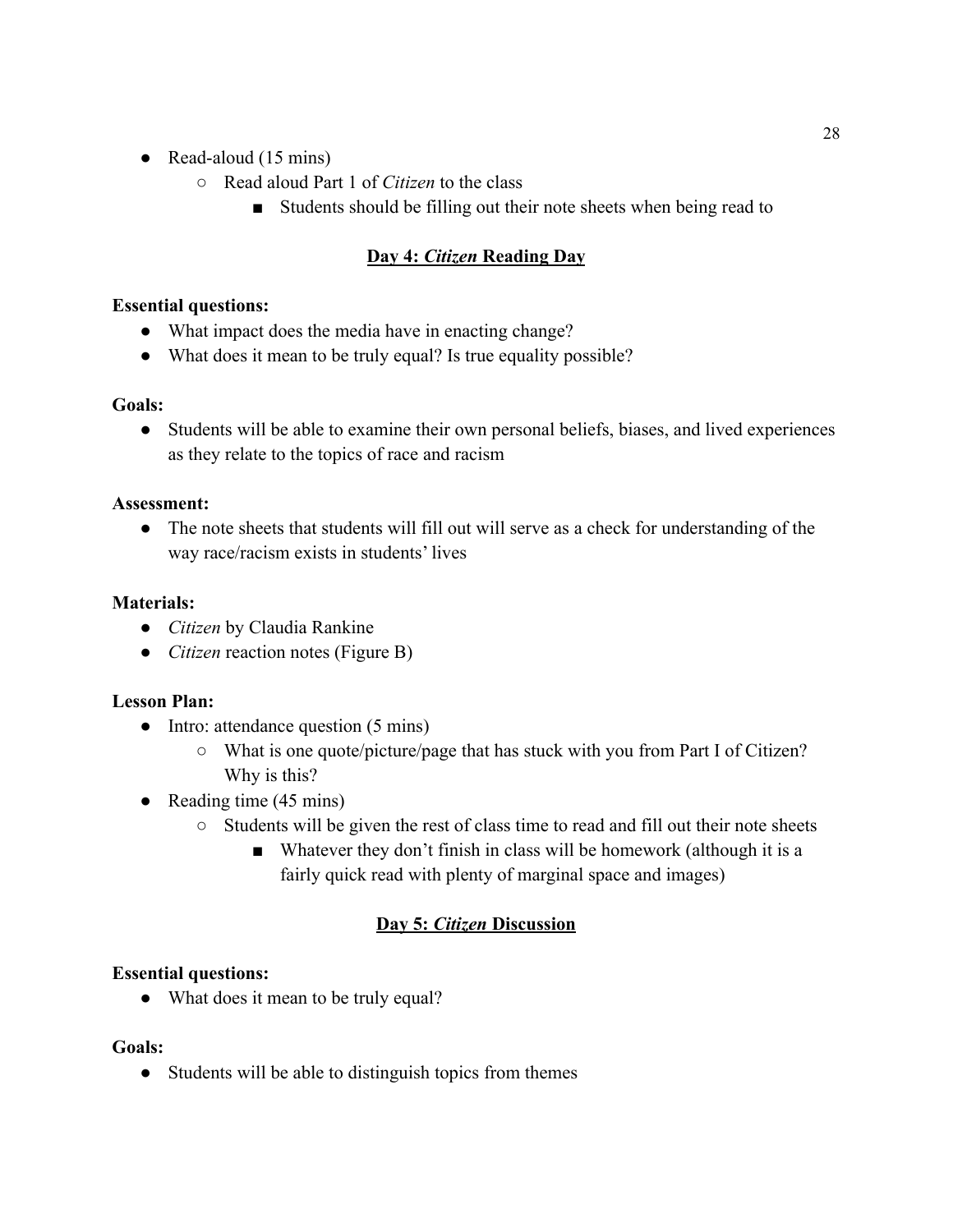- Read-aloud (15 mins)
    - Read aloud Part 1 of *Citizen* to the class
        - Students should be filling out their note sheets when being read to

## Day 4: *Citizen* Reading Day

**Essential questions:**

- What impact does the media have in enacting change?
- What does it mean to be truly equal? Is true equality possible?

**Goals:**

- Students will be able to examine their own personal beliefs, biases, and lived experiences as they relate to the topics of race and racism

**Assessment:**

- The note sheets that students will fill out will serve as a check for understanding of the way race/racism exists in students' lives

**Materials:**

- *Citizen* by Claudia Rankine
- *Citizen* reaction notes (Figure B)

**Lesson Plan:**

- Intro: attendance question (5 mins)
    - What is one quote/picture/page that has stuck with you from Part I of Citizen? Why is this?
- Reading time (45 mins)
    - Students will be given the rest of class time to read and fill out their note sheets
        - Whatever they don't finish in class will be homework (although it is a fairly quick read with plenty of marginal space and images)

## Day 5: *Citizen* Discussion

**Essential questions:**

- What does it mean to be truly equal?

**Goals:**

- Students will be able to distinguish topics from themes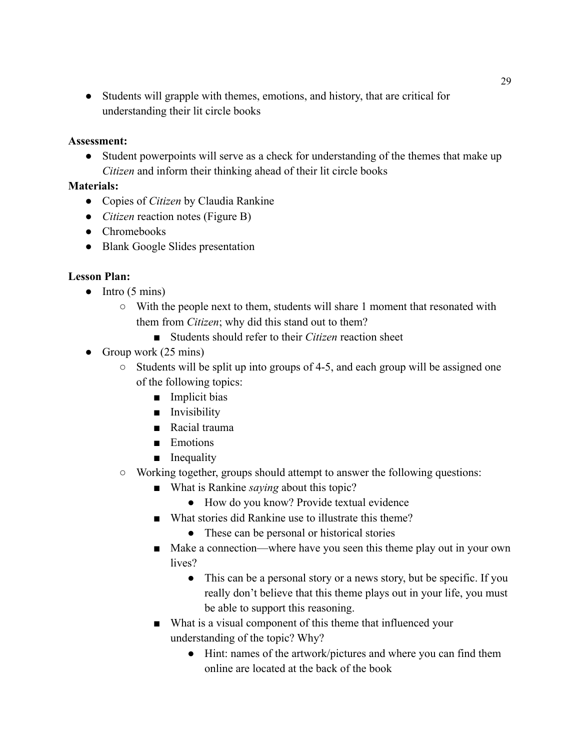- Students will grapple with themes, emotions, and history, that are critical for understanding their lit circle books

**Assessment:**

- Student powerpoints will serve as a check for understanding of the themes that make up *Citizen* and inform their thinking ahead of their lit circle books

**Materials:**

- Copies of *Citizen* by Claudia Rankine
- *Citizen* reaction notes (Figure B)
- Chromebooks
- Blank Google Slides presentation

**Lesson Plan:**

- Intro (5 mins)
    - With the people next to them, students will share 1 moment that resonated with them from *Citizen*; why did this stand out to them?
        - Students should refer to their *Citizen* reaction sheet
- Group work (25 mins)
    - Students will be split up into groups of 4-5, and each group will be assigned one of the following topics:
        - Implicit bias
        - Invisibility
        - Racial trauma
        - Emotions
        - Inequality
    - Working together, groups should attempt to answer the following questions:
        - What is Rankine *saying* about this topic?
            - How do you know? Provide textual evidence
        - What stories did Rankine use to illustrate this theme?
            - These can be personal or historical stories
        - Make a connection—where have you seen this theme play out in your own lives?
            - This can be a personal story or a news story, but be specific. If you really don't believe that this theme plays out in your life, you must be able to support this reasoning.
        - What is a visual component of this theme that influenced your understanding of the topic? Why?
            - Hint: names of the artwork/pictures and where you can find them online are located at the back of the book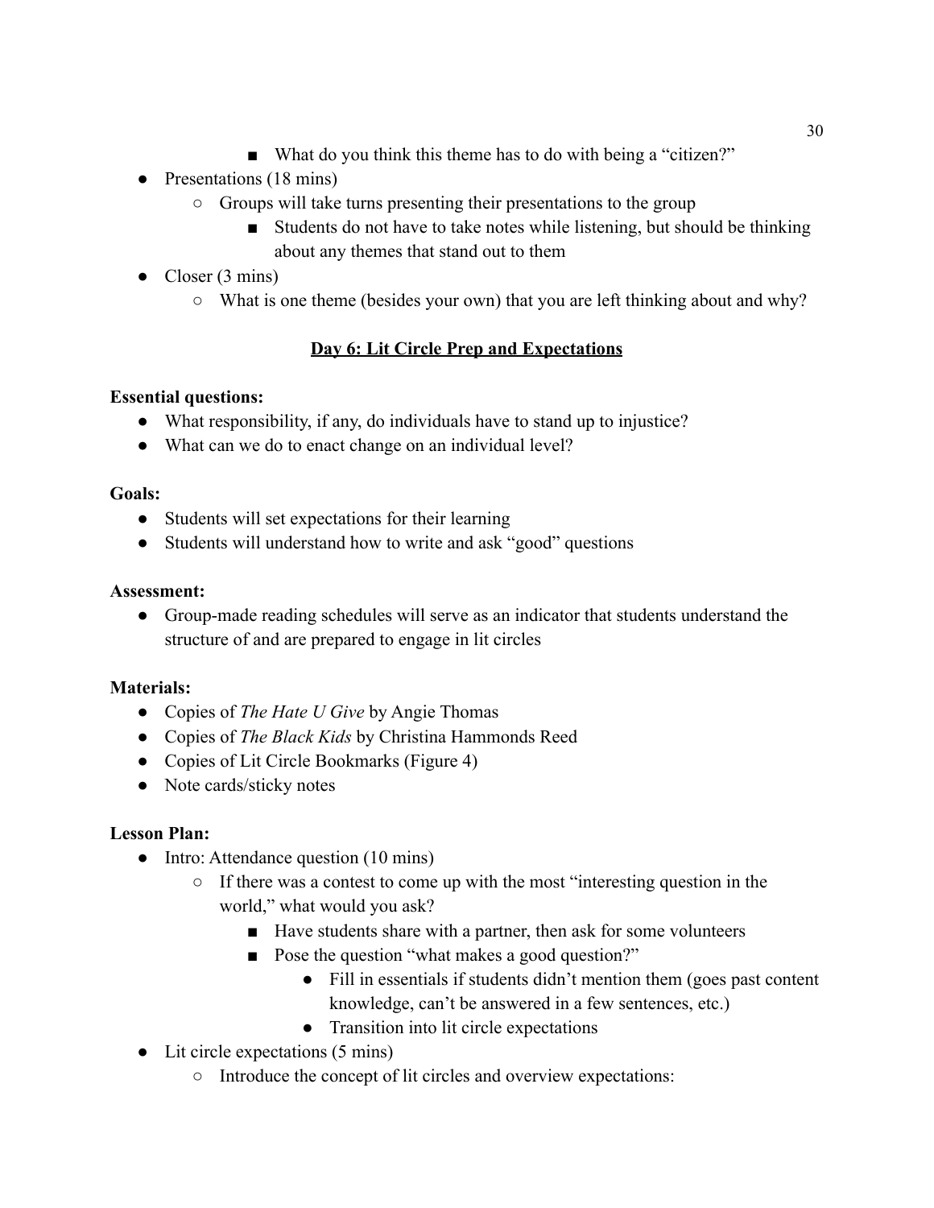- What do you think this theme has to do with being a "citizen?"
- Presentations (18 mins)
    - Groups will take turns presenting their presentations to the group
        - Students do not have to take notes while listening, but should be thinking about any themes that stand out to them
- Closer (3 mins)
    - What is one theme (besides your own) that you are left thinking about and why?

## Day 6: Lit Circle Prep and Expectations

**Essential questions:**

- What responsibility, if any, do individuals have to stand up to injustice?
- What can we do to enact change on an individual level?

**Goals:**

- Students will set expectations for their learning
- Students will understand how to write and ask "good" questions

**Assessment:**

- Group-made reading schedules will serve as an indicator that students understand the structure of and are prepared to engage in lit circles

**Materials:**

- Copies of *The Hate U Give* by Angie Thomas
- Copies of *The Black Kids* by Christina Hammonds Reed
- Copies of Lit Circle Bookmarks (Figure 4)
- Note cards/sticky notes

**Lesson Plan:**

- Intro: Attendance question (10 mins)
    - If there was a contest to come up with the most "interesting question in the world," what would you ask?
        - Have students share with a partner, then ask for some volunteers
        - Pose the question "what makes a good question?"
            - Fill in essentials if students didn't mention them (goes past content knowledge, can't be answered in a few sentences, etc.)
            - Transition into lit circle expectations
- Lit circle expectations (5 mins)
    - Introduce the concept of lit circles and overview expectations: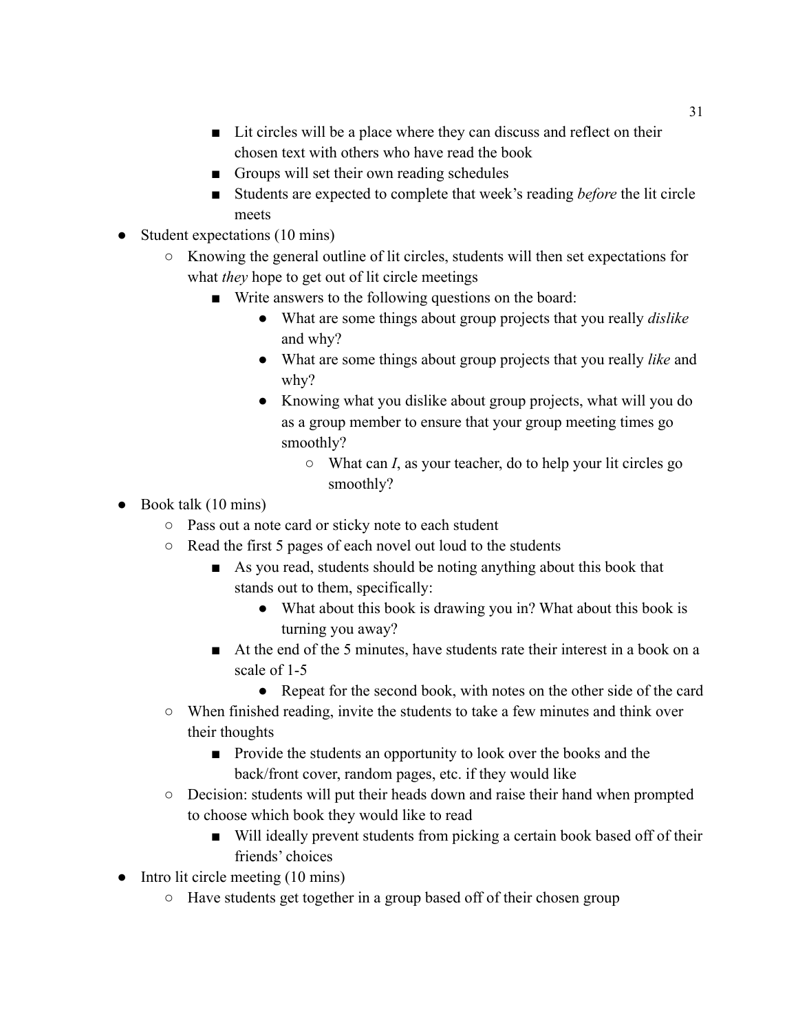- Lit circles will be a place where they can discuss and reflect on their chosen text with others who have read the book
        - Groups will set their own reading schedules
        - Students are expected to complete that week's reading *before* the lit circle meets
- Student expectations (10 mins)
    - Knowing the general outline of lit circles, students will then set expectations for what *they* hope to get out of lit circle meetings
        - Write answers to the following questions on the board:
            - What are some things about group projects that you really *dislike* and why?
            - What are some things about group projects that you really *like* and why?
            - Knowing what you dislike about group projects, what will you do as a group member to ensure that your group meeting times go smoothly?
                - What can *I*, as your teacher, do to help your lit circles go smoothly?
- Book talk (10 mins)
    - Pass out a note card or sticky note to each student
    - Read the first 5 pages of each novel out loud to the students
        - As you read, students should be noting anything about this book that stands out to them, specifically:
            - What about this book is drawing you in? What about this book is turning you away?
        - At the end of the 5 minutes, have students rate their interest in a book on a scale of 1-5
            - Repeat for the second book, with notes on the other side of the card
    - When finished reading, invite the students to take a few minutes and think over their thoughts
        - Provide the students an opportunity to look over the books and the back/front cover, random pages, etc. if they would like
    - Decision: students will put their heads down and raise their hand when prompted to choose which book they would like to read
        - Will ideally prevent students from picking a certain book based off of their friends' choices
- Intro lit circle meeting (10 mins)
    - Have students get together in a group based off of their chosen group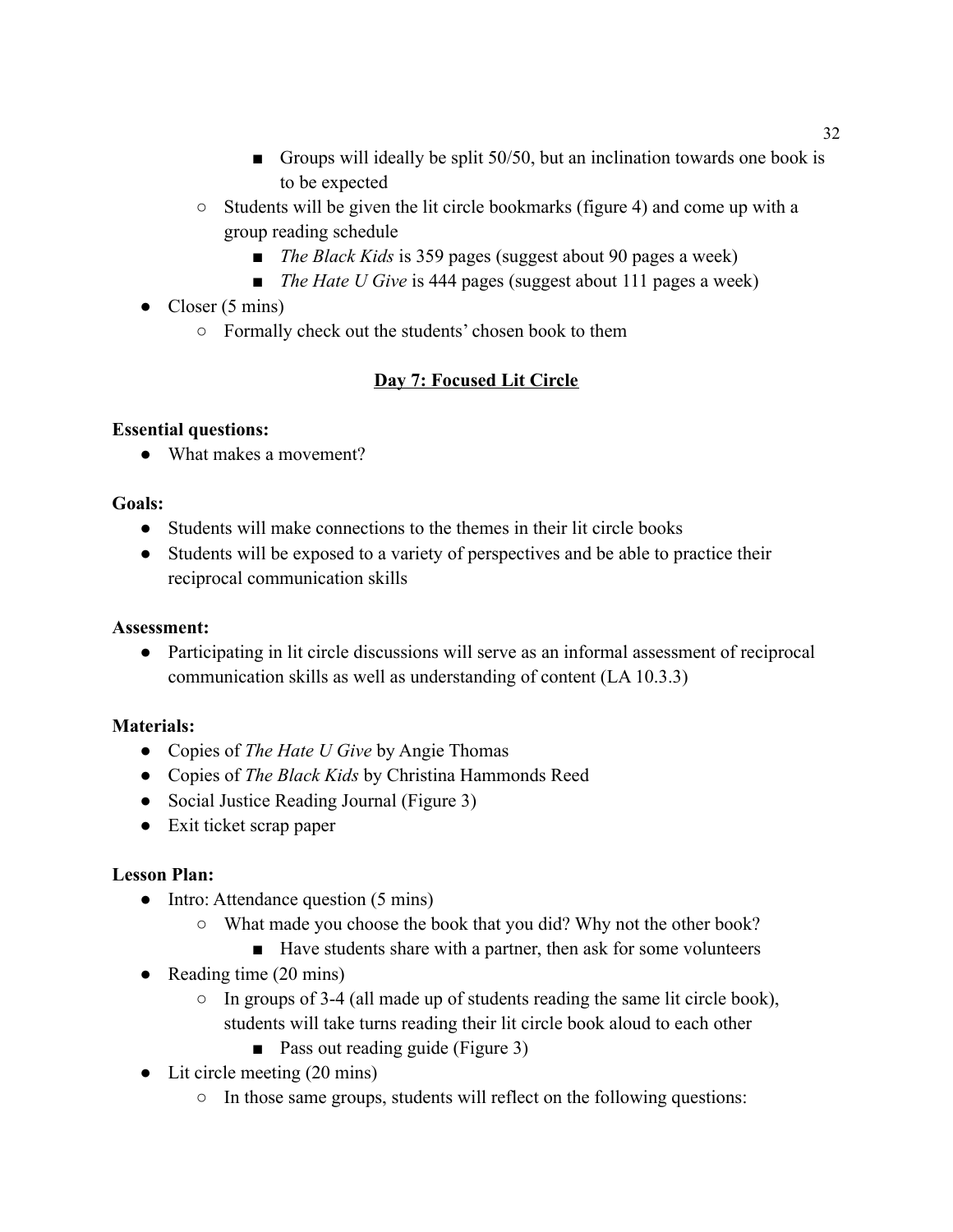- Groups will ideally be split 50/50, but an inclination towards one book is to be expected
    - Students will be given the lit circle bookmarks (figure 4) and come up with a group reading schedule
        - *The Black Kids* is 359 pages (suggest about 90 pages a week)
        - *The Hate U Give* is 444 pages (suggest about 111 pages a week)
- Closer (5 mins)
    - Formally check out the students' chosen book to them

## <u>Day 7: Focused Lit Circle</u>

**Essential questions:**

- What makes a movement?

**Goals:**

- Students will make connections to the themes in their lit circle books
- Students will be exposed to a variety of perspectives and be able to practice their reciprocal communication skills

**Assessment:**

- Participating in lit circle discussions will serve as an informal assessment of reciprocal communication skills as well as understanding of content (LA 10.3.3)

**Materials:**

- Copies of *The Hate U Give* by Angie Thomas
- Copies of *The Black Kids* by Christina Hammonds Reed
- Social Justice Reading Journal (Figure 3)
- Exit ticket scrap paper

**Lesson Plan:**

- Intro: Attendance question (5 mins)
    - What made you choose the book that you did? Why not the other book?
        - Have students share with a partner, then ask for some volunteers
- Reading time (20 mins)
    - In groups of 3-4 (all made up of students reading the same lit circle book), students will take turns reading their lit circle book aloud to each other
        - Pass out reading guide (Figure 3)
- Lit circle meeting (20 mins)
    - In those same groups, students will reflect on the following questions: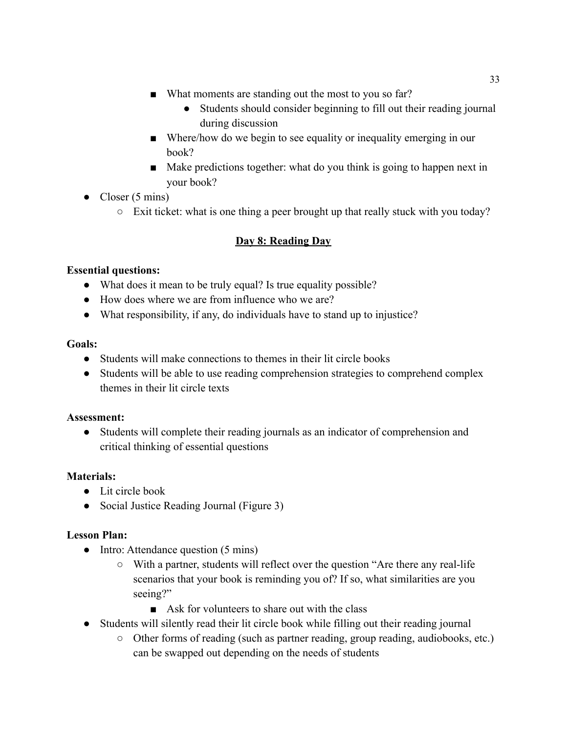- What moments are standing out the most to you so far?
            - Students should consider beginning to fill out their reading journal during discussion
        - Where/how do we begin to see equality or inequality emerging in our book?
        - Make predictions together: what do you think is going to happen next in your book?
- Closer (5 mins)
    - Exit ticket: what is one thing a peer brought up that really stuck with you today?

## Day 8: Reading Day

**Essential questions:**

- What does it mean to be truly equal? Is true equality possible?
- How does where we are from influence who we are?
- What responsibility, if any, do individuals have to stand up to injustice?

**Goals:**

- Students will make connections to themes in their lit circle books
- Students will be able to use reading comprehension strategies to comprehend complex themes in their lit circle texts

**Assessment:**

- Students will complete their reading journals as an indicator of comprehension and critical thinking of essential questions

**Materials:**

- Lit circle book
- Social Justice Reading Journal (Figure 3)

**Lesson Plan:**

- Intro: Attendance question (5 mins)
    - With a partner, students will reflect over the question "Are there any real-life scenarios that your book is reminding you of? If so, what similarities are you seeing?"
        - Ask for volunteers to share out with the class
- Students will silently read their lit circle book while filling out their reading journal
    - Other forms of reading (such as partner reading, group reading, audiobooks, etc.) can be swapped out depending on the needs of students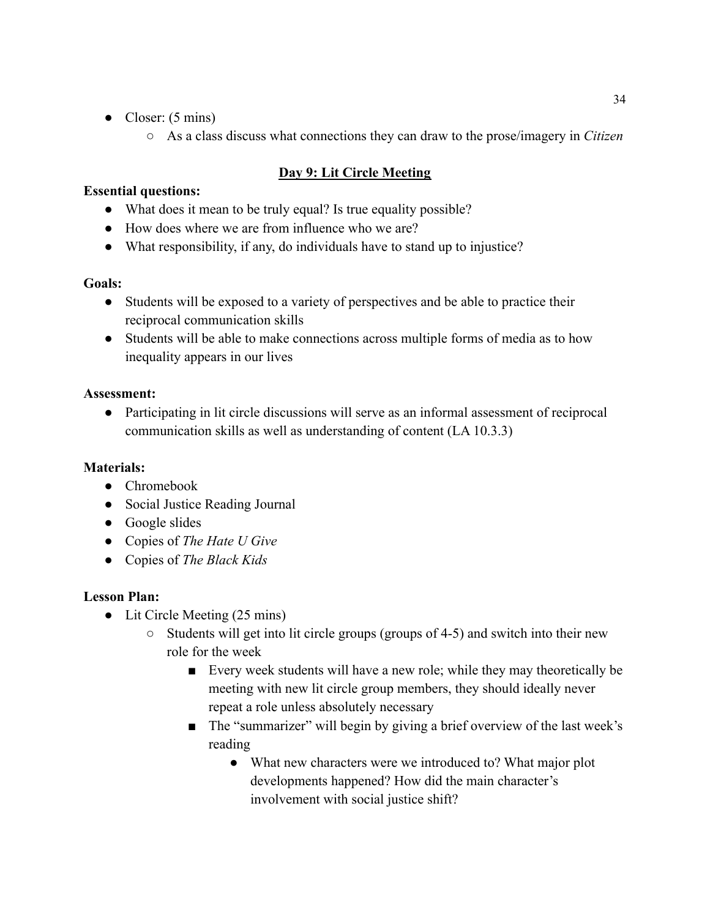- Closer: (5 mins)
    - As a class discuss what connections they can draw to the prose/imagery in *Citizen*

## Day 9: Lit Circle Meeting

**Essential questions:**

- What does it mean to be truly equal? Is true equality possible?
- How does where we are from influence who we are?
- What responsibility, if any, do individuals have to stand up to injustice?

**Goals:**

- Students will be exposed to a variety of perspectives and be able to practice their reciprocal communication skills
- Students will be able to make connections across multiple forms of media as to how inequality appears in our lives

**Assessment:**

- Participating in lit circle discussions will serve as an informal assessment of reciprocal communication skills as well as understanding of content (LA 10.3.3)

**Materials:**

- Chromebook
- Social Justice Reading Journal
- Google slides
- Copies of *The Hate U Give*
- Copies of *The Black Kids*

**Lesson Plan:**

- Lit Circle Meeting (25 mins)
    - Students will get into lit circle groups (groups of 4-5) and switch into their new role for the week
        - Every week students will have a new role; while they may theoretically be meeting with new lit circle group members, they should ideally never repeat a role unless absolutely necessary
        - The "summarizer" will begin by giving a brief overview of the last week's reading
            - What new characters were we introduced to? What major plot developments happened? How did the main character's involvement with social justice shift?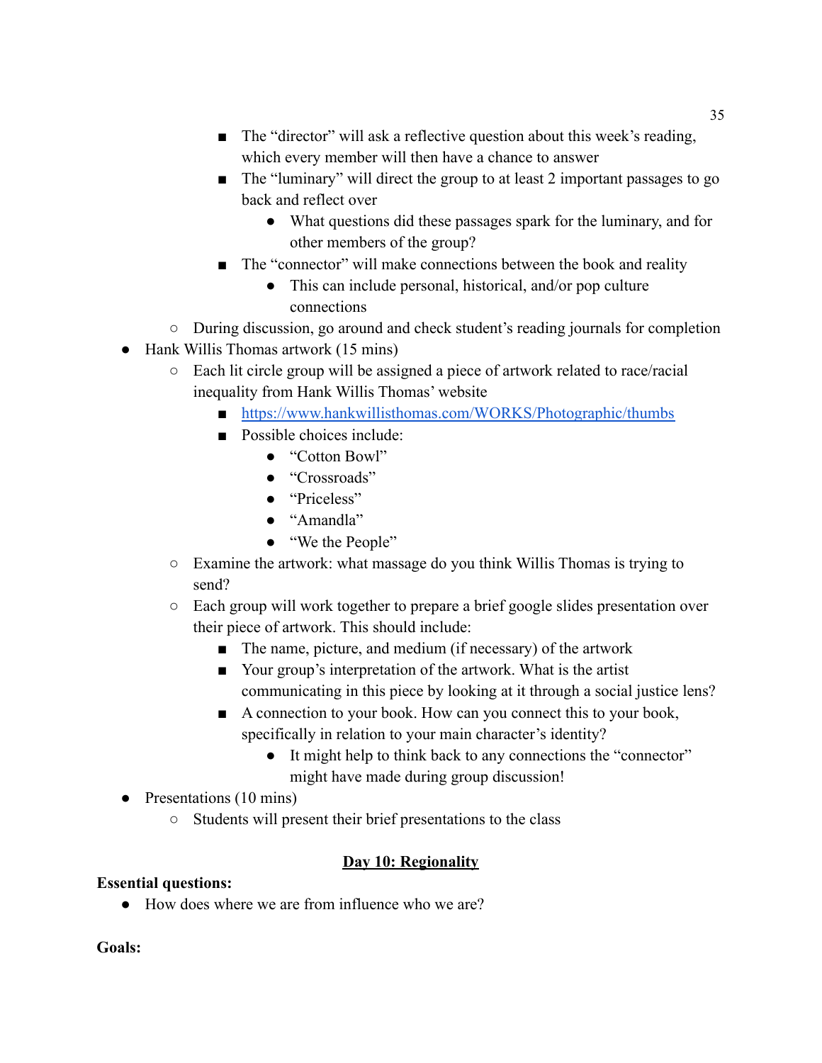- The "director" will ask a reflective question about this week's reading, which every member will then have a chance to answer
        - The "luminary" will direct the group to at least 2 important passages to go back and reflect over
            - What questions did these passages spark for the luminary, and for other members of the group?
        - The "connector" will make connections between the book and reality
            - This can include personal, historical, and/or pop culture connections
    - During discussion, go around and check student's reading journals for completion
- Hank Willis Thomas artwork (15 mins)
    - Each lit circle group will be assigned a piece of artwork related to race/racial inequality from Hank Willis Thomas' website
        - https://www.hankwillisthomas.com/WORKS/Photographic/thumbs
        - Possible choices include:
            - "Cotton Bowl"
            - "Crossroads"
            - "Priceless"
            - "Amandla"
            - "We the People"
    - Examine the artwork: what massage do you think Willis Thomas is trying to send?
    - Each group will work together to prepare a brief google slides presentation over their piece of artwork. This should include:
        - The name, picture, and medium (if necessary) of the artwork
        - Your group's interpretation of the artwork. What is the artist communicating in this piece by looking at it through a social justice lens?
        - A connection to your book. How can you connect this to your book, specifically in relation to your main character's identity?
            - It might help to think back to any connections the "connector" might have made during group discussion!
- Presentations (10 mins)
    - Students will present their brief presentations to the class

## <u>Day 10: Regionality</u>

**Essential questions:**

- How does where we are from influence who we are?

**Goals:**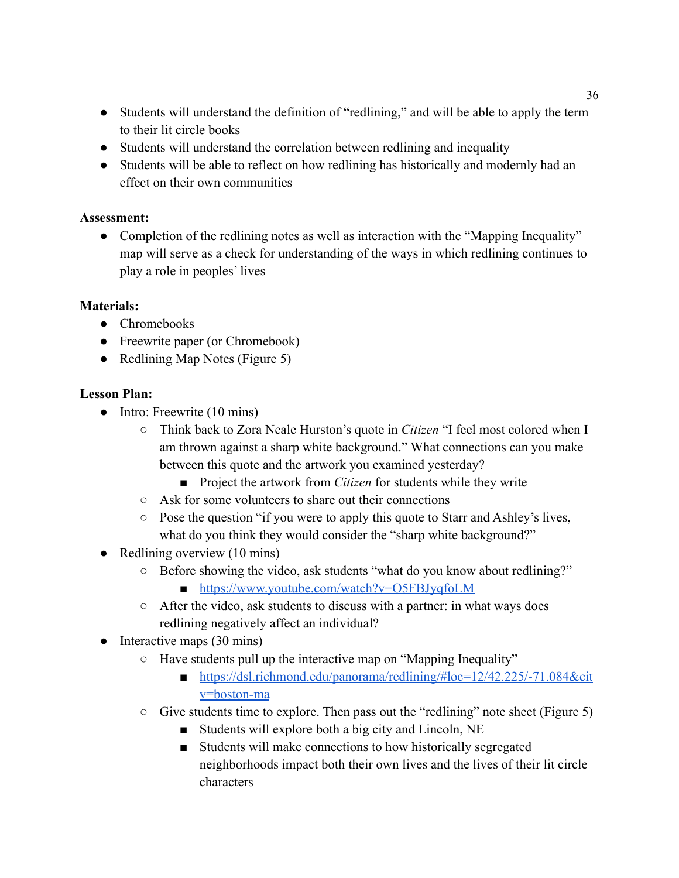- Students will understand the definition of "redlining," and will be able to apply the term to their lit circle books
- Students will understand the correlation between redlining and inequality
- Students will be able to reflect on how redlining has historically and modernly had an effect on their own communities

**Assessment:**

- Completion of the redlining notes as well as interaction with the "Mapping Inequality" map will serve as a check for understanding of the ways in which redlining continues to play a role in peoples' lives

**Materials:**

- Chromebooks
- Freewrite paper (or Chromebook)
- Redlining Map Notes (Figure 5)

**Lesson Plan:**

- Intro: Freewrite (10 mins)
  - Think back to Zora Neale Hurston's quote in *Citizen* "I feel most colored when I am thrown against a sharp white background." What connections can you make between this quote and the artwork you examined yesterday?
    - Project the artwork from *Citizen* for students while they write
  - Ask for some volunteers to share out their connections
  - Pose the question "if you were to apply this quote to Starr and Ashley's lives, what do you think they would consider the "sharp white background?"
- Redlining overview (10 mins)
  - Before showing the video, ask students "what do you know about redlining?"
    - https://www.youtube.com/watch?v=O5FBJyqfoLM
  - After the video, ask students to discuss with a partner: in what ways does redlining negatively affect an individual?
- Interactive maps (30 mins)
  - Have students pull up the interactive map on "Mapping Inequality"
    - https://dsl.richmond.edu/panorama/redlining/#loc=12/42.225/-71.084&city=boston-ma
  - Give students time to explore. Then pass out the "redlining" note sheet (Figure 5)
    - Students will explore both a big city and Lincoln, NE
    - Students will make connections to how historically segregated neighborhoods impact both their own lives and the lives of their lit circle characters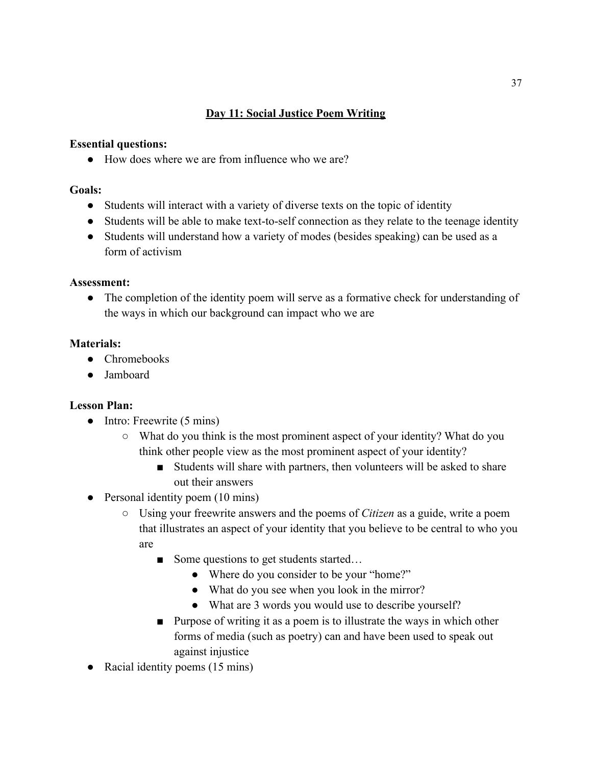## Day 11: Social Justice Poem Writing

**Essential questions:**

- How does where we are from influence who we are?

**Goals:**

- Students will interact with a variety of diverse texts on the topic of identity
- Students will be able to make text-to-self connection as they relate to the teenage identity
- Students will understand how a variety of modes (besides speaking) can be used as a form of activism

**Assessment:**

- The completion of the identity poem will serve as a formative check for understanding of the ways in which our background can impact who we are

**Materials:**

- Chromebooks
- Jamboard

**Lesson Plan:**

- Intro: Freewrite (5 mins)
  - What do you think is the most prominent aspect of your identity? What do you think other people view as the most prominent aspect of your identity?
    - Students will share with partners, then volunteers will be asked to share out their answers
- Personal identity poem (10 mins)
  - Using your freewrite answers and the poems of *Citizen* as a guide, write a poem that illustrates an aspect of your identity that you believe to be central to who you are
    - Some questions to get students started…
      - Where do you consider to be your "home?"
      - What do you see when you look in the mirror?
      - What are 3 words you would use to describe yourself?
    - Purpose of writing it as a poem is to illustrate the ways in which other forms of media (such as poetry) can and have been used to speak out against injustice
- Racial identity poems (15 mins)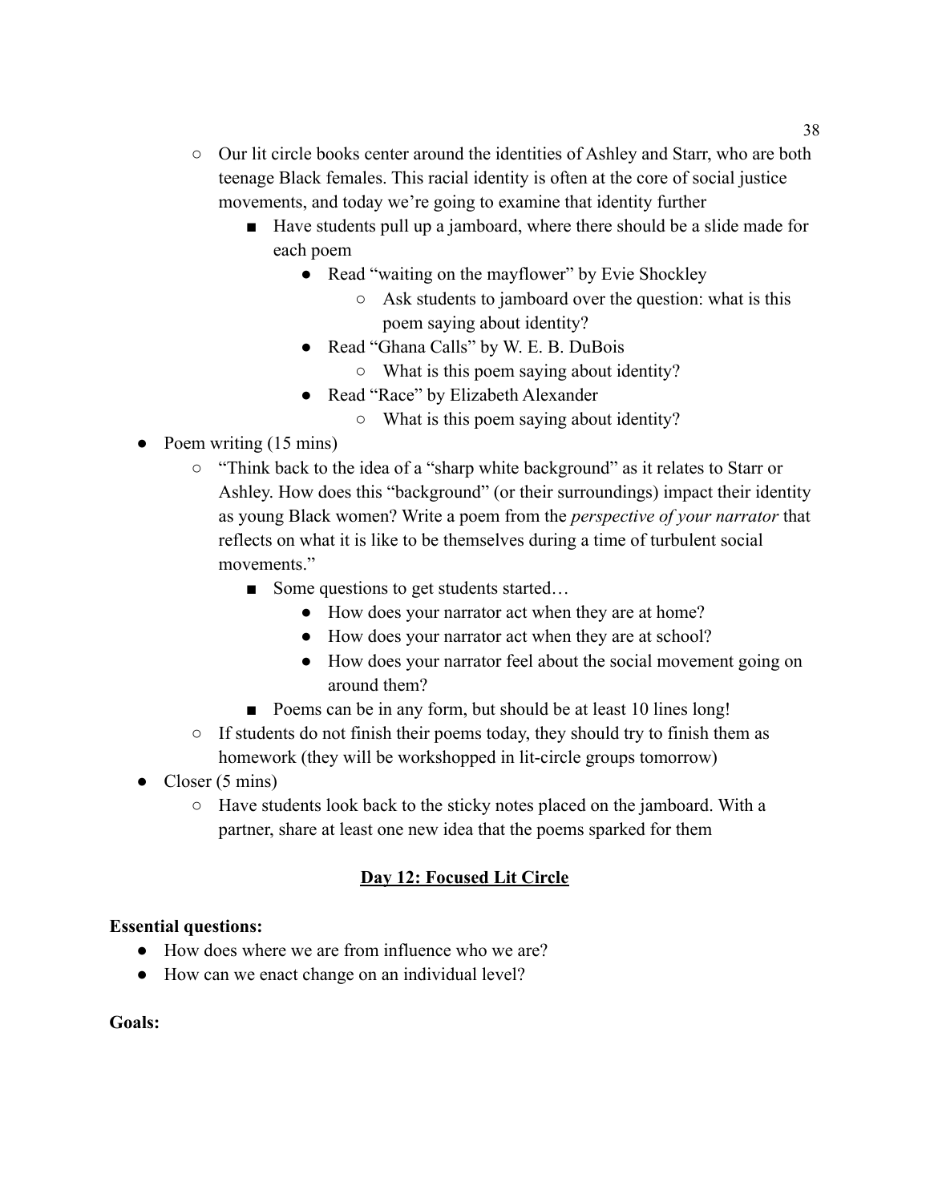- Our lit circle books center around the identities of Ashley and Starr, who are both teenage Black females. This racial identity is often at the core of social justice movements, and today we're going to examine that identity further
    - Have students pull up a jamboard, where there should be a slide made for each poem
        - Read "waiting on the mayflower" by Evie Shockley
            - Ask students to jamboard over the question: what is this poem saying about identity?
        - Read "Ghana Calls" by W. E. B. DuBois
            - What is this poem saying about identity?
        - Read "Race" by Elizabeth Alexander
            - What is this poem saying about identity?

- Poem writing (15 mins)
    - "Think back to the idea of a "sharp white background" as it relates to Starr or Ashley. How does this "background" (or their surroundings) impact their identity as young Black women? Write a poem from the *perspective of your narrator* that reflects on what it is like to be themselves during a time of turbulent social movements."
        - Some questions to get students started…
            - How does your narrator act when they are at home?
            - How does your narrator act when they are at school?
            - How does your narrator feel about the social movement going on around them?
        - Poems can be in any form, but should be at least 10 lines long!
    - If students do not finish their poems today, they should try to finish them as homework (they will be workshopped in lit-circle groups tomorrow)
- Closer (5 mins)
    - Have students look back to the sticky notes placed on the jamboard. With a partner, share at least one new idea that the poems sparked for them

## Day 12: Focused Lit Circle

**Essential questions:**

- How does where we are from influence who we are?
- How can we enact change on an individual level?

**Goals:**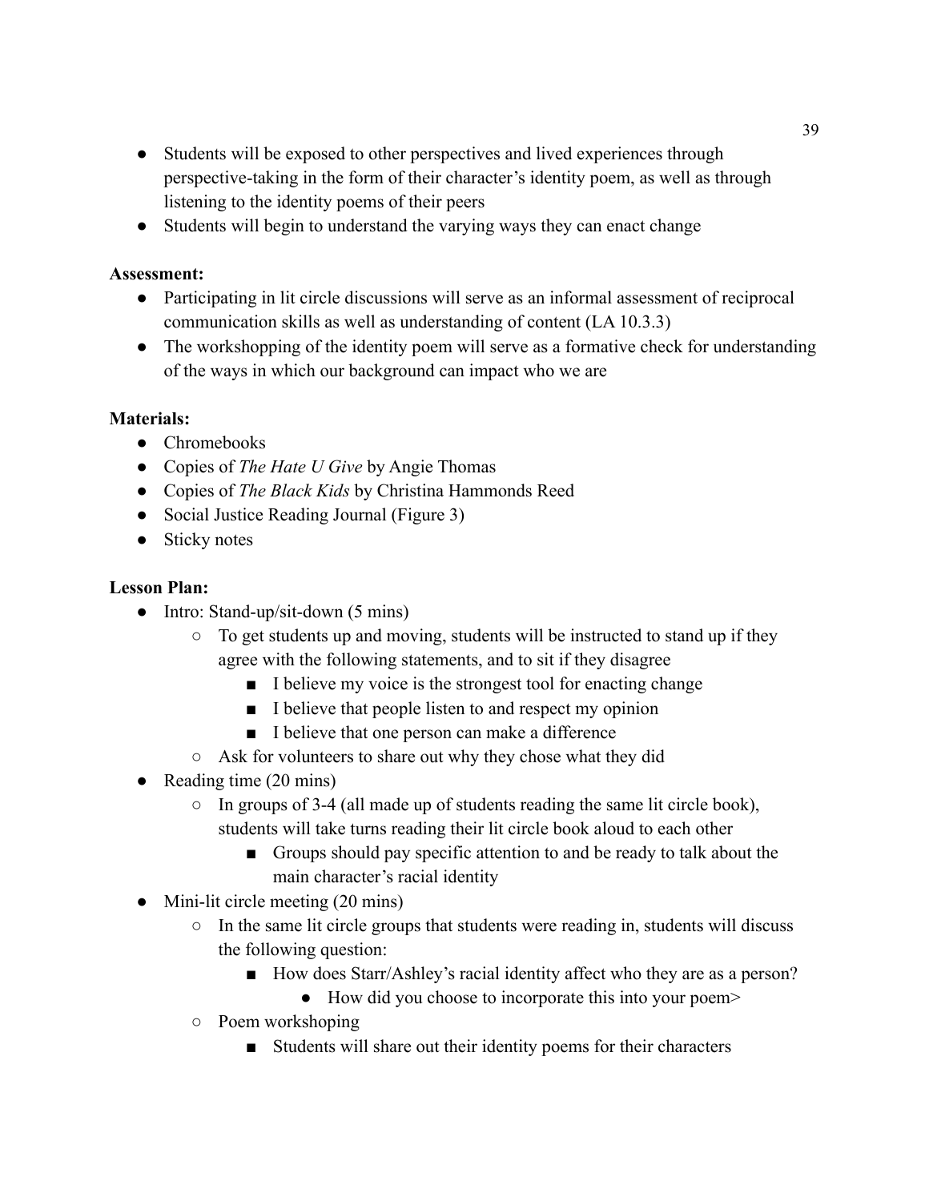- Students will be exposed to other perspectives and lived experiences through perspective-taking in the form of their character's identity poem, as well as through listening to the identity poems of their peers
- Students will begin to understand the varying ways they can enact change

**Assessment:**

- Participating in lit circle discussions will serve as an informal assessment of reciprocal communication skills as well as understanding of content (LA 10.3.3)
- The workshopping of the identity poem will serve as a formative check for understanding of the ways in which our background can impact who we are

**Materials:**

- Chromebooks
- Copies of *The Hate U Give* by Angie Thomas
- Copies of *The Black Kids* by Christina Hammonds Reed
- Social Justice Reading Journal (Figure 3)
- Sticky notes

**Lesson Plan:**

- Intro: Stand-up/sit-down (5 mins)
    - To get students up and moving, students will be instructed to stand up if they agree with the following statements, and to sit if they disagree
        - I believe my voice is the strongest tool for enacting change
        - I believe that people listen to and respect my opinion
        - I believe that one person can make a difference
    - Ask for volunteers to share out why they chose what they did
- Reading time (20 mins)
    - In groups of 3-4 (all made up of students reading the same lit circle book), students will take turns reading their lit circle book aloud to each other
        - Groups should pay specific attention to and be ready to talk about the main character's racial identity
- Mini-lit circle meeting (20 mins)
    - In the same lit circle groups that students were reading in, students will discuss the following question:
        - How does Starr/Ashley's racial identity affect who they are as a person?
            - How did you choose to incorporate this into your poem>
    - Poem workshoping
        - Students will share out their identity poems for their characters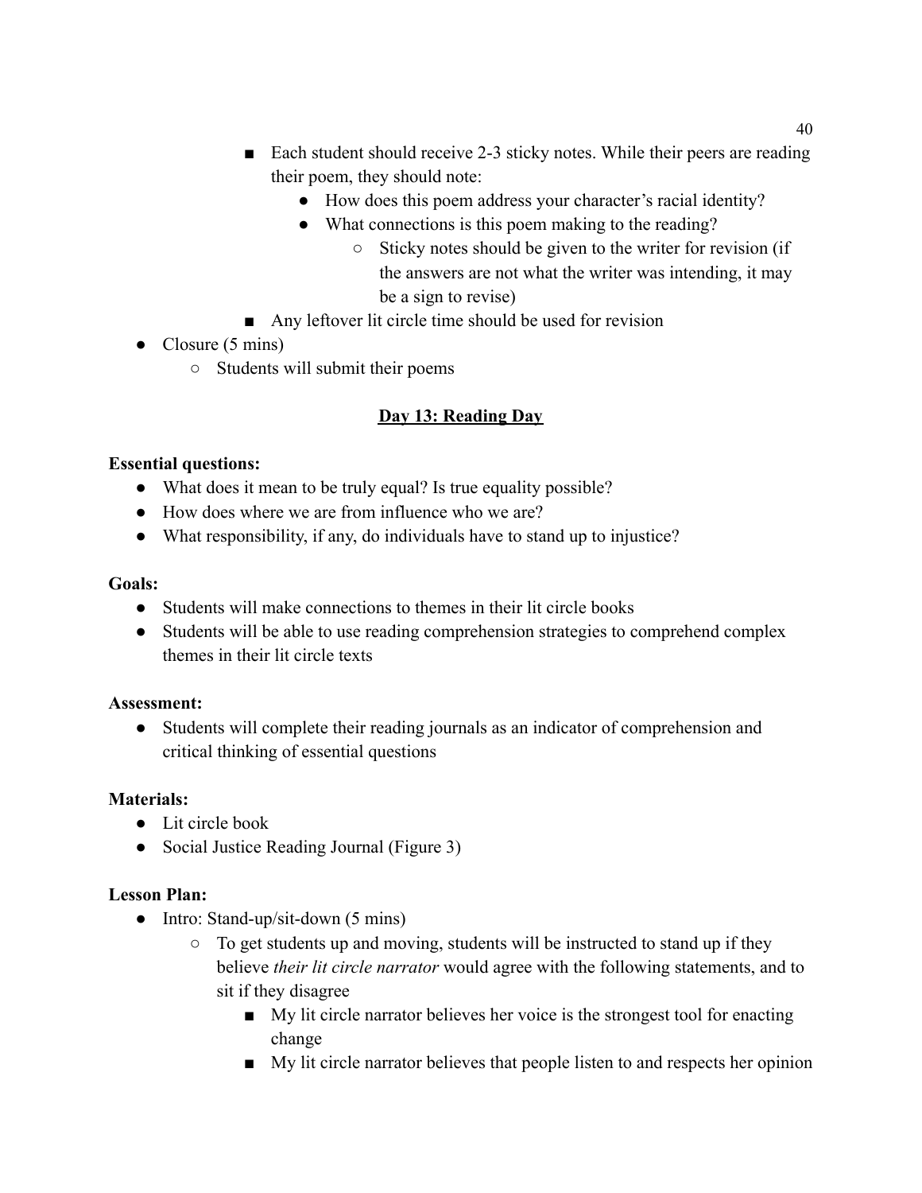- Each student should receive 2-3 sticky notes. While their peers are reading their poem, they should note:
  - How does this poem address your character's racial identity?
  - What connections is this poem making to the reading?
    - Sticky notes should be given to the writer for revision (if the answers are not what the writer was intending, it may be a sign to revise)
- Any leftover lit circle time should be used for revision

- Closure (5 mins)
  - Students will submit their poems

## <u>Day 13: Reading Day</u>

**Essential questions:**

- What does it mean to be truly equal? Is true equality possible?
- How does where we are from influence who we are?
- What responsibility, if any, do individuals have to stand up to injustice?

**Goals:**

- Students will make connections to themes in their lit circle books
- Students will be able to use reading comprehension strategies to comprehend complex themes in their lit circle texts

**Assessment:**

- Students will complete their reading journals as an indicator of comprehension and critical thinking of essential questions

**Materials:**

- Lit circle book
- Social Justice Reading Journal (Figure 3)

**Lesson Plan:**

- Intro: Stand-up/sit-down (5 mins)
  - To get students up and moving, students will be instructed to stand up if they believe *their lit circle narrator* would agree with the following statements, and to sit if they disagree
    - My lit circle narrator believes her voice is the strongest tool for enacting change
    - My lit circle narrator believes that people listen to and respects her opinion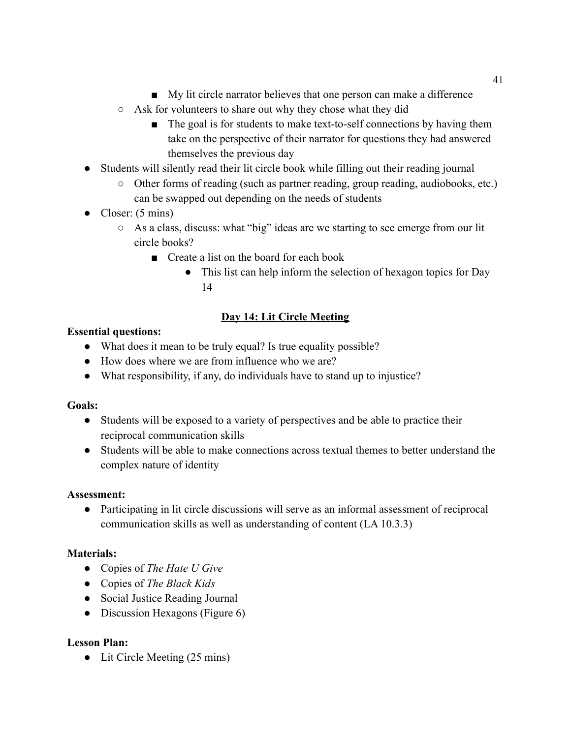- My lit circle narrator believes that one person can make a difference
    - Ask for volunteers to share out why they chose what they did
        - The goal is for students to make text-to-self connections by having them take on the perspective of their narrator for questions they had answered themselves the previous day
- Students will silently read their lit circle book while filling out their reading journal
    - Other forms of reading (such as partner reading, group reading, audiobooks, etc.) can be swapped out depending on the needs of students
- Closer: (5 mins)
    - As a class, discuss: what "big" ideas are we starting to see emerge from our lit circle books?
        - Create a list on the board for each book
            - This list can help inform the selection of hexagon topics for Day 14

## Day 14: Lit Circle Meeting

**Essential questions:**

- What does it mean to be truly equal? Is true equality possible?
- How does where we are from influence who we are?
- What responsibility, if any, do individuals have to stand up to injustice?

**Goals:**

- Students will be exposed to a variety of perspectives and be able to practice their reciprocal communication skills
- Students will be able to make connections across textual themes to better understand the complex nature of identity

**Assessment:**

- Participating in lit circle discussions will serve as an informal assessment of reciprocal communication skills as well as understanding of content (LA 10.3.3)

**Materials:**

- Copies of *The Hate U Give*
- Copies of *The Black Kids*
- Social Justice Reading Journal
- Discussion Hexagons (Figure 6)

**Lesson Plan:**

- Lit Circle Meeting (25 mins)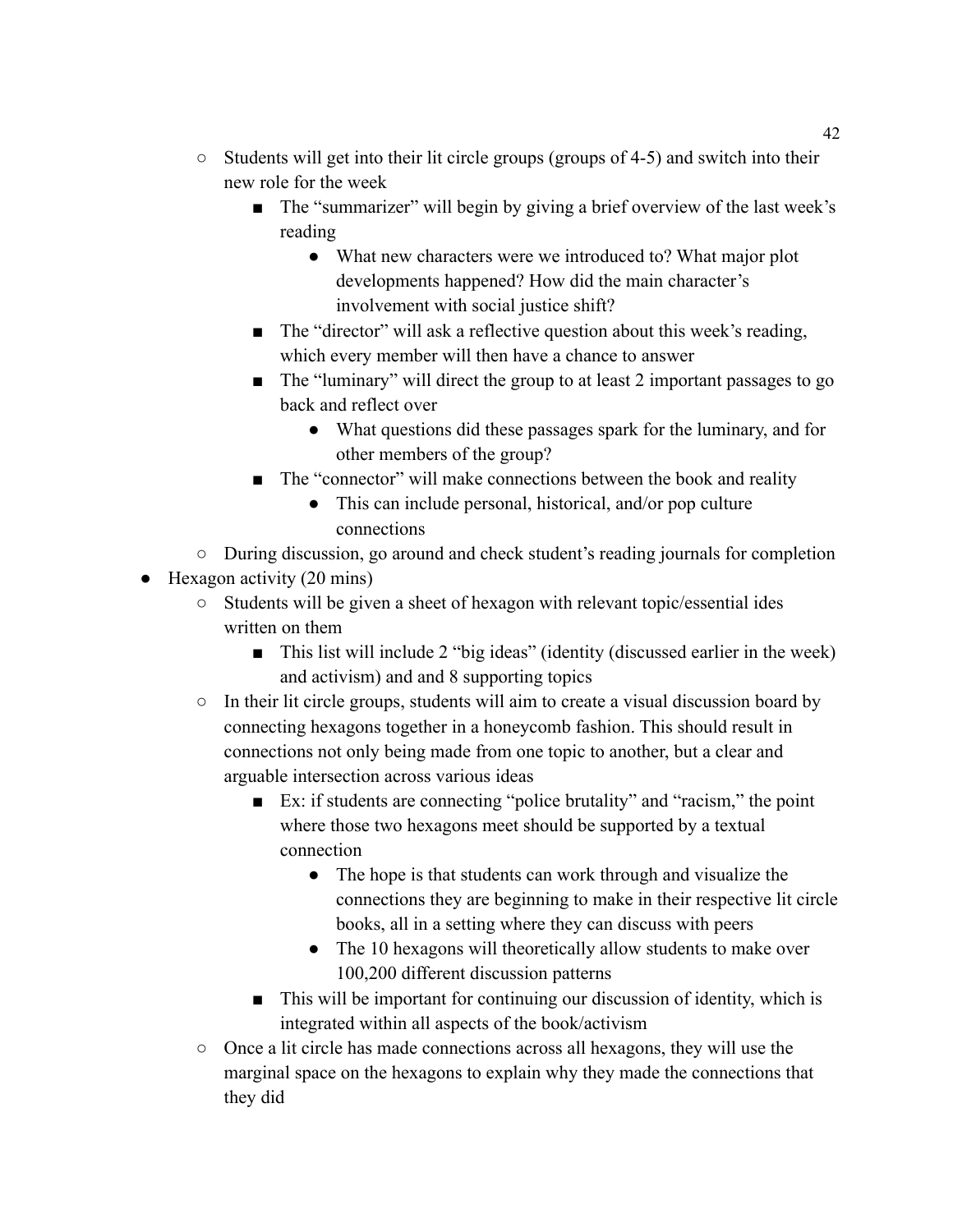- Students will get into their lit circle groups (groups of 4-5) and switch into their new role for the week
    - The "summarizer" will begin by giving a brief overview of the last week's reading
      - What new characters were we introduced to? What major plot developments happened? How did the main character's involvement with social justice shift?
    - The "director" will ask a reflective question about this week's reading, which every member will then have a chance to answer
    - The "luminary" will direct the group to at least 2 important passages to go back and reflect over
      - What questions did these passages spark for the luminary, and for other members of the group?
    - The "connector" will make connections between the book and reality
      - This can include personal, historical, and/or pop culture connections
  - During discussion, go around and check student's reading journals for completion
- Hexagon activity (20 mins)
  - Students will be given a sheet of hexagon with relevant topic/essential ides written on them
    - This list will include 2 "big ideas" (identity (discussed earlier in the week) and activism) and and 8 supporting topics
  - In their lit circle groups, students will aim to create a visual discussion board by connecting hexagons together in a honeycomb fashion. This should result in connections not only being made from one topic to another, but a clear and arguable intersection across various ideas
    - Ex: if students are connecting "police brutality" and "racism," the point where those two hexagons meet should be supported by a textual connection
      - The hope is that students can work through and visualize the connections they are beginning to make in their respective lit circle books, all in a setting where they can discuss with peers
      - The 10 hexagons will theoretically allow students to make over 100,200 different discussion patterns
    - This will be important for continuing our discussion of identity, which is integrated within all aspects of the book/activism
  - Once a lit circle has made connections across all hexagons, they will use the marginal space on the hexagons to explain why they made the connections that they did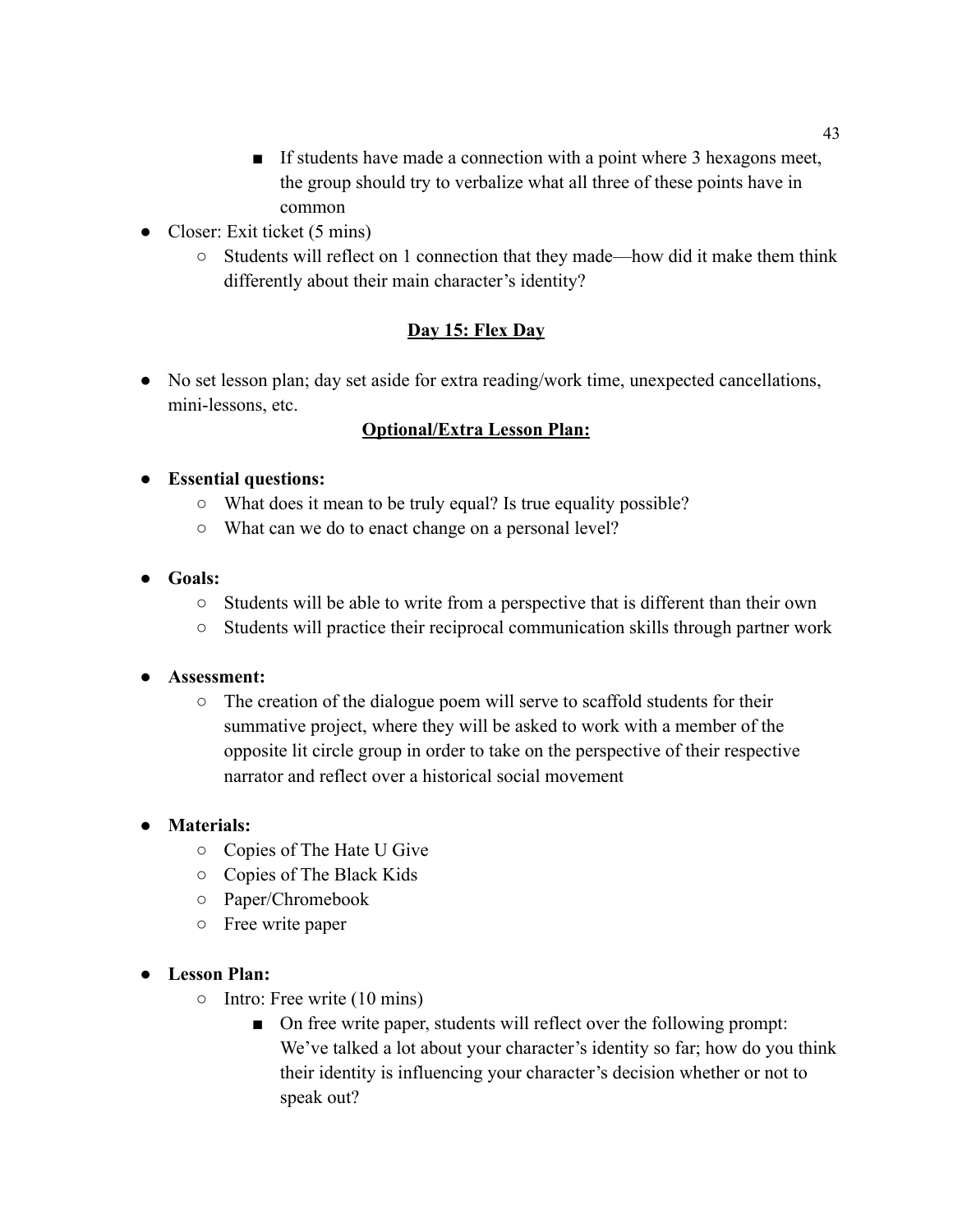- If students have made a connection with a point where 3 hexagons meet, the group should try to verbalize what all three of these points have in common
- Closer: Exit ticket (5 mins)
    - Students will reflect on 1 connection that they made—how did it make them think differently about their main character's identity?

## <u>Day 15: Flex Day</u>

- No set lesson plan; day set aside for extra reading/work time, unexpected cancellations, mini-lessons, etc.

### <u>Optional/Extra Lesson Plan:</u>

- **Essential questions:**
    - What does it mean to be truly equal? Is true equality possible?
    - What can we do to enact change on a personal level?

- **Goals:**
    - Students will be able to write from a perspective that is different than their own
    - Students will practice their reciprocal communication skills through partner work

- **Assessment:**
    - The creation of the dialogue poem will serve to scaffold students for their summative project, where they will be asked to work with a member of the opposite lit circle group in order to take on the perspective of their respective narrator and reflect over a historical social movement

- **Materials:**
    - Copies of The Hate U Give
    - Copies of The Black Kids
    - Paper/Chromebook
    - Free write paper

- **Lesson Plan:**
    - Intro: Free write (10 mins)
        - On free write paper, students will reflect over the following prompt: We've talked a lot about your character's identity so far; how do you think their identity is influencing your character's decision whether or not to speak out?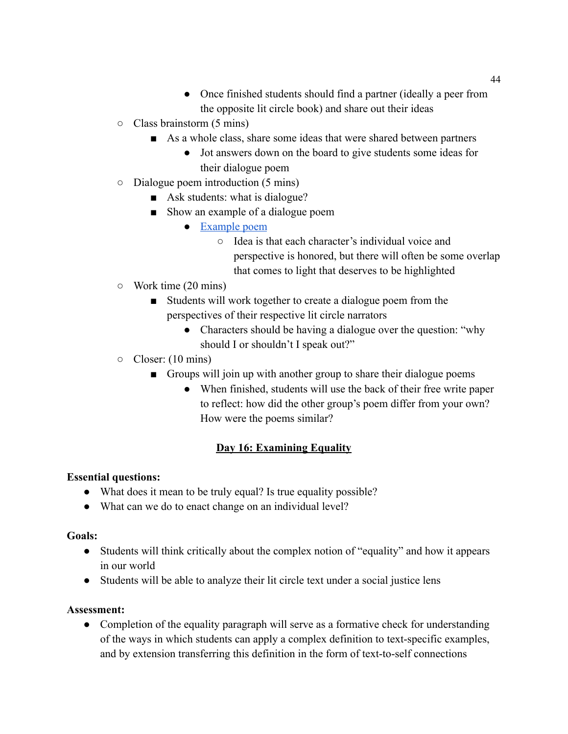- Once finished students should find a partner (ideally a peer from the opposite lit circle book) and share out their ideas
    - Class brainstorm (5 mins)
        - As a whole class, share some ideas that were shared between partners
            - Jot answers down on the board to give students some ideas for their dialogue poem
    - Dialogue poem introduction (5 mins)
        - Ask students: what is dialogue?
        - Show an example of a dialogue poem
            - [Example poem]()
                - Idea is that each character's individual voice and perspective is honored, but there will often be some overlap that comes to light that deserves to be highlighted
    - Work time (20 mins)
        - Students will work together to create a dialogue poem from the perspectives of their respective lit circle narrators
            - Characters should be having a dialogue over the question: "why should I or shouldn't I speak out?"
    - Closer: (10 mins)
        - Groups will join up with another group to share their dialogue poems
            - When finished, students will use the back of their free write paper to reflect: how did the other group's poem differ from your own? How were the poems similar?

## Day 16: Examining Equality

**Essential questions:**

- What does it mean to be truly equal? Is true equality possible?
- What can we do to enact change on an individual level?

**Goals:**

- Students will think critically about the complex notion of "equality" and how it appears in our world
- Students will be able to analyze their lit circle text under a social justice lens

**Assessment:**

- Completion of the equality paragraph will serve as a formative check for understanding of the ways in which students can apply a complex definition to text-specific examples, and by extension transferring this definition in the form of text-to-self connections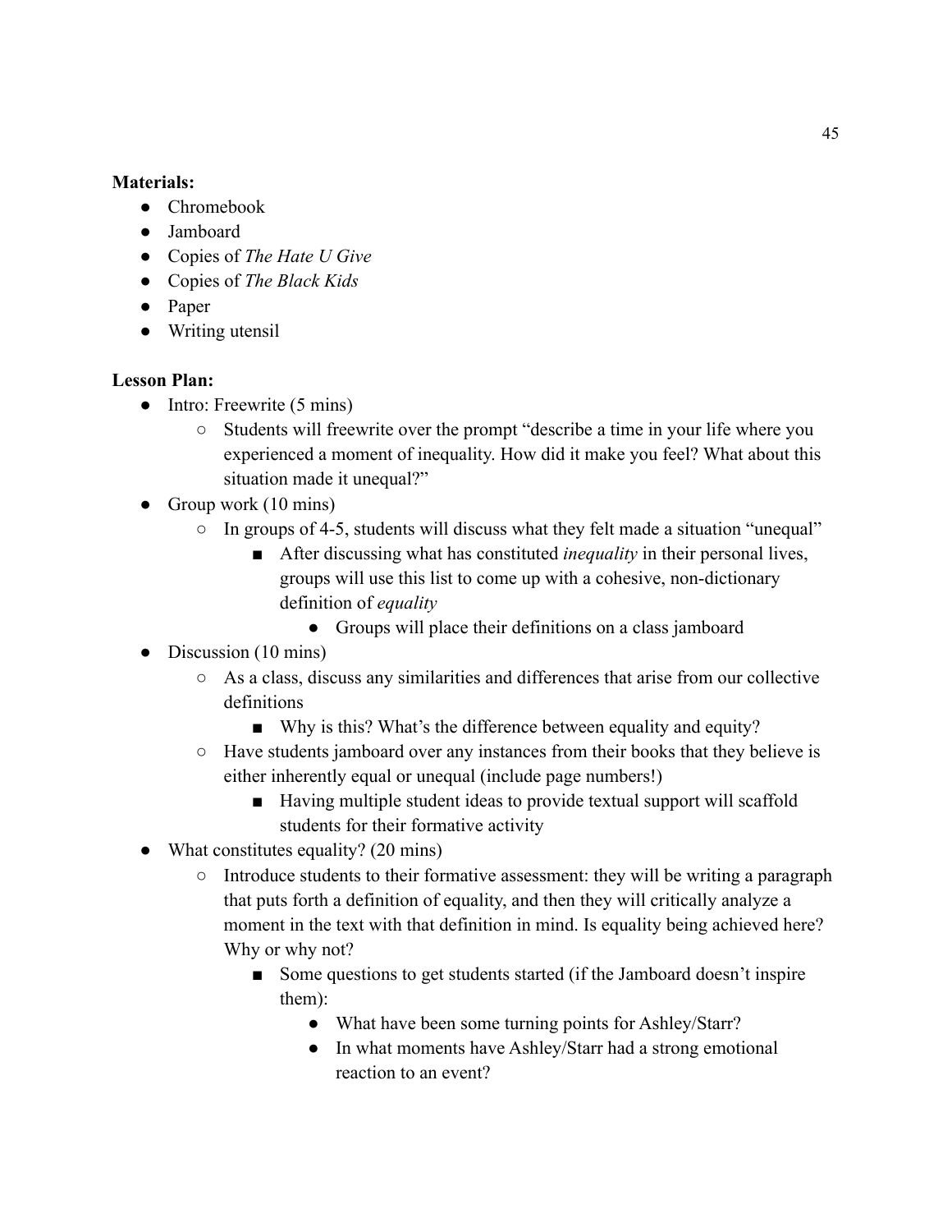**Materials:**

- Chromebook
- Jamboard
- Copies of *The Hate U Give*
- Copies of *The Black Kids*
- Paper
- Writing utensil

**Lesson Plan:**

- Intro: Freewrite (5 mins)
    - Students will freewrite over the prompt "describe a time in your life where you experienced a moment of inequality. How did it make you feel? What about this situation made it unequal?"
- Group work (10 mins)
    - In groups of 4-5, students will discuss what they felt made a situation "unequal"
        - After discussing what has constituted *inequality* in their personal lives, groups will use this list to come up with a cohesive, non-dictionary definition of *equality*
            - Groups will place their definitions on a class jamboard
- Discussion (10 mins)
    - As a class, discuss any similarities and differences that arise from our collective definitions
        - Why is this? What's the difference between equality and equity?
    - Have students jamboard over any instances from their books that they believe is either inherently equal or unequal (include page numbers!)
        - Having multiple student ideas to provide textual support will scaffold students for their formative activity
- What constitutes equality? (20 mins)
    - Introduce students to their formative assessment: they will be writing a paragraph that puts forth a definition of equality, and then they will critically analyze a moment in the text with that definition in mind. Is equality being achieved here? Why or why not?
        - Some questions to get students started (if the Jamboard doesn't inspire them):
            - What have been some turning points for Ashley/Starr?
            - In what moments have Ashley/Starr had a strong emotional reaction to an event?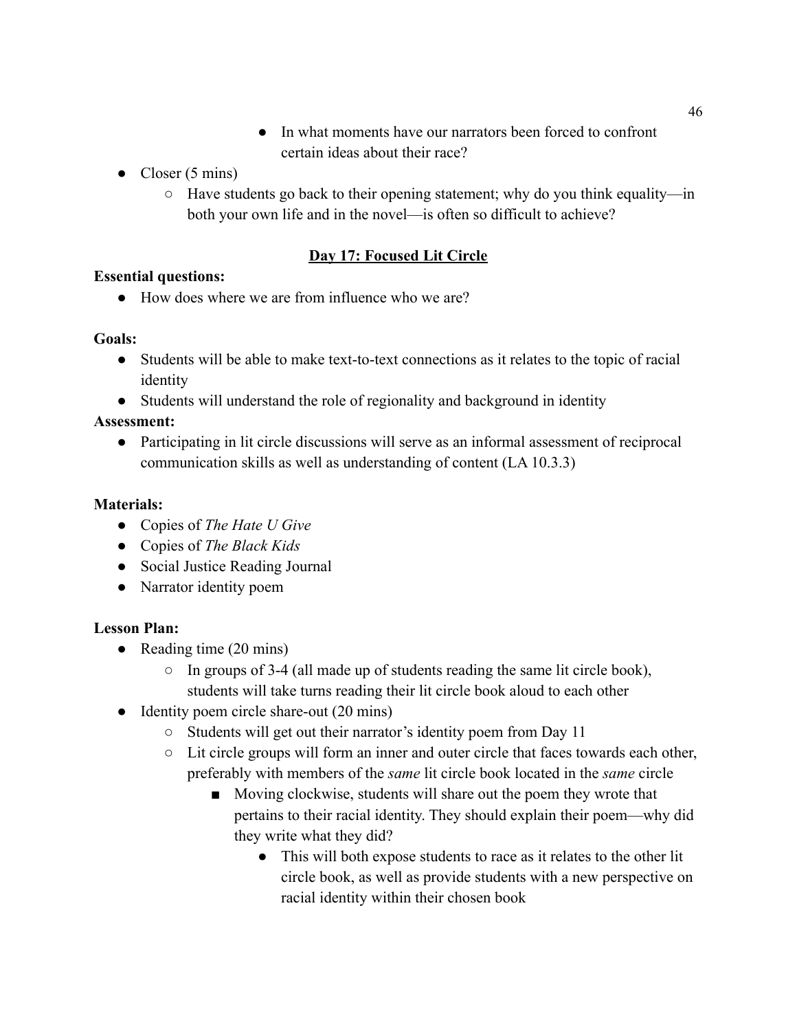- In what moments have our narrators been forced to confront certain ideas about their race?
- Closer (5 mins)
    - Have students go back to their opening statement; why do you think equality—in both your own life and in the novel—is often so difficult to achieve?

## Day 17: Focused Lit Circle

**Essential questions:**

- How does where we are from influence who we are?

**Goals:**

- Students will be able to make text-to-text connections as it relates to the topic of racial identity
- Students will understand the role of regionality and background in identity

**Assessment:**

- Participating in lit circle discussions will serve as an informal assessment of reciprocal communication skills as well as understanding of content (LA 10.3.3)

**Materials:**

- Copies of *The Hate U Give*
- Copies of *The Black Kids*
- Social Justice Reading Journal
- Narrator identity poem

**Lesson Plan:**

- Reading time (20 mins)
    - In groups of 3-4 (all made up of students reading the same lit circle book), students will take turns reading their lit circle book aloud to each other
- Identity poem circle share-out (20 mins)
    - Students will get out their narrator's identity poem from Day 11
    - Lit circle groups will form an inner and outer circle that faces towards each other, preferably with members of the *same* lit circle book located in the *same* circle
        - Moving clockwise, students will share out the poem they wrote that pertains to their racial identity. They should explain their poem—why did they write what they did?
            - This will both expose students to race as it relates to the other lit circle book, as well as provide students with a new perspective on racial identity within their chosen book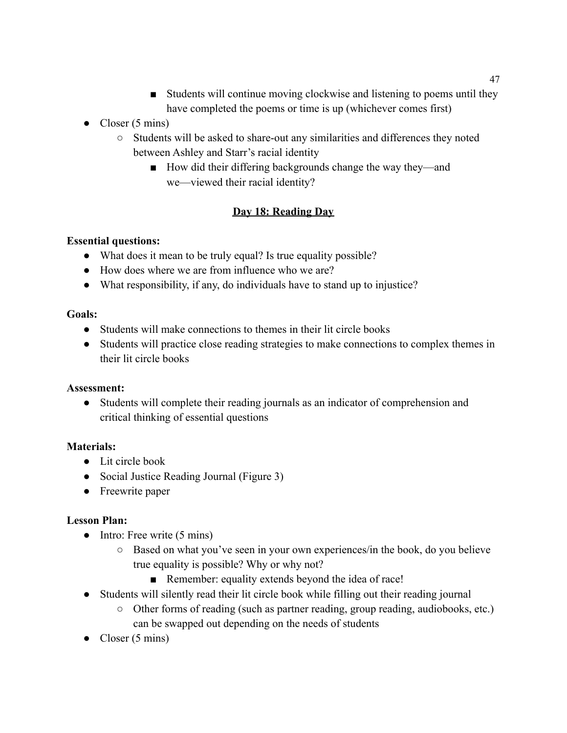- Students will continue moving clockwise and listening to poems until they have completed the poems or time is up (whichever comes first)
- Closer (5 mins)
    - Students will be asked to share-out any similarities and differences they noted between Ashley and Starr's racial identity
        - How did their differing backgrounds change the way they—and we—viewed their racial identity?

## Day 18: Reading Day

**Essential questions:**

- What does it mean to be truly equal? Is true equality possible?
- How does where we are from influence who we are?
- What responsibility, if any, do individuals have to stand up to injustice?

**Goals:**

- Students will make connections to themes in their lit circle books
- Students will practice close reading strategies to make connections to complex themes in their lit circle books

**Assessment:**

- Students will complete their reading journals as an indicator of comprehension and critical thinking of essential questions

**Materials:**

- Lit circle book
- Social Justice Reading Journal (Figure 3)
- Freewrite paper

**Lesson Plan:**

- Intro: Free write (5 mins)
    - Based on what you've seen in your own experiences/in the book, do you believe true equality is possible? Why or why not?
        - Remember: equality extends beyond the idea of race!
- Students will silently read their lit circle book while filling out their reading journal
    - Other forms of reading (such as partner reading, group reading, audiobooks, etc.) can be swapped out depending on the needs of students
- Closer (5 mins)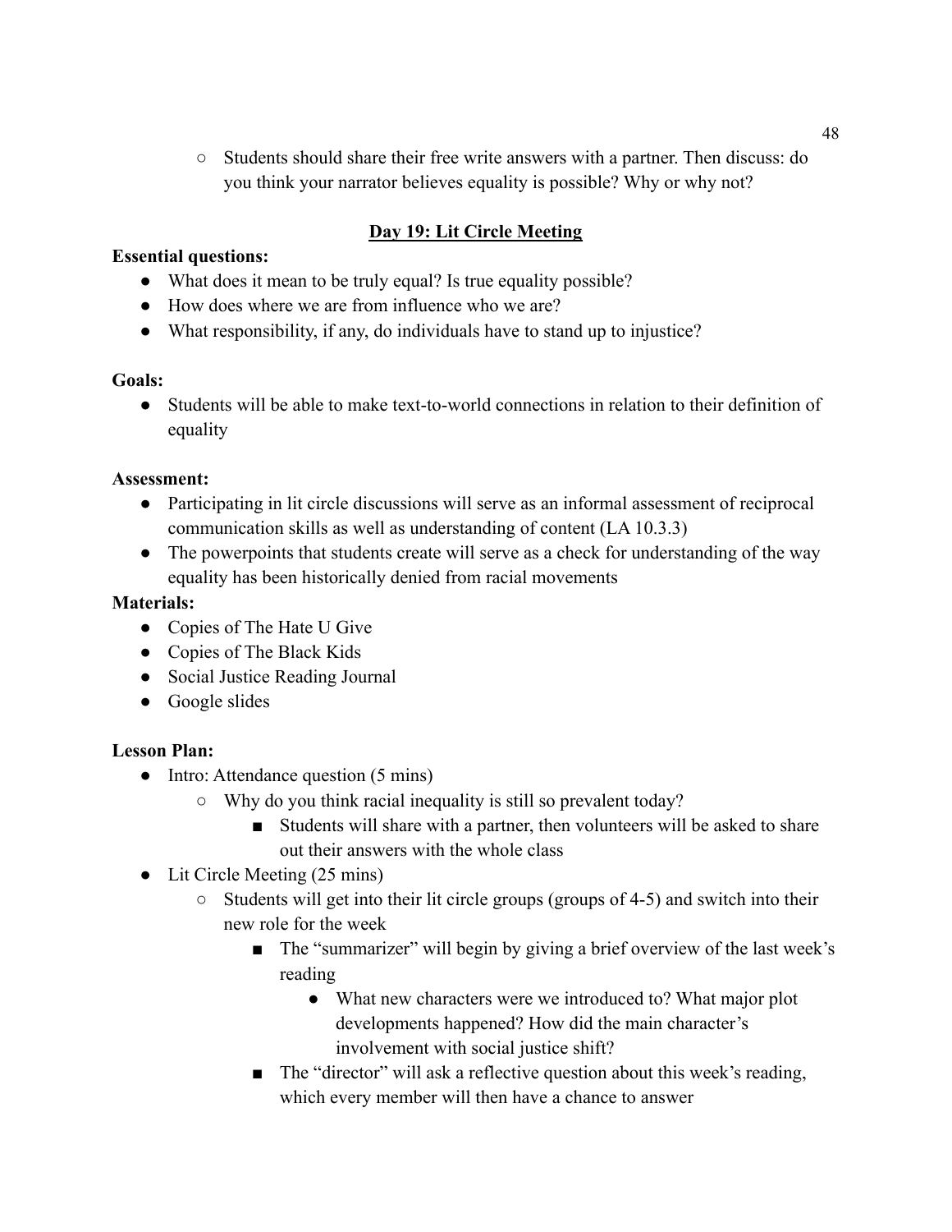- Students should share their free write answers with a partner. Then discuss: do you think your narrator believes equality is possible? Why or why not?

## Day 19: Lit Circle Meeting

**Essential questions:**

- What does it mean to be truly equal? Is true equality possible?
- How does where we are from influence who we are?
- What responsibility, if any, do individuals have to stand up to injustice?

**Goals:**

- Students will be able to make text-to-world connections in relation to their definition of equality

**Assessment:**

- Participating in lit circle discussions will serve as an informal assessment of reciprocal communication skills as well as understanding of content (LA 10.3.3)
- The powerpoints that students create will serve as a check for understanding of the way equality has been historically denied from racial movements

**Materials:**

- Copies of The Hate U Give
- Copies of The Black Kids
- Social Justice Reading Journal
- Google slides

**Lesson Plan:**

- Intro: Attendance question (5 mins)
    - Why do you think racial inequality is still so prevalent today?
        - Students will share with a partner, then volunteers will be asked to share out their answers with the whole class
- Lit Circle Meeting (25 mins)
    - Students will get into their lit circle groups (groups of 4-5) and switch into their new role for the week
        - The "summarizer" will begin by giving a brief overview of the last week's reading
            - What new characters were we introduced to? What major plot developments happened? How did the main character's involvement with social justice shift?
        - The "director" will ask a reflective question about this week's reading, which every member will then have a chance to answer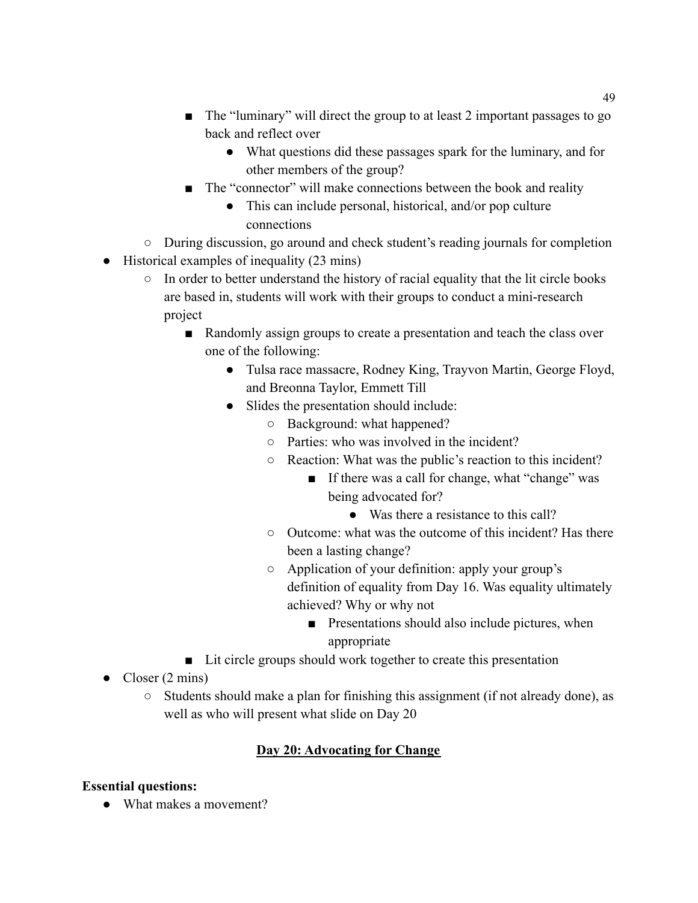- The "luminary" will direct the group to at least 2 important passages to go back and reflect over
            - What questions did these passages spark for the luminary, and for other members of the group?
        - The "connector" will make connections between the book and reality
            - This can include personal, historical, and/or pop culture connections
    - During discussion, go around and check student's reading journals for completion
- Historical examples of inequality (23 mins)
    - In order to better understand the history of racial equality that the lit circle books are based in, students will work with their groups to conduct a mini-research project
        - Randomly assign groups to create a presentation and teach the class over one of the following:
            - Tulsa race massacre, Rodney King, Trayvon Martin, George Floyd, and Breonna Taylor, Emmett Till
            - Slides the presentation should include:
                - Background: what happened?
                - Parties: who was involved in the incident?
                - Reaction: What was the public's reaction to this incident?
                    - If there was a call for change, what "change" was being advocated for?
                        - Was there a resistance to this call?
                - Outcome: what was the outcome of this incident? Has there been a lasting change?
                - Application of your definition: apply your group's definition of equality from Day 16. Was equality ultimately achieved? Why or why not
                    - Presentations should also include pictures, when appropriate
        - Lit circle groups should work together to create this presentation
- Closer (2 mins)
    - Students should make a plan for finishing this assignment (if not already done), as well as who will present what slide on Day 20

## Day 20: Advocating for Change

**Essential questions:**

- What makes a movement?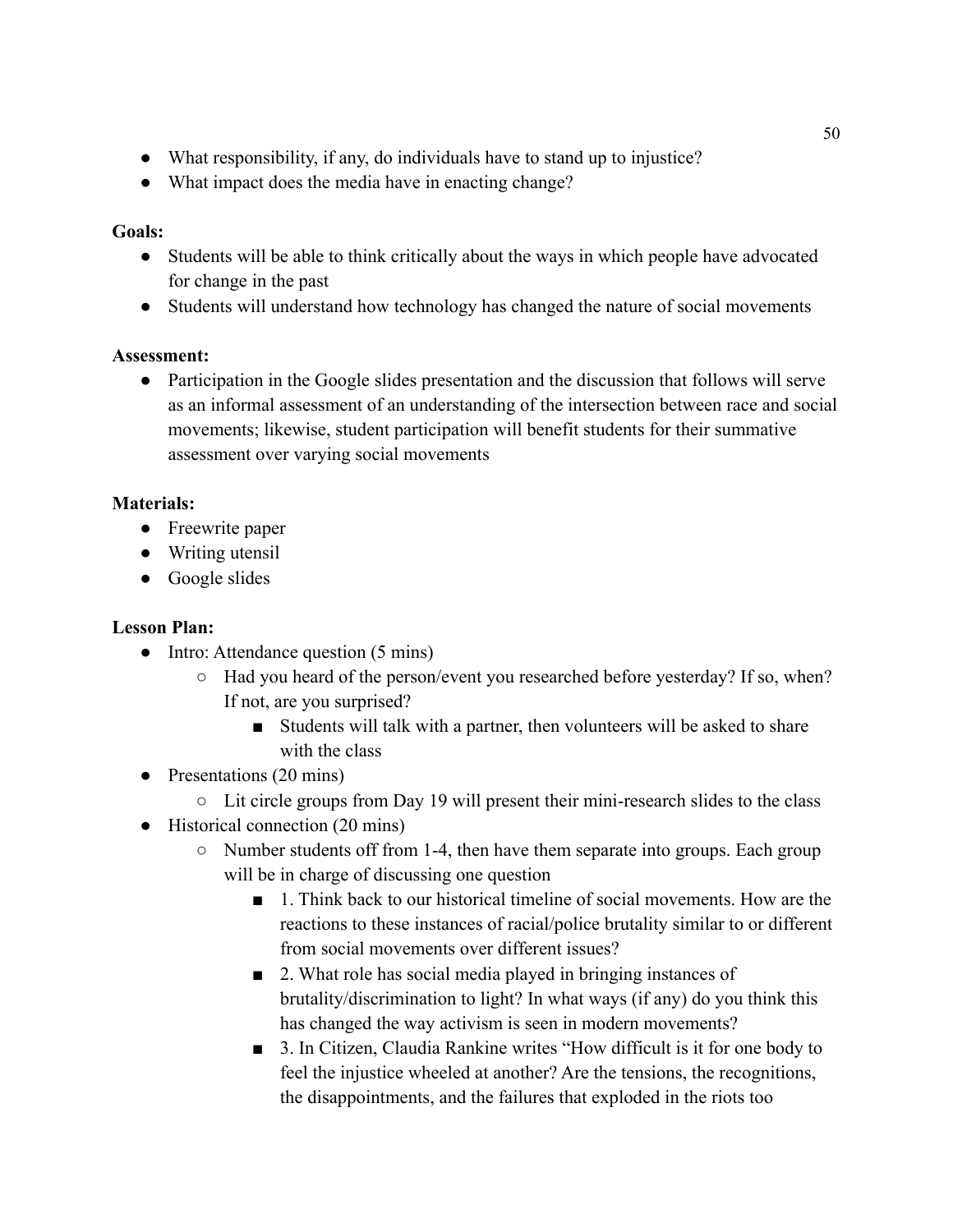- What responsibility, if any, do individuals have to stand up to injustice?
- What impact does the media have in enacting change?

**Goals:**

- Students will be able to think critically about the ways in which people have advocated for change in the past
- Students will understand how technology has changed the nature of social movements

**Assessment:**

- Participation in the Google slides presentation and the discussion that follows will serve as an informal assessment of an understanding of the intersection between race and social movements; likewise, student participation will benefit students for their summative assessment over varying social movements

**Materials:**

- Freewrite paper
- Writing utensil
- Google slides

**Lesson Plan:**

- Intro: Attendance question (5 mins)
  - Had you heard of the person/event you researched before yesterday? If so, when? If not, are you surprised?
    - Students will talk with a partner, then volunteers will be asked to share with the class
- Presentations (20 mins)
  - Lit circle groups from Day 19 will present their mini-research slides to the class
- Historical connection (20 mins)
  - Number students off from 1-4, then have them separate into groups. Each group will be in charge of discussing one question
    - 1. Think back to our historical timeline of social movements. How are the reactions to these instances of racial/police brutality similar to or different from social movements over different issues?
    - 2. What role has social media played in bringing instances of brutality/discrimination to light? In what ways (if any) do you think this has changed the way activism is seen in modern movements?
    - 3. In Citizen, Claudia Rankine writes "How difficult is it for one body to feel the injustice wheeled at another? Are the tensions, the recognitions, the disappointments, and the failures that exploded in the riots too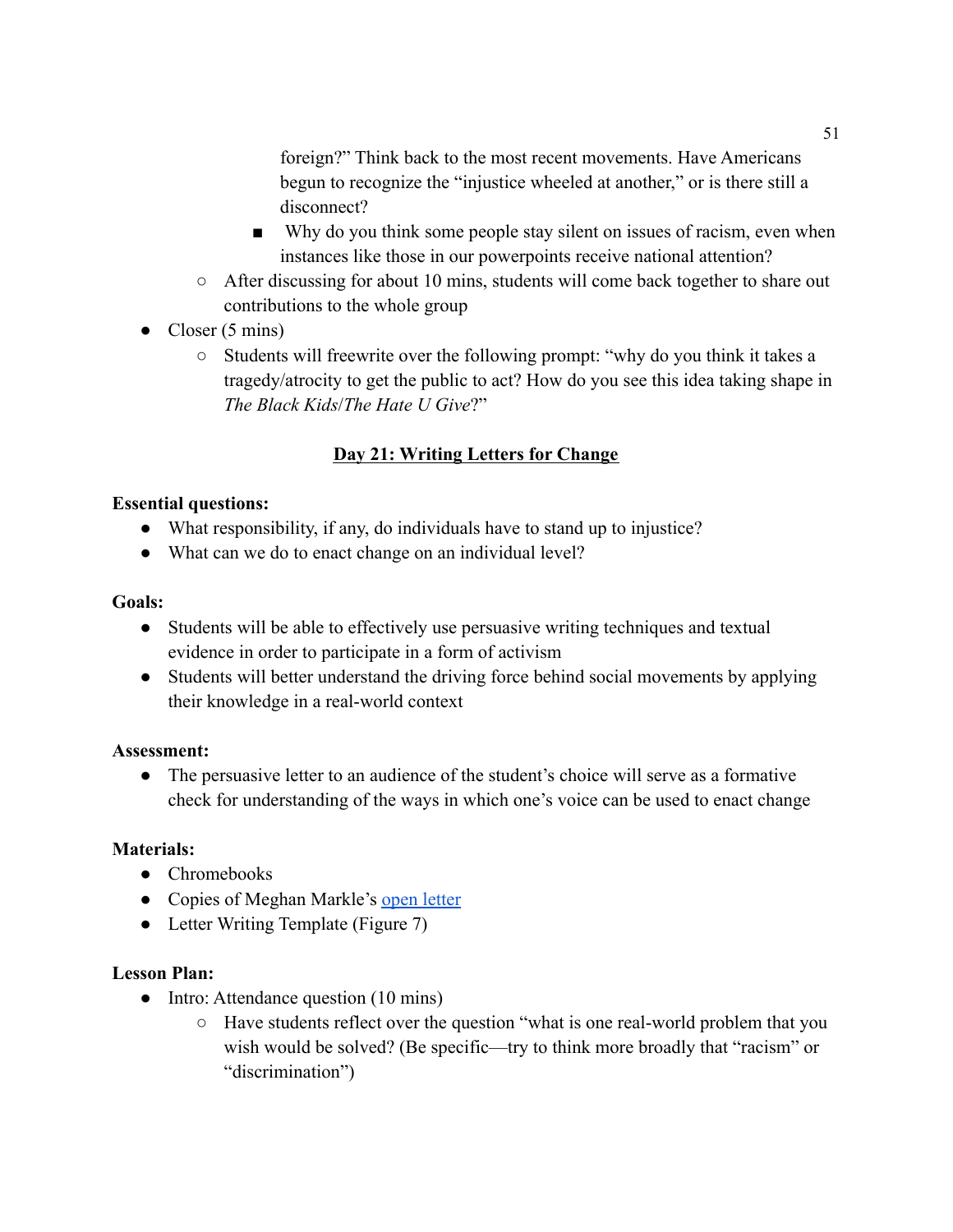foreign?" Think back to the most recent movements. Have Americans begun to recognize the "injustice wheeled at another," or is there still a disconnect?

        - Why do you think some people stay silent on issues of racism, even when instances like those in our powerpoints receive national attention?

    - After discussing for about 10 mins, students will come back together to share out contributions to the whole group

- Closer (5 mins)
    - Students will freewrite over the following prompt: "why do you think it takes a tragedy/atrocity to get the public to act? How do you see this idea taking shape in *The Black Kids*/*The Hate U Give*?"

## Day 21: Writing Letters for Change

**Essential questions:**

- What responsibility, if any, do individuals have to stand up to injustice?
- What can we do to enact change on an individual level?

**Goals:**

- Students will be able to effectively use persuasive writing techniques and textual evidence in order to participate in a form of activism
- Students will better understand the driving force behind social movements by applying their knowledge in a real-world context

**Assessment:**

- The persuasive letter to an audience of the student's choice will serve as a formative check for understanding of the ways in which one's voice can be used to enact change

**Materials:**

- Chromebooks
- Copies of Meghan Markle's open letter
- Letter Writing Template (Figure 7)

**Lesson Plan:**

- Intro: Attendance question (10 mins)
    - Have students reflect over the question "what is one real-world problem that you wish would be solved? (Be specific—try to think more broadly that "racism" or "discrimination")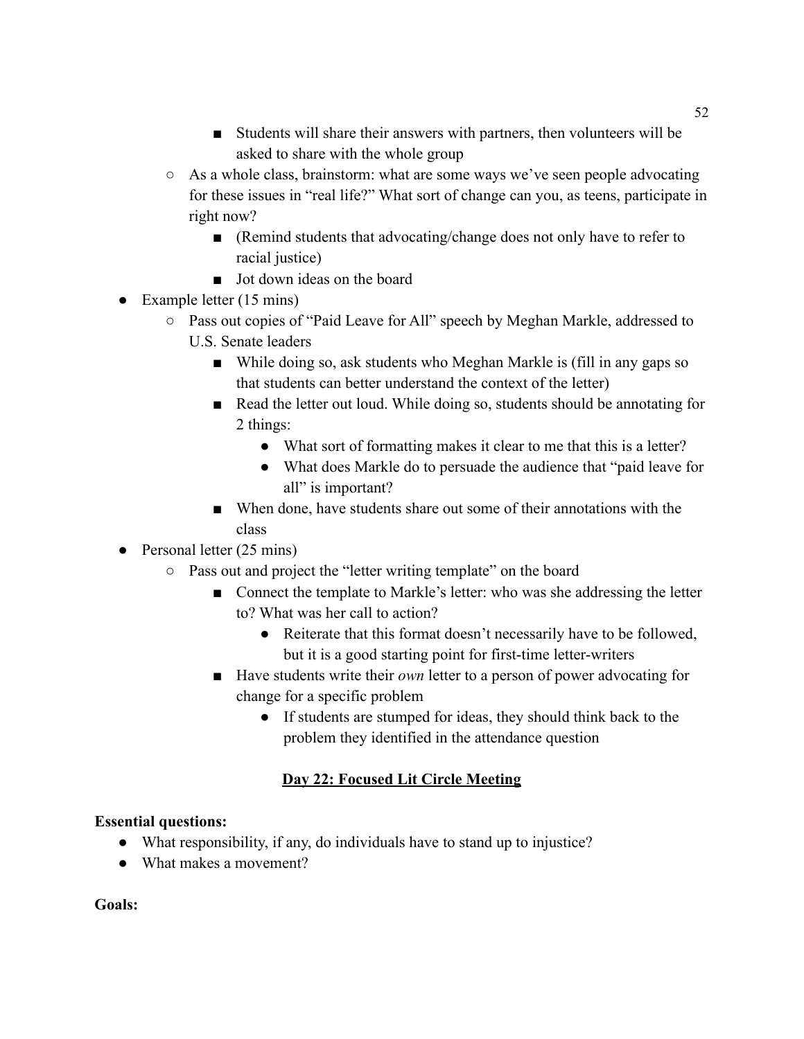- Students will share their answers with partners, then volunteers will be asked to share with the whole group
  - As a whole class, brainstorm: what are some ways we've seen people advocating for these issues in "real life?" What sort of change can you, as teens, participate in right now?
    - (Remind students that advocating/change does not only have to refer to racial justice)
    - Jot down ideas on the board
- Example letter (15 mins)
  - Pass out copies of "Paid Leave for All" speech by Meghan Markle, addressed to U.S. Senate leaders
    - While doing so, ask students who Meghan Markle is (fill in any gaps so that students can better understand the context of the letter)
    - Read the letter out loud. While doing so, students should be annotating for 2 things:
      - What sort of formatting makes it clear to me that this is a letter?
      - What does Markle do to persuade the audience that "paid leave for all" is important?
    - When done, have students share out some of their annotations with the class
- Personal letter (25 mins)
  - Pass out and project the "letter writing template" on the board
    - Connect the template to Markle's letter: who was she addressing the letter to? What was her call to action?
      - Reiterate that this format doesn't necessarily have to be followed, but it is a good starting point for first-time letter-writers
    - Have students write their *own* letter to a person of power advocating for change for a specific problem
      - If students are stumped for ideas, they should think back to the problem they identified in the attendance question

## Day 22: Focused Lit Circle Meeting

**Essential questions:**

- What responsibility, if any, do individuals have to stand up to injustice?
- What makes a movement?

**Goals:**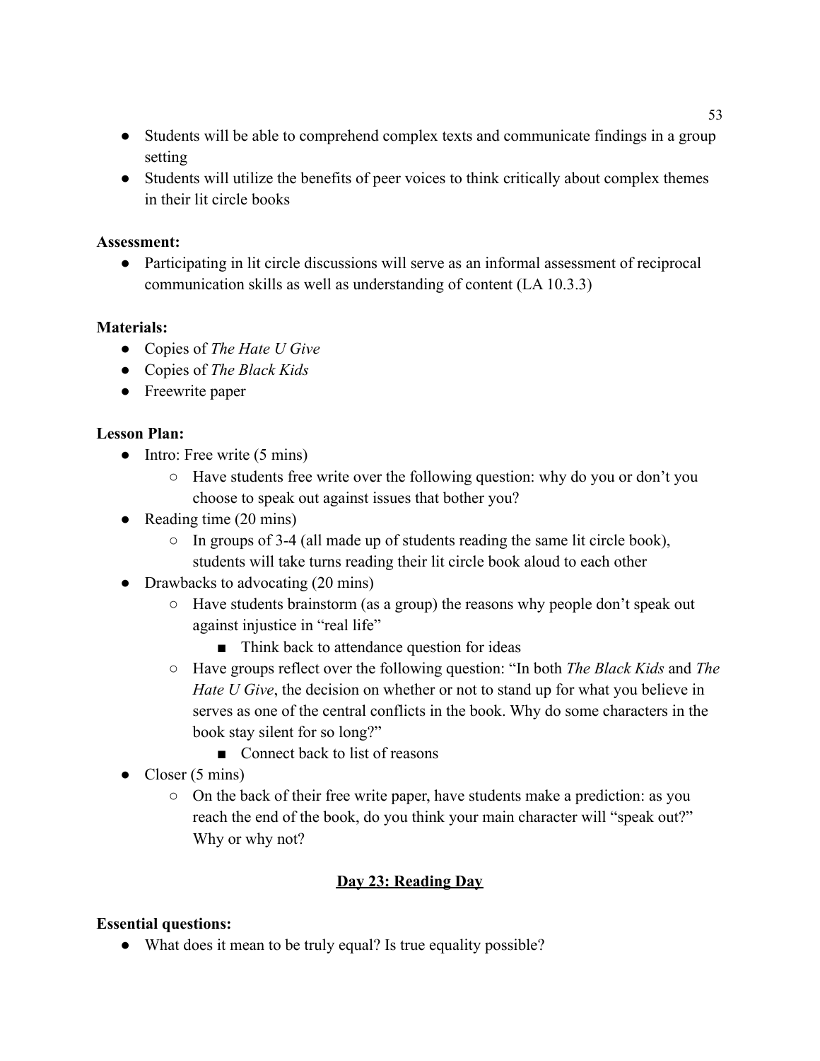- Students will be able to comprehend complex texts and communicate findings in a group setting
- Students will utilize the benefits of peer voices to think critically about complex themes in their lit circle books

**Assessment:**

- Participating in lit circle discussions will serve as an informal assessment of reciprocal communication skills as well as understanding of content (LA 10.3.3)

**Materials:**

- Copies of *The Hate U Give*
- Copies of *The Black Kids*
- Freewrite paper

**Lesson Plan:**

- Intro: Free write (5 mins)
    - Have students free write over the following question: why do you or don't you choose to speak out against issues that bother you?
- Reading time (20 mins)
    - In groups of 3-4 (all made up of students reading the same lit circle book), students will take turns reading their lit circle book aloud to each other
- Drawbacks to advocating (20 mins)
    - Have students brainstorm (as a group) the reasons why people don't speak out against injustice in "real life"
        - Think back to attendance question for ideas
    - Have groups reflect over the following question: "In both *The Black Kids* and *The Hate U Give*, the decision on whether or not to stand up for what you believe in serves as one of the central conflicts in the book. Why do some characters in the book stay silent for so long?"
        - Connect back to list of reasons
- Closer (5 mins)
    - On the back of their free write paper, have students make a prediction: as you reach the end of the book, do you think your main character will "speak out?" Why or why not?

## Day 23: Reading Day

**Essential questions:**

- What does it mean to be truly equal? Is true equality possible?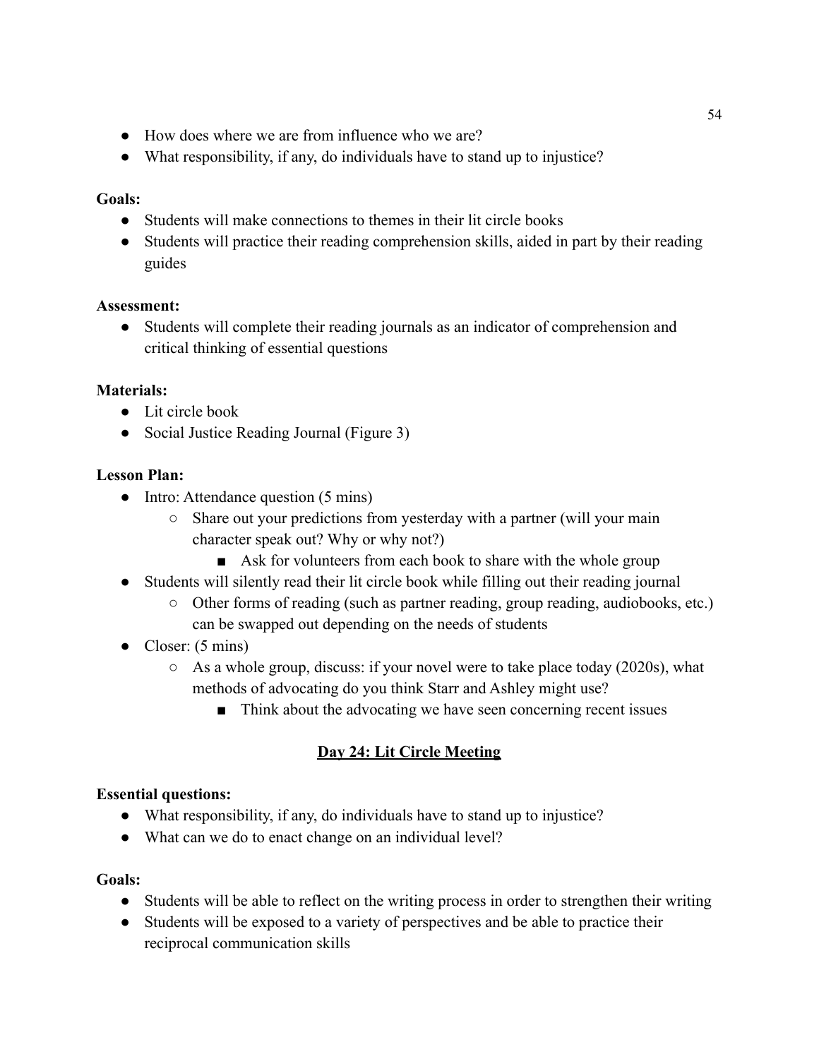- How does where we are from influence who we are?
- What responsibility, if any, do individuals have to stand up to injustice?

**Goals:**

- Students will make connections to themes in their lit circle books
- Students will practice their reading comprehension skills, aided in part by their reading guides

**Assessment:**

- Students will complete their reading journals as an indicator of comprehension and critical thinking of essential questions

**Materials:**

- Lit circle book
- Social Justice Reading Journal (Figure 3)

**Lesson Plan:**

- Intro: Attendance question (5 mins)
    - Share out your predictions from yesterday with a partner (will your main character speak out? Why or why not?)
        - Ask for volunteers from each book to share with the whole group
- Students will silently read their lit circle book while filling out their reading journal
    - Other forms of reading (such as partner reading, group reading, audiobooks, etc.) can be swapped out depending on the needs of students
- Closer: (5 mins)
    - As a whole group, discuss: if your novel were to take place today (2020s), what methods of advocating do you think Starr and Ashley might use?
        - Think about the advocating we have seen concerning recent issues

## Day 24: Lit Circle Meeting

**Essential questions:**

- What responsibility, if any, do individuals have to stand up to injustice?
- What can we do to enact change on an individual level?

**Goals:**

- Students will be able to reflect on the writing process in order to strengthen their writing
- Students will be exposed to a variety of perspectives and be able to practice their reciprocal communication skills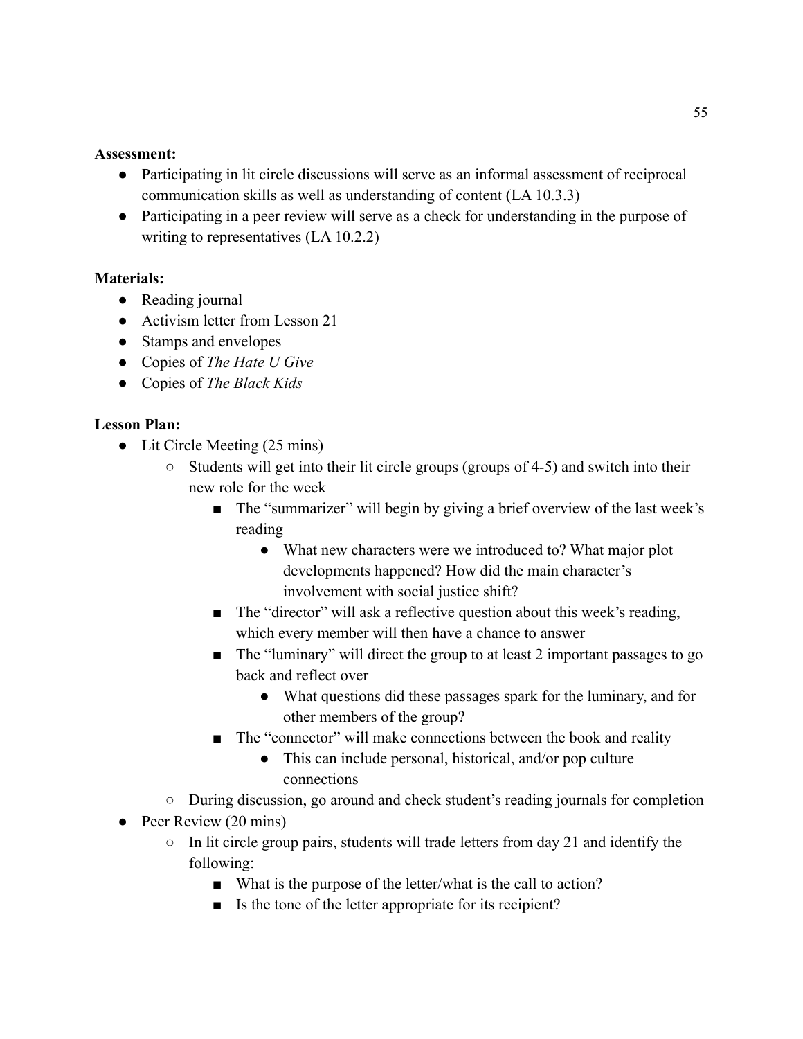**Assessment:**

- Participating in lit circle discussions will serve as an informal assessment of reciprocal communication skills as well as understanding of content (LA 10.3.3)
- Participating in a peer review will serve as a check for understanding in the purpose of writing to representatives (LA 10.2.2)

**Materials:**

- Reading journal
- Activism letter from Lesson 21
- Stamps and envelopes
- Copies of *The Hate U Give*
- Copies of *The Black Kids*

**Lesson Plan:**

- Lit Circle Meeting (25 mins)
  - Students will get into their lit circle groups (groups of 4-5) and switch into their new role for the week
    - The "summarizer" will begin by giving a brief overview of the last week's reading
      - What new characters were we introduced to? What major plot developments happened? How did the main character's involvement with social justice shift?
    - The "director" will ask a reflective question about this week's reading, which every member will then have a chance to answer
    - The "luminary" will direct the group to at least 2 important passages to go back and reflect over
      - What questions did these passages spark for the luminary, and for other members of the group?
    - The "connector" will make connections between the book and reality
      - This can include personal, historical, and/or pop culture connections
  - During discussion, go around and check student's reading journals for completion
- Peer Review (20 mins)
  - In lit circle group pairs, students will trade letters from day 21 and identify the following:
    - What is the purpose of the letter/what is the call to action?
    - Is the tone of the letter appropriate for its recipient?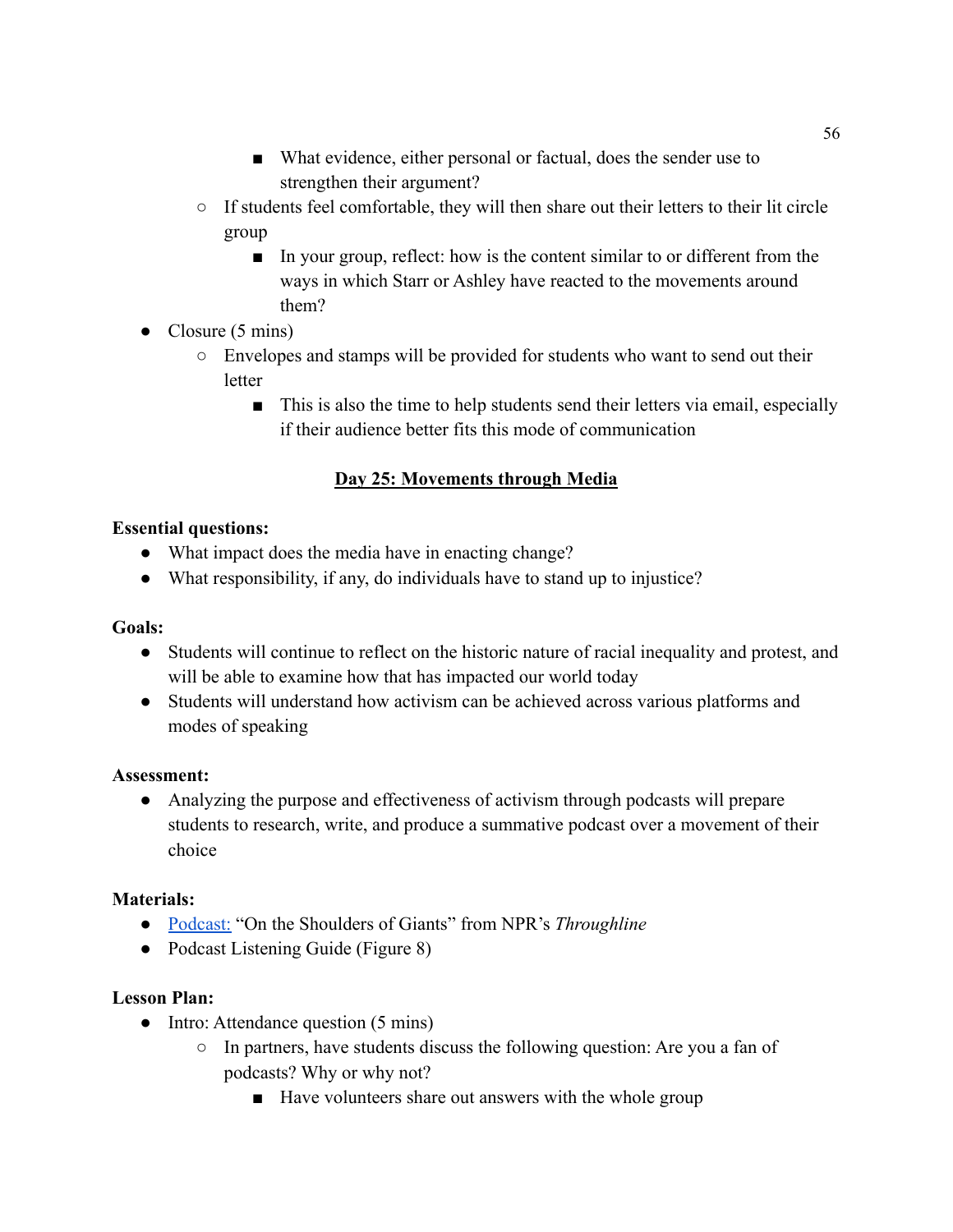- What evidence, either personal or factual, does the sender use to strengthen their argument?
    - If students feel comfortable, they will then share out their letters to their lit circle group
        - In your group, reflect: how is the content similar to or different from the ways in which Starr or Ashley have reacted to the movements around them?
- Closure (5 mins)
    - Envelopes and stamps will be provided for students who want to send out their letter
        - This is also the time to help students send their letters via email, especially if their audience better fits this mode of communication

## Day 25: Movements through Media

**Essential questions:**

- What impact does the media have in enacting change?
- What responsibility, if any, do individuals have to stand up to injustice?

**Goals:**

- Students will continue to reflect on the historic nature of racial inequality and protest, and will be able to examine how that has impacted our world today
- Students will understand how activism can be achieved across various platforms and modes of speaking

**Assessment:**

- Analyzing the purpose and effectiveness of activism through podcasts will prepare students to research, write, and produce a summative podcast over a movement of their choice

**Materials:**

- Podcast: "On the Shoulders of Giants" from NPR's *Throughline*
- Podcast Listening Guide (Figure 8)

**Lesson Plan:**

- Intro: Attendance question (5 mins)
    - In partners, have students discuss the following question: Are you a fan of podcasts? Why or why not?
        - Have volunteers share out answers with the whole group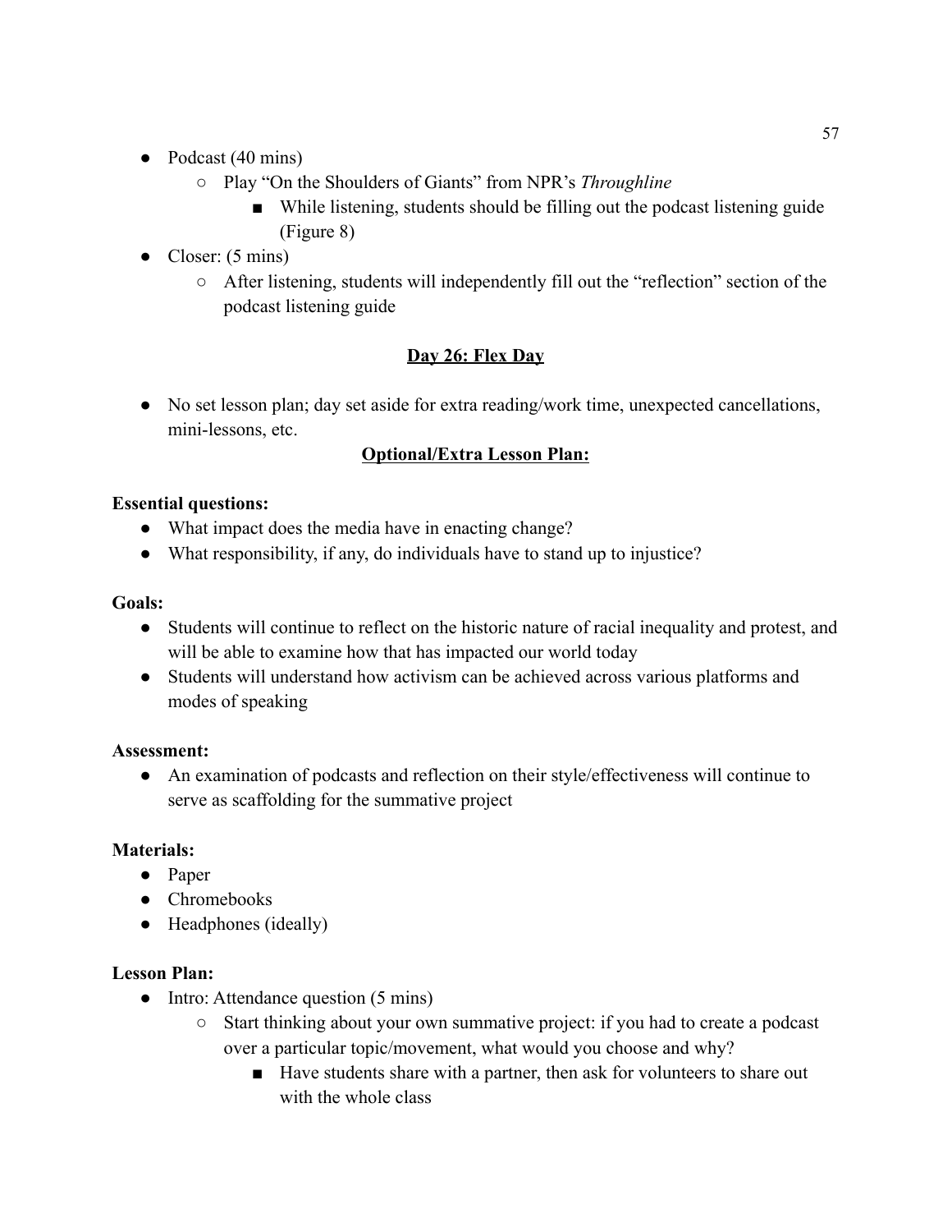- Podcast (40 mins)
  - Play "On the Shoulders of Giants" from NPR's *Throughline*
    - While listening, students should be filling out the podcast listening guide (Figure 8)
- Closer: (5 mins)
  - After listening, students will independently fill out the "reflection" section of the podcast listening guide

**<u>Day 26: Flex Day</u>**

- No set lesson plan; day set aside for extra reading/work time, unexpected cancellations, mini-lessons, etc.

**<u>Optional/Extra Lesson Plan:</u>**

**Essential questions:**

- What impact does the media have in enacting change?
- What responsibility, if any, do individuals have to stand up to injustice?

**Goals:**

- Students will continue to reflect on the historic nature of racial inequality and protest, and will be able to examine how that has impacted our world today
- Students will understand how activism can be achieved across various platforms and modes of speaking

**Assessment:**

- An examination of podcasts and reflection on their style/effectiveness will continue to serve as scaffolding for the summative project

**Materials:**

- Paper
- Chromebooks
- Headphones (ideally)

**Lesson Plan:**

- Intro: Attendance question (5 mins)
  - Start thinking about your own summative project: if you had to create a podcast over a particular topic/movement, what would you choose and why?
    - Have students share with a partner, then ask for volunteers to share out with the whole class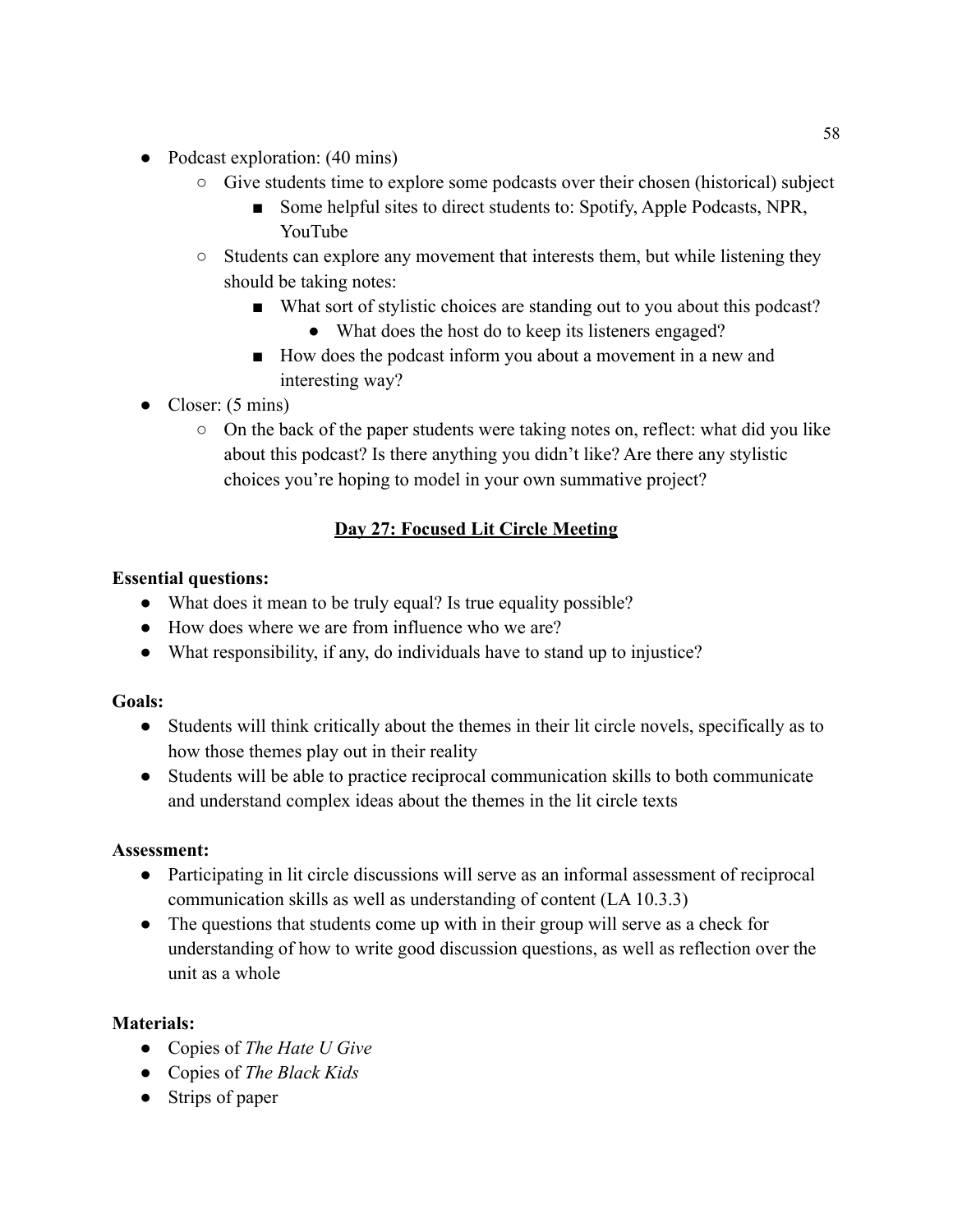- Podcast exploration: (40 mins)
  - Give students time to explore some podcasts over their chosen (historical) subject
    - Some helpful sites to direct students to: Spotify, Apple Podcasts, NPR, YouTube
  - Students can explore any movement that interests them, but while listening they should be taking notes:
    - What sort of stylistic choices are standing out to you about this podcast?
      - What does the host do to keep its listeners engaged?
    - How does the podcast inform you about a movement in a new and interesting way?
- Closer: (5 mins)
  - On the back of the paper students were taking notes on, reflect: what did you like about this podcast? Is there anything you didn't like? Are there any stylistic choices you're hoping to model in your own summative project?

## <u>Day 27: Focused Lit Circle Meeting</u>

**Essential questions:**

- What does it mean to be truly equal? Is true equality possible?
- How does where we are from influence who we are?
- What responsibility, if any, do individuals have to stand up to injustice?

**Goals:**

- Students will think critically about the themes in their lit circle novels, specifically as to how those themes play out in their reality
- Students will be able to practice reciprocal communication skills to both communicate and understand complex ideas about the themes in the lit circle texts

**Assessment:**

- Participating in lit circle discussions will serve as an informal assessment of reciprocal communication skills as well as understanding of content (LA 10.3.3)
- The questions that students come up with in their group will serve as a check for understanding of how to write good discussion questions, as well as reflection over the unit as a whole

**Materials:**

- Copies of *The Hate U Give*
- Copies of *The Black Kids*
- Strips of paper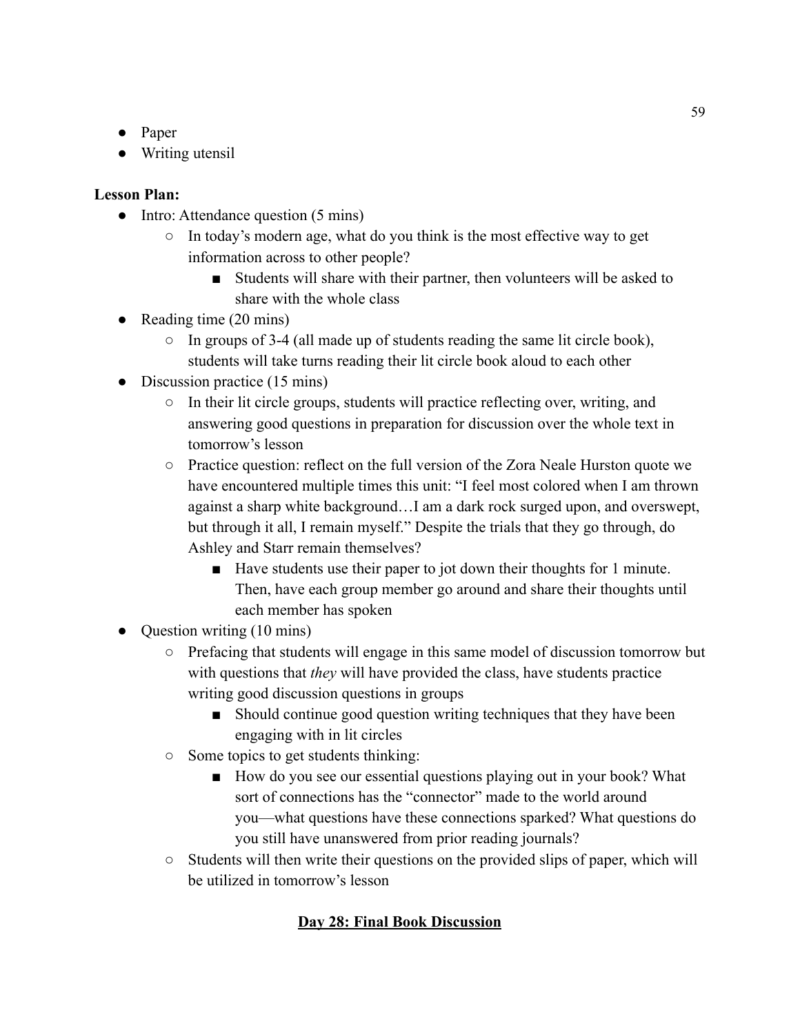- Paper
- Writing utensil

**Lesson Plan:**

- Intro: Attendance question (5 mins)
  - In today's modern age, what do you think is the most effective way to get information across to other people?
    - Students will share with their partner, then volunteers will be asked to share with the whole class
- Reading time (20 mins)
  - In groups of 3-4 (all made up of students reading the same lit circle book), students will take turns reading their lit circle book aloud to each other
- Discussion practice (15 mins)
  - In their lit circle groups, students will practice reflecting over, writing, and answering good questions in preparation for discussion over the whole text in tomorrow's lesson
  - Practice question: reflect on the full version of the Zora Neale Hurston quote we have encountered multiple times this unit: "I feel most colored when I am thrown against a sharp white background…I am a dark rock surged upon, and overswept, but through it all, I remain myself." Despite the trials that they go through, do Ashley and Starr remain themselves?
    - Have students use their paper to jot down their thoughts for 1 minute. Then, have each group member go around and share their thoughts until each member has spoken
- Question writing (10 mins)
  - Prefacing that students will engage in this same model of discussion tomorrow but with questions that *they* will have provided the class, have students practice writing good discussion questions in groups
    - Should continue good question writing techniques that they have been engaging with in lit circles
  - Some topics to get students thinking:
    - How do you see our essential questions playing out in your book? What sort of connections has the "connector" made to the world around you—what questions have these connections sparked? What questions do you still have unanswered from prior reading journals?
  - Students will then write their questions on the provided slips of paper, which will be utilized in tomorrow's lesson

**Day 28: Final Book Discussion**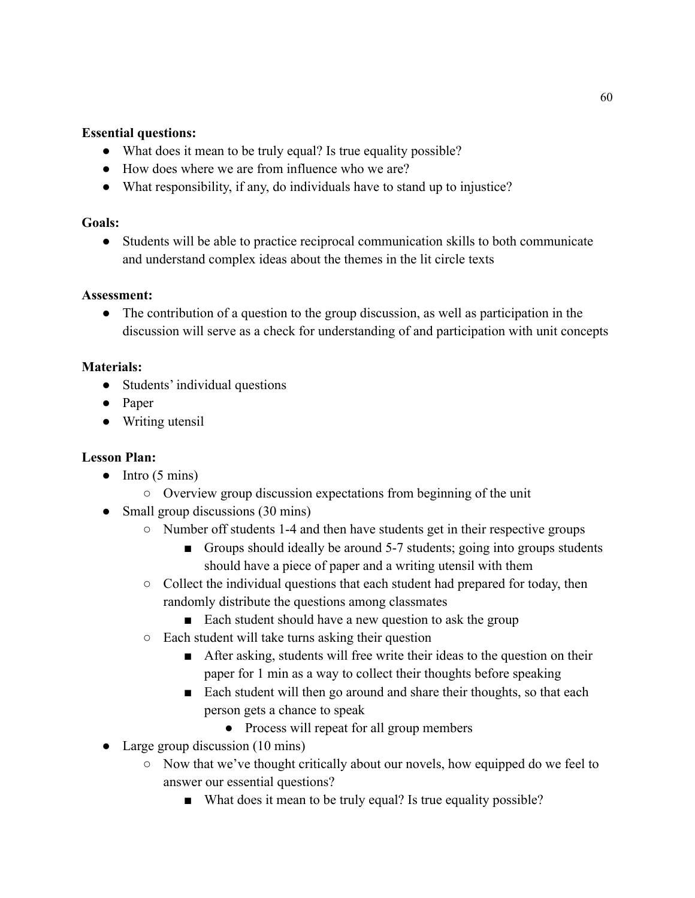**Essential questions:**

- What does it mean to be truly equal? Is true equality possible?
- How does where we are from influence who we are?
- What responsibility, if any, do individuals have to stand up to injustice?

**Goals:**

- Students will be able to practice reciprocal communication skills to both communicate and understand complex ideas about the themes in the lit circle texts

**Assessment:**

- The contribution of a question to the group discussion, as well as participation in the discussion will serve as a check for understanding of and participation with unit concepts

**Materials:**

- Students' individual questions
- Paper
- Writing utensil

**Lesson Plan:**

- Intro (5 mins)
  - Overview group discussion expectations from beginning of the unit
- Small group discussions (30 mins)
  - Number off students 1-4 and then have students get in their respective groups
    - Groups should ideally be around 5-7 students; going into groups students should have a piece of paper and a writing utensil with them
  - Collect the individual questions that each student had prepared for today, then randomly distribute the questions among classmates
    - Each student should have a new question to ask the group
  - Each student will take turns asking their question
    - After asking, students will free write their ideas to the question on their paper for 1 min as a way to collect their thoughts before speaking
    - Each student will then go around and share their thoughts, so that each person gets a chance to speak
      - Process will repeat for all group members
- Large group discussion (10 mins)
  - Now that we've thought critically about our novels, how equipped do we feel to answer our essential questions?
    - What does it mean to be truly equal? Is true equality possible?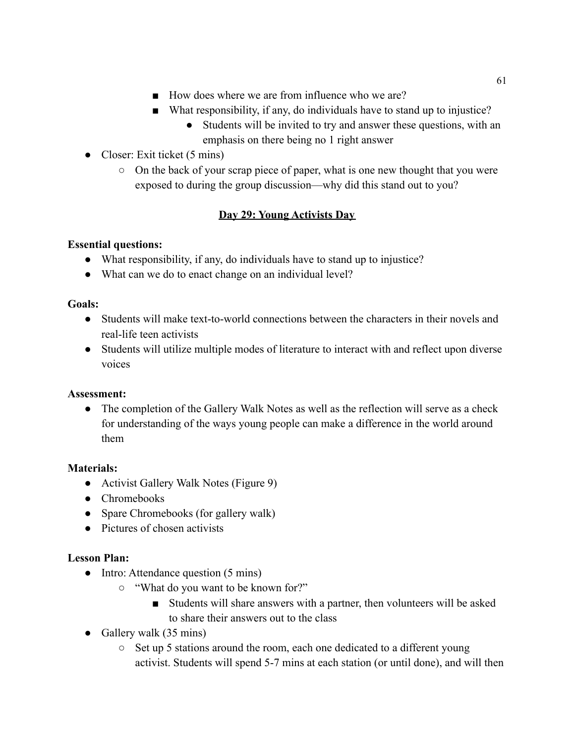- How does where we are from influence who we are?
        - What responsibility, if any, do individuals have to stand up to injustice?
            - Students will be invited to try and answer these questions, with an emphasis on there being no 1 right answer
- Closer: Exit ticket (5 mins)
    - On the back of your scrap piece of paper, what is one new thought that you were exposed to during the group discussion—why did this stand out to you?

## Day 29: Young Activists Day

**Essential questions:**

- What responsibility, if any, do individuals have to stand up to injustice?
- What can we do to enact change on an individual level?

**Goals:**

- Students will make text-to-world connections between the characters in their novels and real-life teen activists
- Students will utilize multiple modes of literature to interact with and reflect upon diverse voices

**Assessment:**

- The completion of the Gallery Walk Notes as well as the reflection will serve as a check for understanding of the ways young people can make a difference in the world around them

**Materials:**

- Activist Gallery Walk Notes (Figure 9)
- Chromebooks
- Spare Chromebooks (for gallery walk)
- Pictures of chosen activists

**Lesson Plan:**

- Intro: Attendance question (5 mins)
    - "What do you want to be known for?"
        - Students will share answers with a partner, then volunteers will be asked to share their answers out to the class
- Gallery walk (35 mins)
    - Set up 5 stations around the room, each one dedicated to a different young activist. Students will spend 5-7 mins at each station (or until done), and will then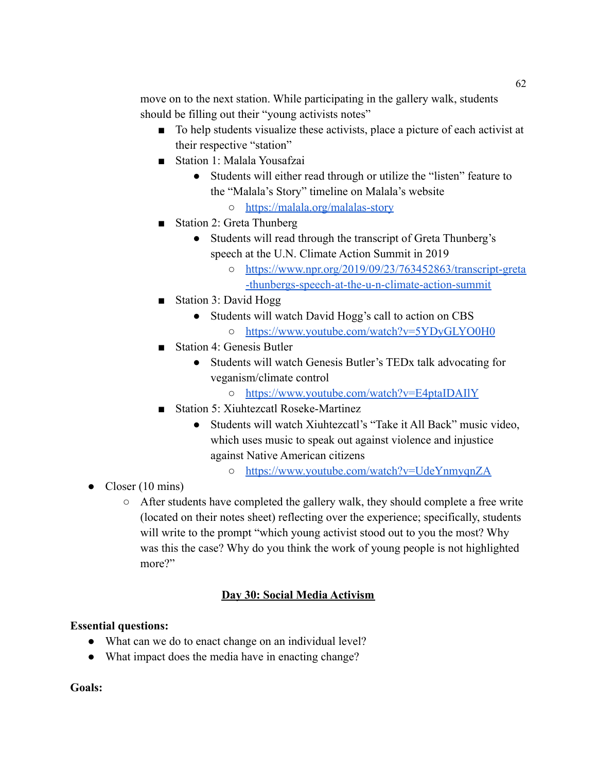move on to the next station. While participating in the gallery walk, students should be filling out their "young activists notes"

- To help students visualize these activists, place a picture of each activist at their respective "station"
- Station 1: Malala Yousafzai
  - Students will either read through or utilize the "listen" feature to the "Malala's Story" timeline on Malala's website
    - https://malala.org/malalas-story
- Station 2: Greta Thunberg
  - Students will read through the transcript of Greta Thunberg's speech at the U.N. Climate Action Summit in 2019
    - https://www.npr.org/2019/09/23/763452863/transcript-greta-thunbergs-speech-at-the-u-n-climate-action-summit
- Station 3: David Hogg
  - Students will watch David Hogg's call to action on CBS
    - https://www.youtube.com/watch?v=5YDyGLYO0H0
- Station 4: Genesis Butler
  - Students will watch Genesis Butler's TEDx talk advocating for veganism/climate control
    - https://www.youtube.com/watch?v=E4ptaIDAIlY
- Station 5: Xiuhtezcatl Roseke-Martinez
  - Students will watch Xiuhtezcatl's "Take it All Back" music video, which uses music to speak out against violence and injustice against Native American citizens
    - https://www.youtube.com/watch?v=UdeYnmyqnZA

- Closer (10 mins)
  - After students have completed the gallery walk, they should complete a free write (located on their notes sheet) reflecting over the experience; specifically, students will write to the prompt "which young activist stood out to you the most? Why was this the case? Why do you think the work of young people is not highlighted more?"

## Day 30: Social Media Activism

**Essential questions:**

- What can we do to enact change on an individual level?
- What impact does the media have in enacting change?

**Goals:**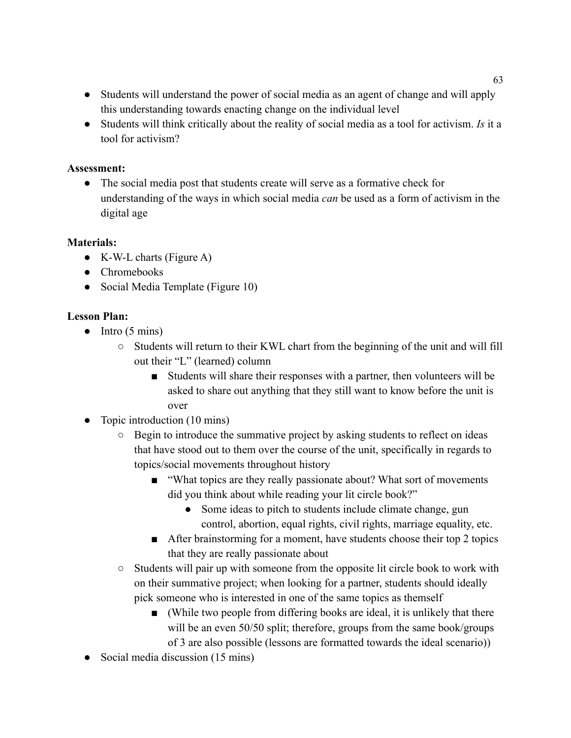- Students will understand the power of social media as an agent of change and will apply this understanding towards enacting change on the individual level
- Students will think critically about the reality of social media as a tool for activism. *Is* it a tool for activism?

**Assessment:**

- The social media post that students create will serve as a formative check for understanding of the ways in which social media *can* be used as a form of activism in the digital age

**Materials:**

- K-W-L charts (Figure A)
- Chromebooks
- Social Media Template (Figure 10)

**Lesson Plan:**

- Intro (5 mins)
    - Students will return to their KWL chart from the beginning of the unit and will fill out their "L" (learned) column
        - Students will share their responses with a partner, then volunteers will be asked to share out anything that they still want to know before the unit is over
- Topic introduction (10 mins)
    - Begin to introduce the summative project by asking students to reflect on ideas that have stood out to them over the course of the unit, specifically in regards to topics/social movements throughout history
        - "What topics are they really passionate about? What sort of movements did you think about while reading your lit circle book?"
            - Some ideas to pitch to students include climate change, gun control, abortion, equal rights, civil rights, marriage equality, etc.
        - After brainstorming for a moment, have students choose their top 2 topics that they are really passionate about
    - Students will pair up with someone from the opposite lit circle book to work with on their summative project; when looking for a partner, students should ideally pick someone who is interested in one of the same topics as themself
        - (While two people from differing books are ideal, it is unlikely that there will be an even 50/50 split; therefore, groups from the same book/groups of 3 are also possible (lessons are formatted towards the ideal scenario))
- Social media discussion (15 mins)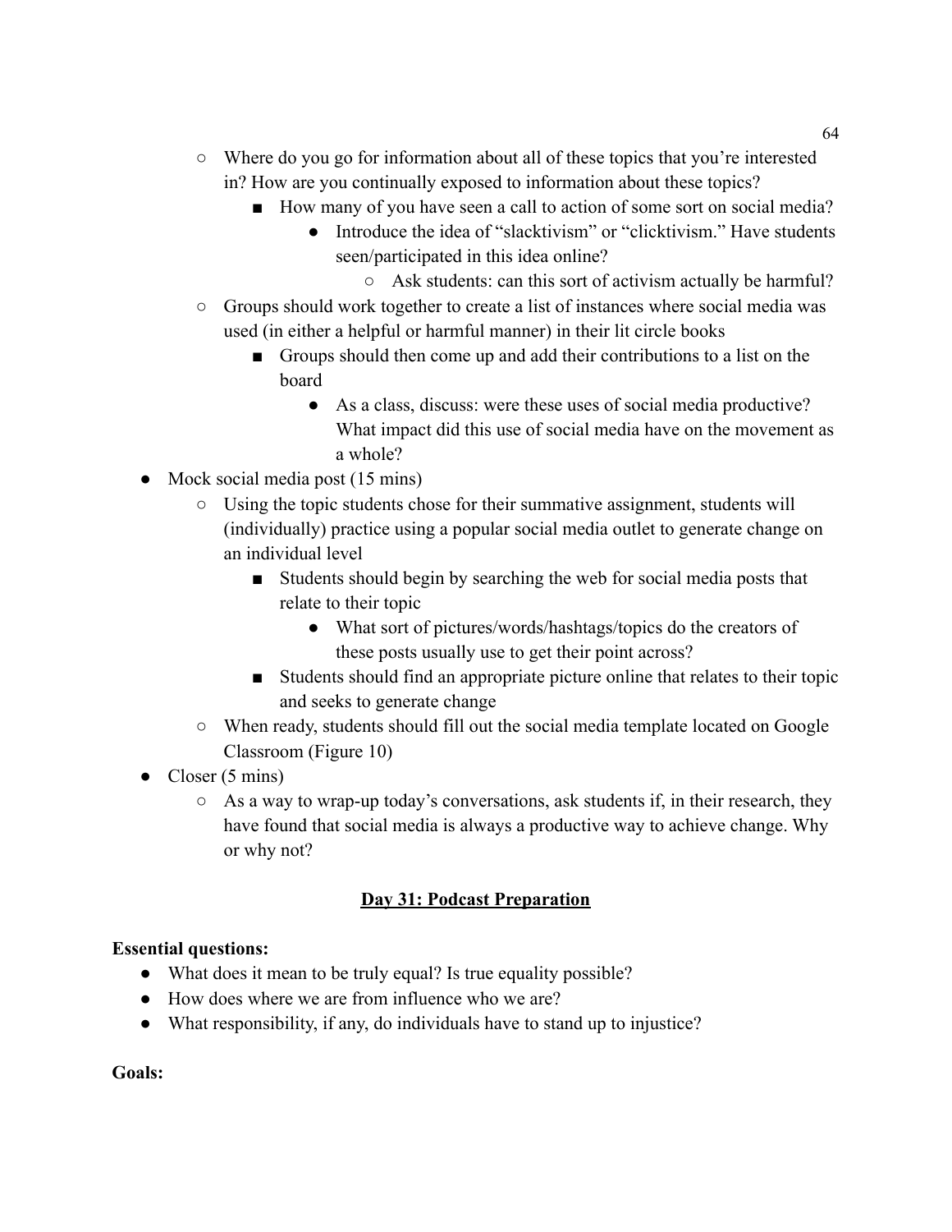- Where do you go for information about all of these topics that you're interested in? How are you continually exposed to information about these topics?
        - How many of you have seen a call to action of some sort on social media?
            - Introduce the idea of "slacktivism" or "clicktivism." Have students seen/participated in this idea online?
                - Ask students: can this sort of activism actually be harmful?
    - Groups should work together to create a list of instances where social media was used (in either a helpful or harmful manner) in their lit circle books
        - Groups should then come up and add their contributions to a list on the board
            - As a class, discuss: were these uses of social media productive? What impact did this use of social media have on the movement as a whole?
- Mock social media post (15 mins)
    - Using the topic students chose for their summative assignment, students will (individually) practice using a popular social media outlet to generate change on an individual level
        - Students should begin by searching the web for social media posts that relate to their topic
            - What sort of pictures/words/hashtags/topics do the creators of these posts usually use to get their point across?
        - Students should find an appropriate picture online that relates to their topic and seeks to generate change
    - When ready, students should fill out the social media template located on Google Classroom (Figure 10)
- Closer (5 mins)
    - As a way to wrap-up today's conversations, ask students if, in their research, they have found that social media is always a productive way to achieve change. Why or why not?

## Day 31: Podcast Preparation

**Essential questions:**

- What does it mean to be truly equal? Is true equality possible?
- How does where we are from influence who we are?
- What responsibility, if any, do individuals have to stand up to injustice?

**Goals:**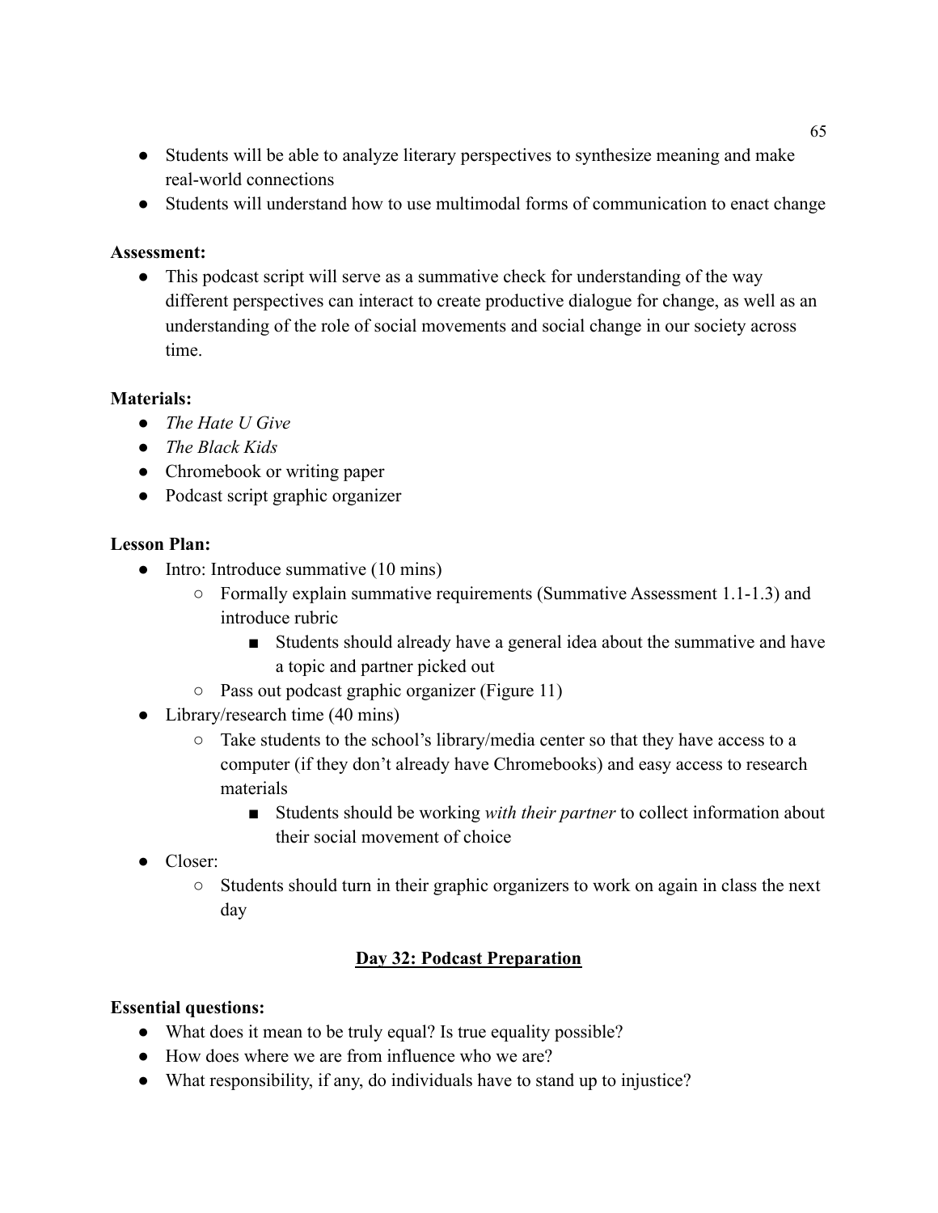- Students will be able to analyze literary perspectives to synthesize meaning and make real-world connections
- Students will understand how to use multimodal forms of communication to enact change

**Assessment:**

- This podcast script will serve as a summative check for understanding of the way different perspectives can interact to create productive dialogue for change, as well as an understanding of the role of social movements and social change in our society across time.

**Materials:**

- *The Hate U Give*
- *The Black Kids*
- Chromebook or writing paper
- Podcast script graphic organizer

**Lesson Plan:**

- Intro: Introduce summative (10 mins)
    - Formally explain summative requirements (Summative Assessment 1.1-1.3) and introduce rubric
        - Students should already have a general idea about the summative and have a topic and partner picked out
    - Pass out podcast graphic organizer (Figure 11)
- Library/research time (40 mins)
    - Take students to the school's library/media center so that they have access to a computer (if they don't already have Chromebooks) and easy access to research materials
        - Students should be working *with their partner* to collect information about their social movement of choice
- Closer:
    - Students should turn in their graphic organizers to work on again in class the next day

## <u>Day 32: Podcast Preparation</u>

**Essential questions:**

- What does it mean to be truly equal? Is true equality possible?
- How does where we are from influence who we are?
- What responsibility, if any, do individuals have to stand up to injustice?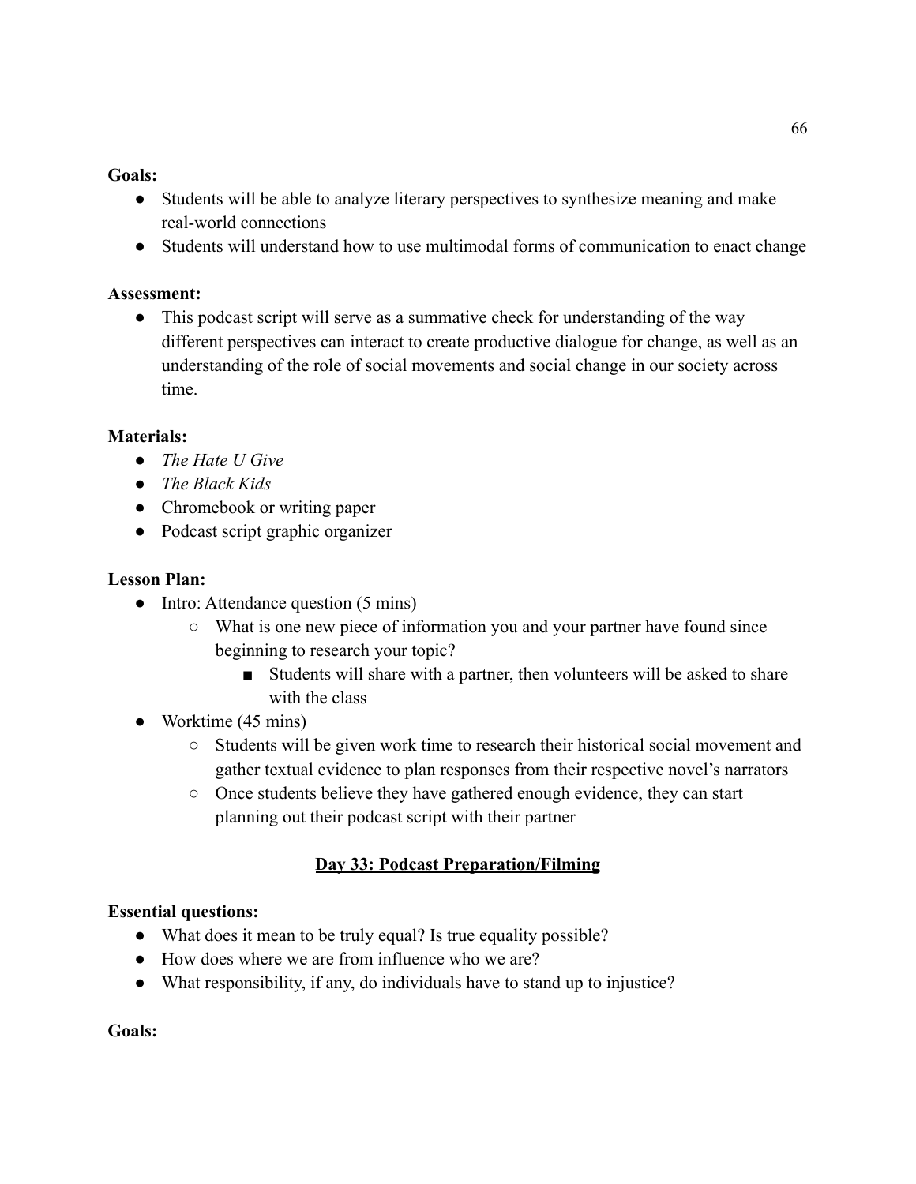**Goals:**

- Students will be able to analyze literary perspectives to synthesize meaning and make real-world connections
- Students will understand how to use multimodal forms of communication to enact change

**Assessment:**

- This podcast script will serve as a summative check for understanding of the way different perspectives can interact to create productive dialogue for change, as well as an understanding of the role of social movements and social change in our society across time.

**Materials:**

- *The Hate U Give*
- *The Black Kids*
- Chromebook or writing paper
- Podcast script graphic organizer

**Lesson Plan:**

- Intro: Attendance question (5 mins)
  - What is one new piece of information you and your partner have found since beginning to research your topic?
    - Students will share with a partner, then volunteers will be asked to share with the class
- Worktime (45 mins)
  - Students will be given work time to research their historical social movement and gather textual evidence to plan responses from their respective novel's narrators
  - Once students believe they have gathered enough evidence, they can start planning out their podcast script with their partner

## Day 33: Podcast Preparation/Filming

**Essential questions:**

- What does it mean to be truly equal? Is true equality possible?
- How does where we are from influence who we are?
- What responsibility, if any, do individuals have to stand up to injustice?

**Goals:**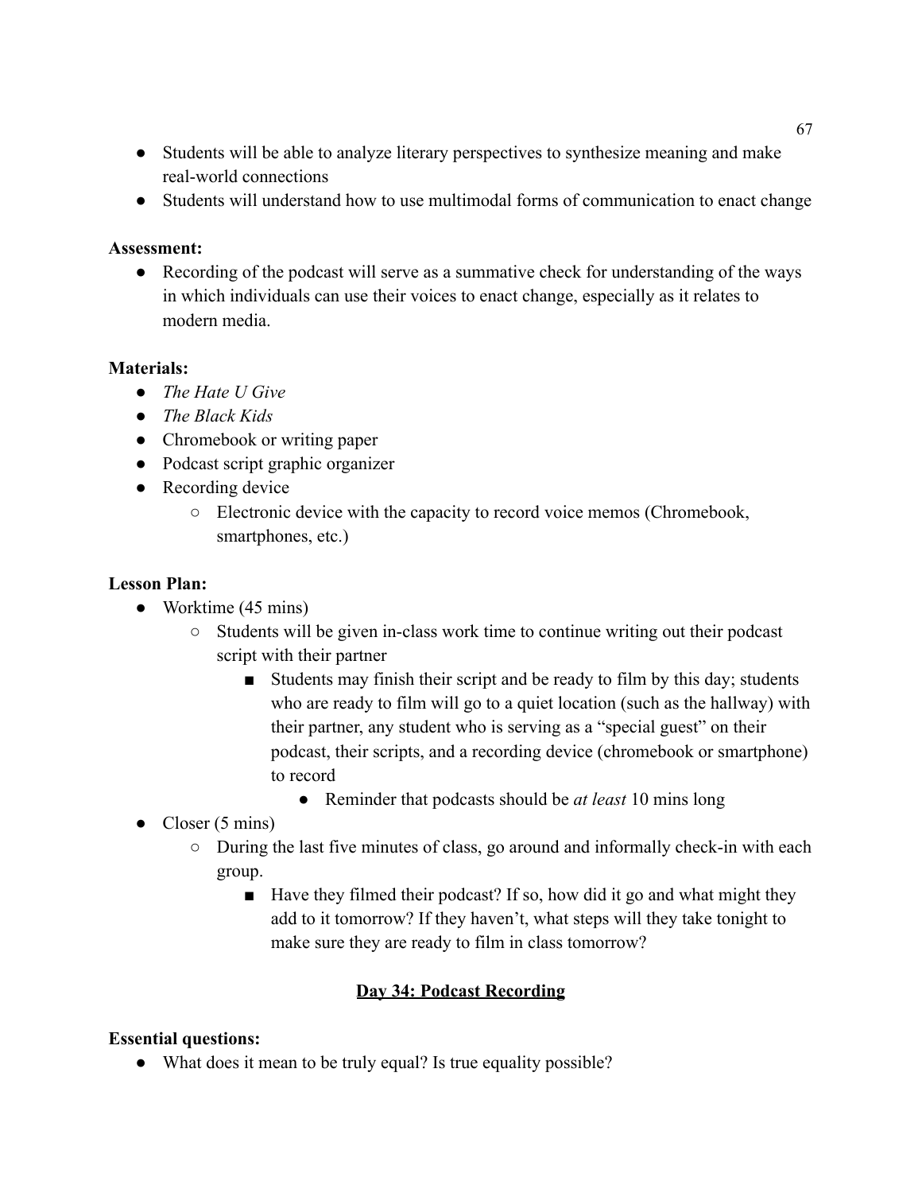- Students will be able to analyze literary perspectives to synthesize meaning and make real-world connections
- Students will understand how to use multimodal forms of communication to enact change

**Assessment:**

- Recording of the podcast will serve as a summative check for understanding of the ways in which individuals can use their voices to enact change, especially as it relates to modern media.

**Materials:**

- *The Hate U Give*
- *The Black Kids*
- Chromebook or writing paper
- Podcast script graphic organizer
- Recording device
  - Electronic device with the capacity to record voice memos (Chromebook, smartphones, etc.)

**Lesson Plan:**

- Worktime (45 mins)
  - Students will be given in-class work time to continue writing out their podcast script with their partner
    - Students may finish their script and be ready to film by this day; students who are ready to film will go to a quiet location (such as the hallway) with their partner, any student who is serving as a "special guest" on their podcast, their scripts, and a recording device (chromebook or smartphone) to record
      - Reminder that podcasts should be *at least* 10 mins long
- Closer (5 mins)
  - During the last five minutes of class, go around and informally check-in with each group.
    - Have they filmed their podcast? If so, how did it go and what might they add to it tomorrow? If they haven't, what steps will they take tonight to make sure they are ready to film in class tomorrow?

## Day 34: Podcast Recording

**Essential questions:**

- What does it mean to be truly equal? Is true equality possible?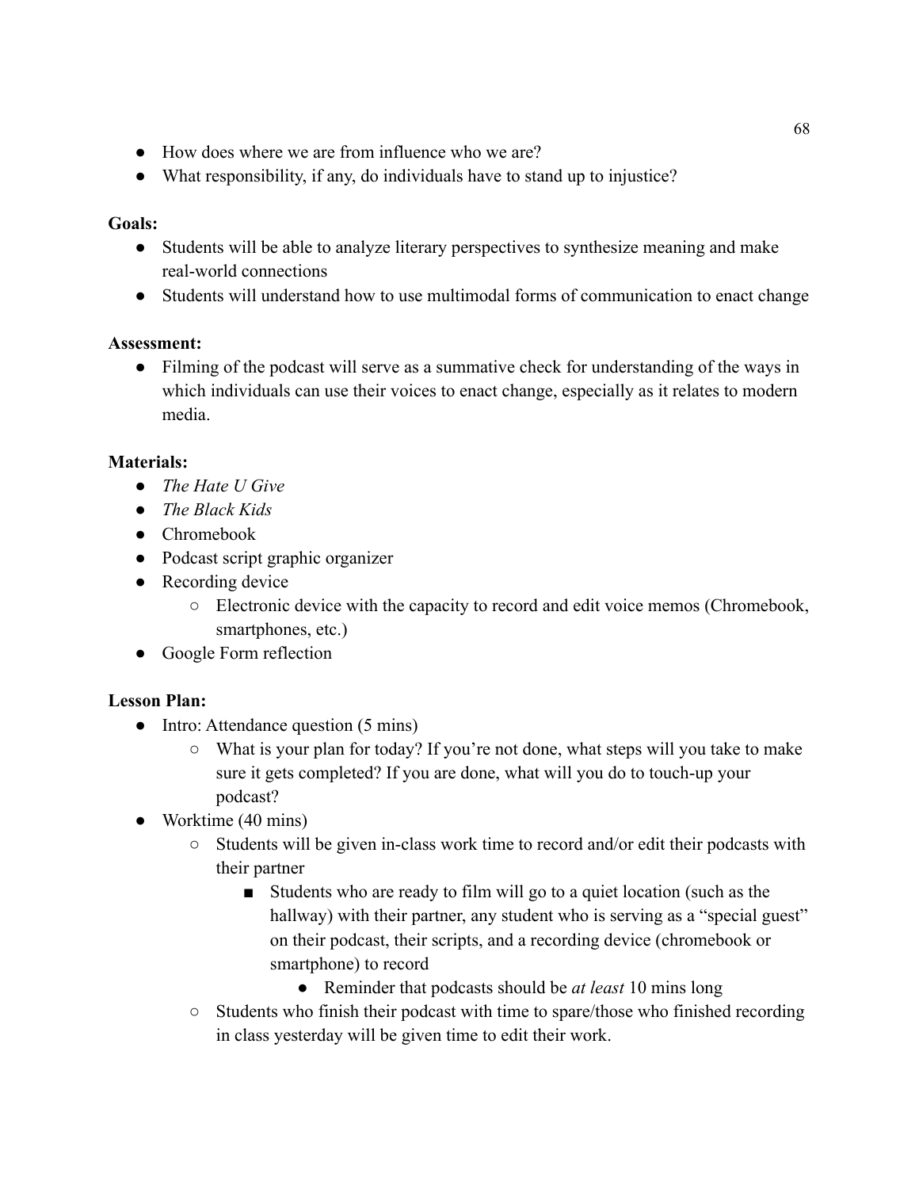- How does where we are from influence who we are?
- What responsibility, if any, do individuals have to stand up to injustice?

**Goals:**

- Students will be able to analyze literary perspectives to synthesize meaning and make real-world connections
- Students will understand how to use multimodal forms of communication to enact change

**Assessment:**

- Filming of the podcast will serve as a summative check for understanding of the ways in which individuals can use their voices to enact change, especially as it relates to modern media.

**Materials:**

- *The Hate U Give*
- *The Black Kids*
- Chromebook
- Podcast script graphic organizer
- Recording device
  - Electronic device with the capacity to record and edit voice memos (Chromebook, smartphones, etc.)
- Google Form reflection

**Lesson Plan:**

- Intro: Attendance question (5 mins)
  - What is your plan for today? If you're not done, what steps will you take to make sure it gets completed? If you are done, what will you do to touch-up your podcast?
- Worktime (40 mins)
  - Students will be given in-class work time to record and/or edit their podcasts with their partner
    - Students who are ready to film will go to a quiet location (such as the hallway) with their partner, any student who is serving as a "special guest" on their podcast, their scripts, and a recording device (chromebook or smartphone) to record
      - Reminder that podcasts should be *at least* 10 mins long
  - Students who finish their podcast with time to spare/those who finished recording in class yesterday will be given time to edit their work.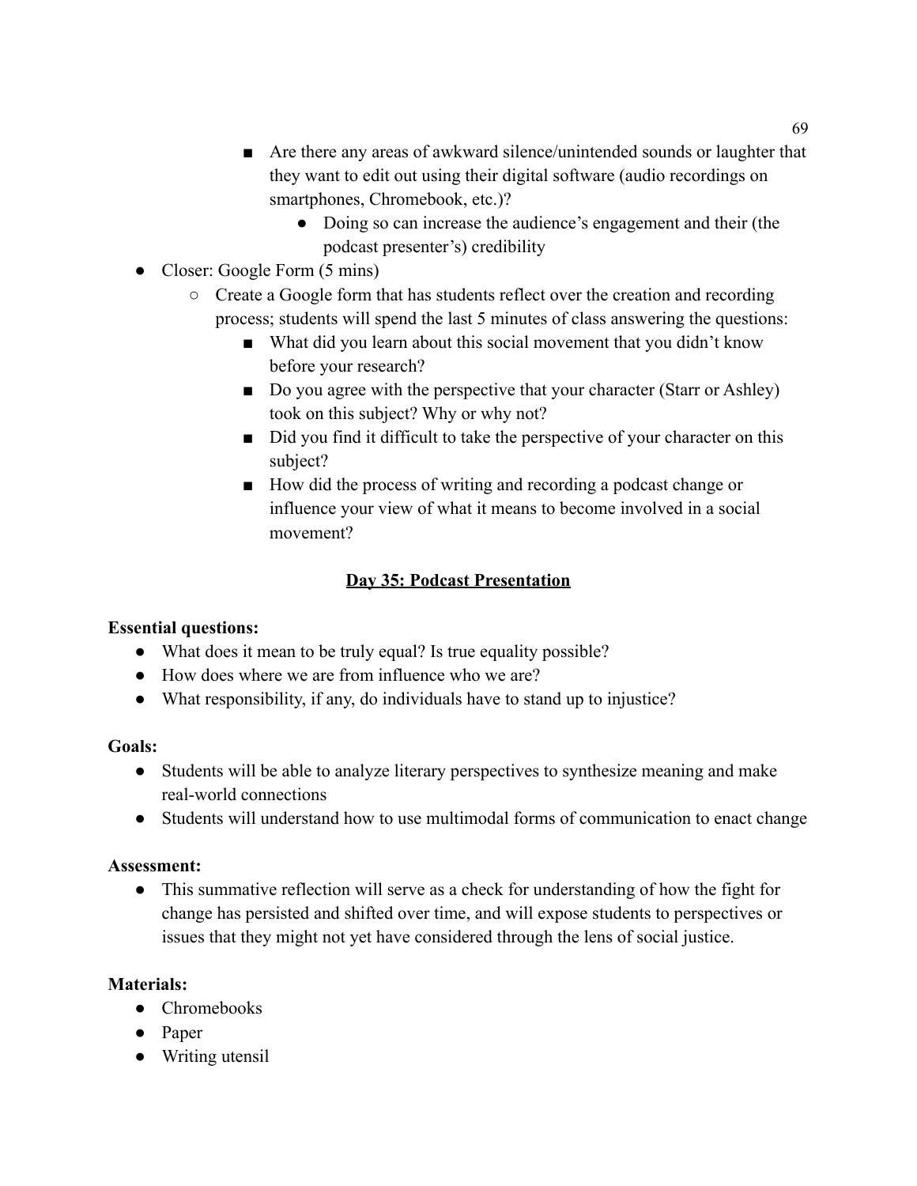- Are there any areas of awkward silence/unintended sounds or laughter that they want to edit out using their digital software (audio recordings on smartphones, Chromebook, etc.)?
            - Doing so can increase the audience's engagement and their (the podcast presenter's) credibility
- Closer: Google Form (5 mins)
    - Create a Google form that has students reflect over the creation and recording process; students will spend the last 5 minutes of class answering the questions:
        - What did you learn about this social movement that you didn't know before your research?
        - Do you agree with the perspective that your character (Starr or Ashley) took on this subject? Why or why not?
        - Did you find it difficult to take the perspective of your character on this subject?
        - How did the process of writing and recording a podcast change or influence your view of what it means to become involved in a social movement?

## Day 35: Podcast Presentation

**Essential questions:**

- What does it mean to be truly equal? Is true equality possible?
- How does where we are from influence who we are?
- What responsibility, if any, do individuals have to stand up to injustice?

**Goals:**

- Students will be able to analyze literary perspectives to synthesize meaning and make real-world connections
- Students will understand how to use multimodal forms of communication to enact change

**Assessment:**

- This summative reflection will serve as a check for understanding of how the fight for change has persisted and shifted over time, and will expose students to perspectives or issues that they might not yet have considered through the lens of social justice.

**Materials:**

- Chromebooks
- Paper
- Writing utensil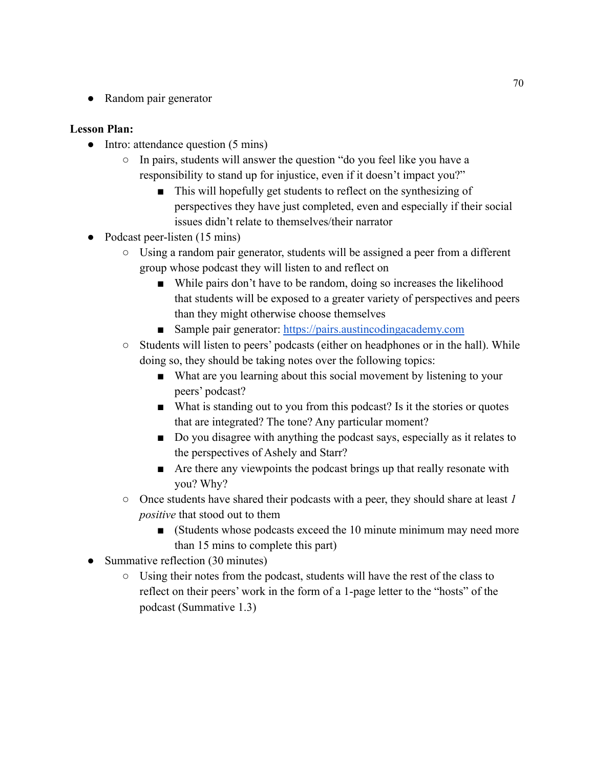- Random pair generator

**Lesson Plan:**

- Intro: attendance question (5 mins)
    - In pairs, students will answer the question "do you feel like you have a responsibility to stand up for injustice, even if it doesn't impact you?"
        - This will hopefully get students to reflect on the synthesizing of perspectives they have just completed, even and especially if their social issues didn't relate to themselves/their narrator
- Podcast peer-listen (15 mins)
    - Using a random pair generator, students will be assigned a peer from a different group whose podcast they will listen to and reflect on
        - While pairs don't have to be random, doing so increases the likelihood that students will be exposed to a greater variety of perspectives and peers than they might otherwise choose themselves
        - Sample pair generator: [https://pairs.austincodingacademy.com](https://pairs.austincodingacademy.com)
    - Students will listen to peers' podcasts (either on headphones or in the hall). While doing so, they should be taking notes over the following topics:
        - What are you learning about this social movement by listening to your peers' podcast?
        - What is standing out to you from this podcast? Is it the stories or quotes that are integrated? The tone? Any particular moment?
        - Do you disagree with anything the podcast says, especially as it relates to the perspectives of Ashely and Starr?
        - Are there any viewpoints the podcast brings up that really resonate with you? Why?
    - Once students have shared their podcasts with a peer, they should share at least *1 positive* that stood out to them
        - (Students whose podcasts exceed the 10 minute minimum may need more than 15 mins to complete this part)
- Summative reflection (30 minutes)
    - Using their notes from the podcast, students will have the rest of the class to reflect on their peers' work in the form of a 1-page letter to the "hosts" of the podcast (Summative 1.3)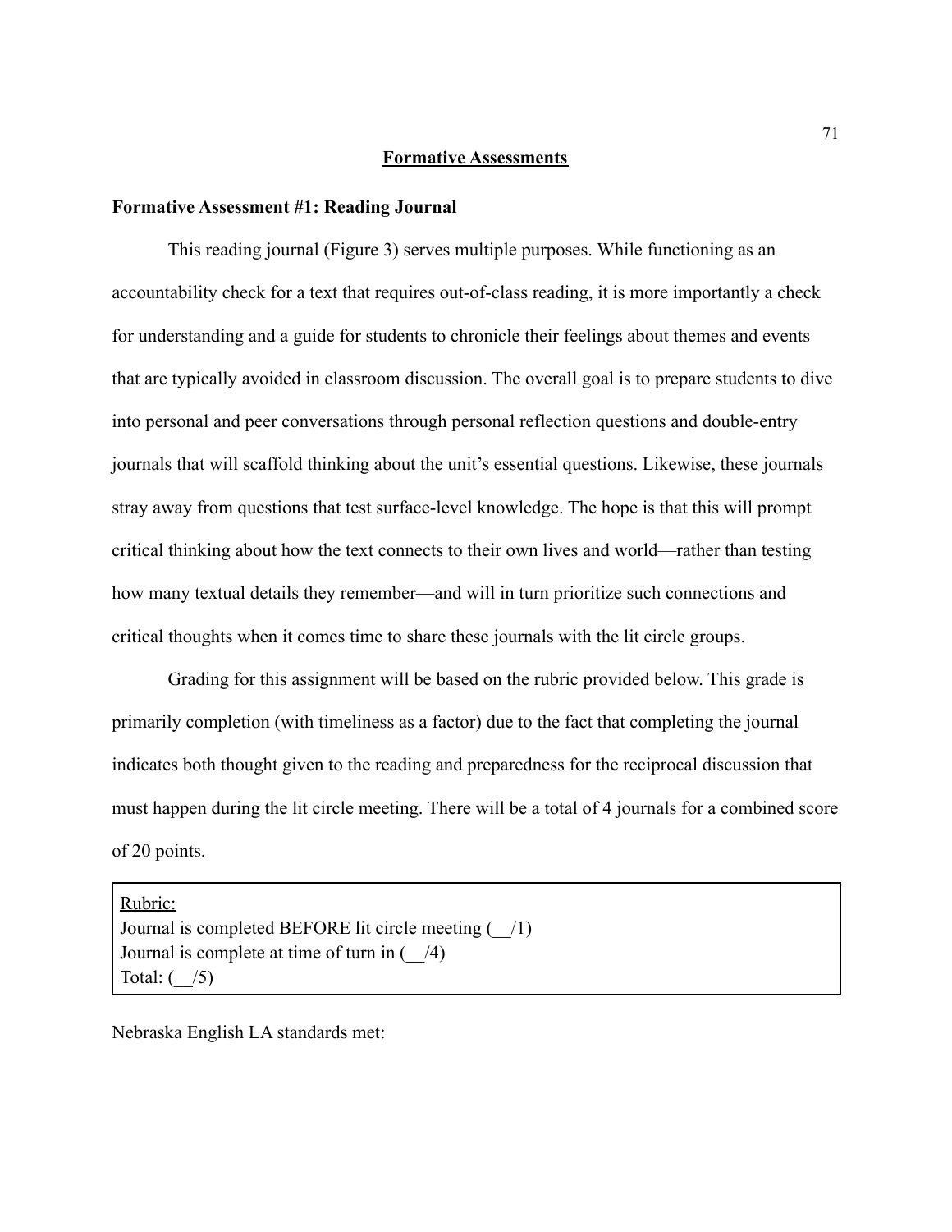## Formative Assessments

### Formative Assessment #1: Reading Journal

This reading journal (Figure 3) serves multiple purposes. While functioning as an accountability check for a text that requires out-of-class reading, it is more importantly a check for understanding and a guide for students to chronicle their feelings about themes and events that are typically avoided in classroom discussion. The overall goal is to prepare students to dive into personal and peer conversations through personal reflection questions and double-entry journals that will scaffold thinking about the unit's essential questions. Likewise, these journals stray away from questions that test surface-level knowledge. The hope is that this will prompt critical thinking about how the text connects to their own lives and world—rather than testing how many textual details they remember—and will in turn prioritize such connections and critical thoughts when it comes time to share these journals with the lit circle groups.

Grading for this assignment will be based on the rubric provided below. This grade is primarily completion (with timeliness as a factor) due to the fact that completing the journal indicates both thought given to the reading and preparedness for the reciprocal discussion that must happen during the lit circle meeting. There will be a total of 4 journals for a combined score of 20 points.

| Rubric: |
| --- |
| Journal is completed BEFORE lit circle meeting (__/1)<br>Journal is complete at time of turn in (__/4)<br>Total: (__/5) |

Nebraska English LA standards met: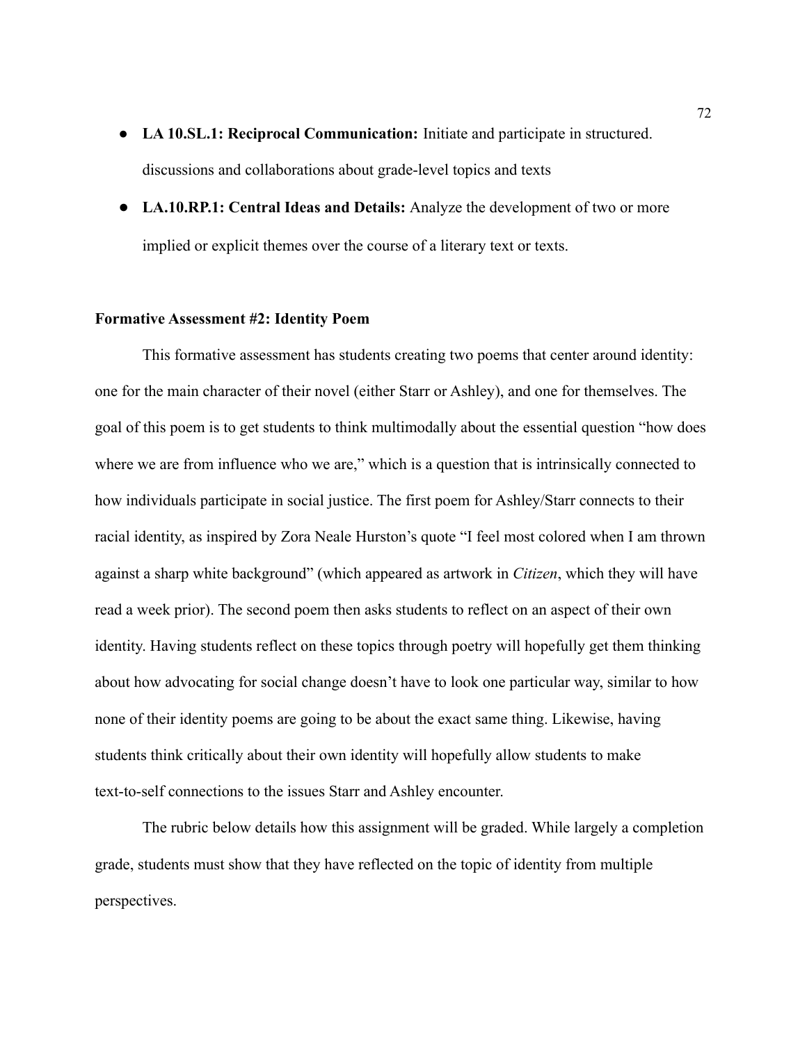- **LA 10.SL.1: Reciprocal Communication:** Initiate and participate in structured. discussions and collaborations about grade-level topics and texts
- **LA.10.RP.1: Central Ideas and Details:** Analyze the development of two or more implied or explicit themes over the course of a literary text or texts.

**Formative Assessment #2: Identity Poem**

This formative assessment has students creating two poems that center around identity: one for the main character of their novel (either Starr or Ashley), and one for themselves. The goal of this poem is to get students to think multimodally about the essential question "how does where we are from influence who we are," which is a question that is intrinsically connected to how individuals participate in social justice. The first poem for Ashley/Starr connects to their racial identity, as inspired by Zora Neale Hurston's quote "I feel most colored when I am thrown against a sharp white background" (which appeared as artwork in *Citizen*, which they will have read a week prior). The second poem then asks students to reflect on an aspect of their own identity. Having students reflect on these topics through poetry will hopefully get them thinking about how advocating for social change doesn't have to look one particular way, similar to how none of their identity poems are going to be about the exact same thing. Likewise, having students think critically about their own identity will hopefully allow students to make text-to-self connections to the issues Starr and Ashley encounter.

The rubric below details how this assignment will be graded. While largely a completion grade, students must show that they have reflected on the topic of identity from multiple perspectives.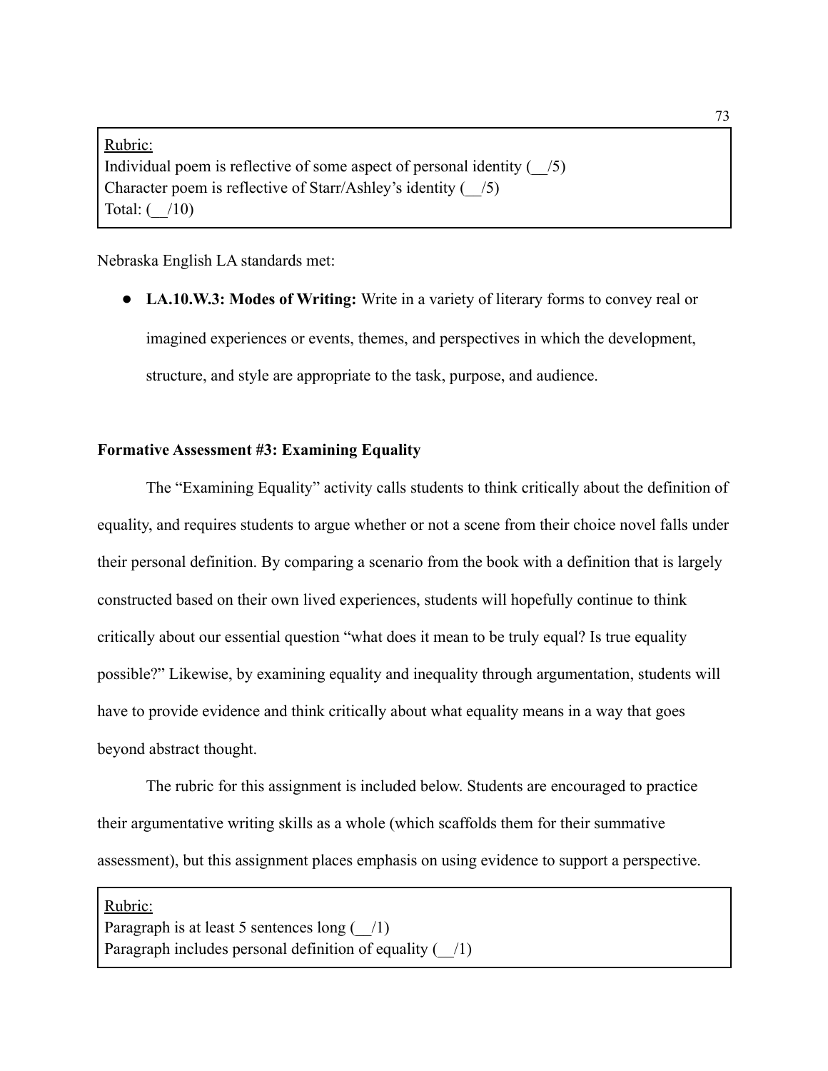Rubric:
Individual poem is reflective of some aspect of personal identity (__/5)
Character poem is reflective of Starr/Ashley's identity (__/5)
Total: (__/10)

Nebraska English LA standards met:

- **LA.10.W.3: Modes of Writing:** Write in a variety of literary forms to convey real or imagined experiences or events, themes, and perspectives in which the development, structure, and style are appropriate to the task, purpose, and audience.

**Formative Assessment #3: Examining Equality**

The "Examining Equality" activity calls students to think critically about the definition of equality, and requires students to argue whether or not a scene from their choice novel falls under their personal definition. By comparing a scenario from the book with a definition that is largely constructed based on their own lived experiences, students will hopefully continue to think critically about our essential question "what does it mean to be truly equal? Is true equality possible?" Likewise, by examining equality and inequality through argumentation, students will have to provide evidence and think critically about what equality means in a way that goes beyond abstract thought.

The rubric for this assignment is included below. Students are encouraged to practice their argumentative writing skills as a whole (which scaffolds them for their summative assessment), but this assignment places emphasis on using evidence to support a perspective.

Rubric:
Paragraph is at least 5 sentences long (__/1)
Paragraph includes personal definition of equality (__/1)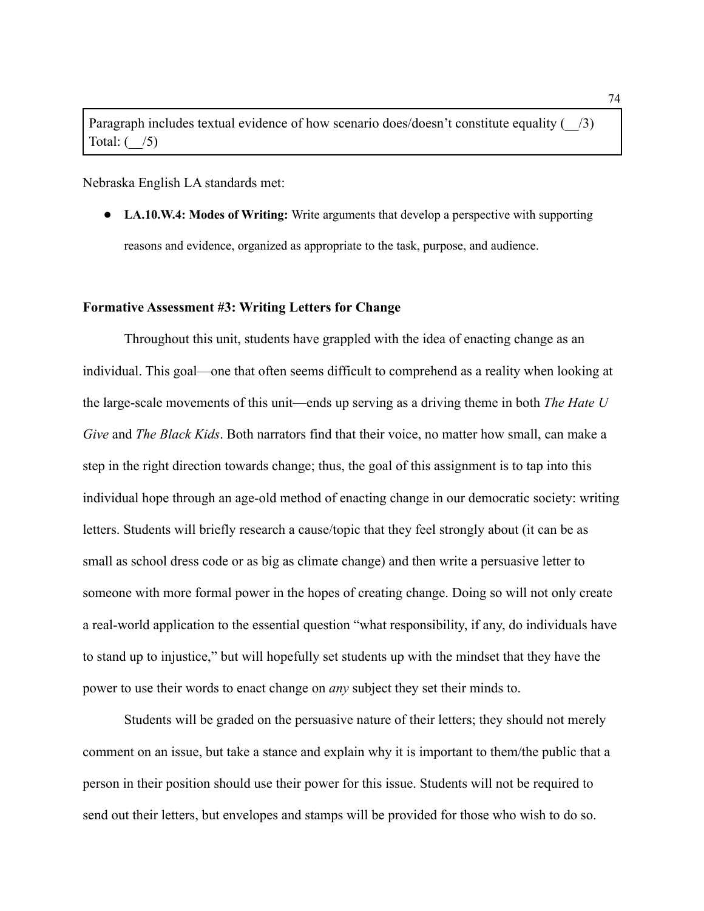Paragraph includes textual evidence of how scenario does/doesn't constitute equality (__/3)
Total: (__/5)

Nebraska English LA standards met:

- **LA.10.W.4: Modes of Writing:** Write arguments that develop a perspective with supporting reasons and evidence, organized as appropriate to the task, purpose, and audience.

**Formative Assessment #3: Writing Letters for Change**

Throughout this unit, students have grappled with the idea of enacting change as an individual. This goal—one that often seems difficult to comprehend as a reality when looking at the large-scale movements of this unit—ends up serving as a driving theme in both *The Hate U Give* and *The Black Kids*. Both narrators find that their voice, no matter how small, can make a step in the right direction towards change; thus, the goal of this assignment is to tap into this individual hope through an age-old method of enacting change in our democratic society: writing letters. Students will briefly research a cause/topic that they feel strongly about (it can be as small as school dress code or as big as climate change) and then write a persuasive letter to someone with more formal power in the hopes of creating change. Doing so will not only create a real-world application to the essential question "what responsibility, if any, do individuals have to stand up to injustice," but will hopefully set students up with the mindset that they have the power to use their words to enact change on *any* subject they set their minds to.

Students will be graded on the persuasive nature of their letters; they should not merely comment on an issue, but take a stance and explain why it is important to them/the public that a person in their position should use their power for this issue. Students will not be required to send out their letters, but envelopes and stamps will be provided for those who wish to do so.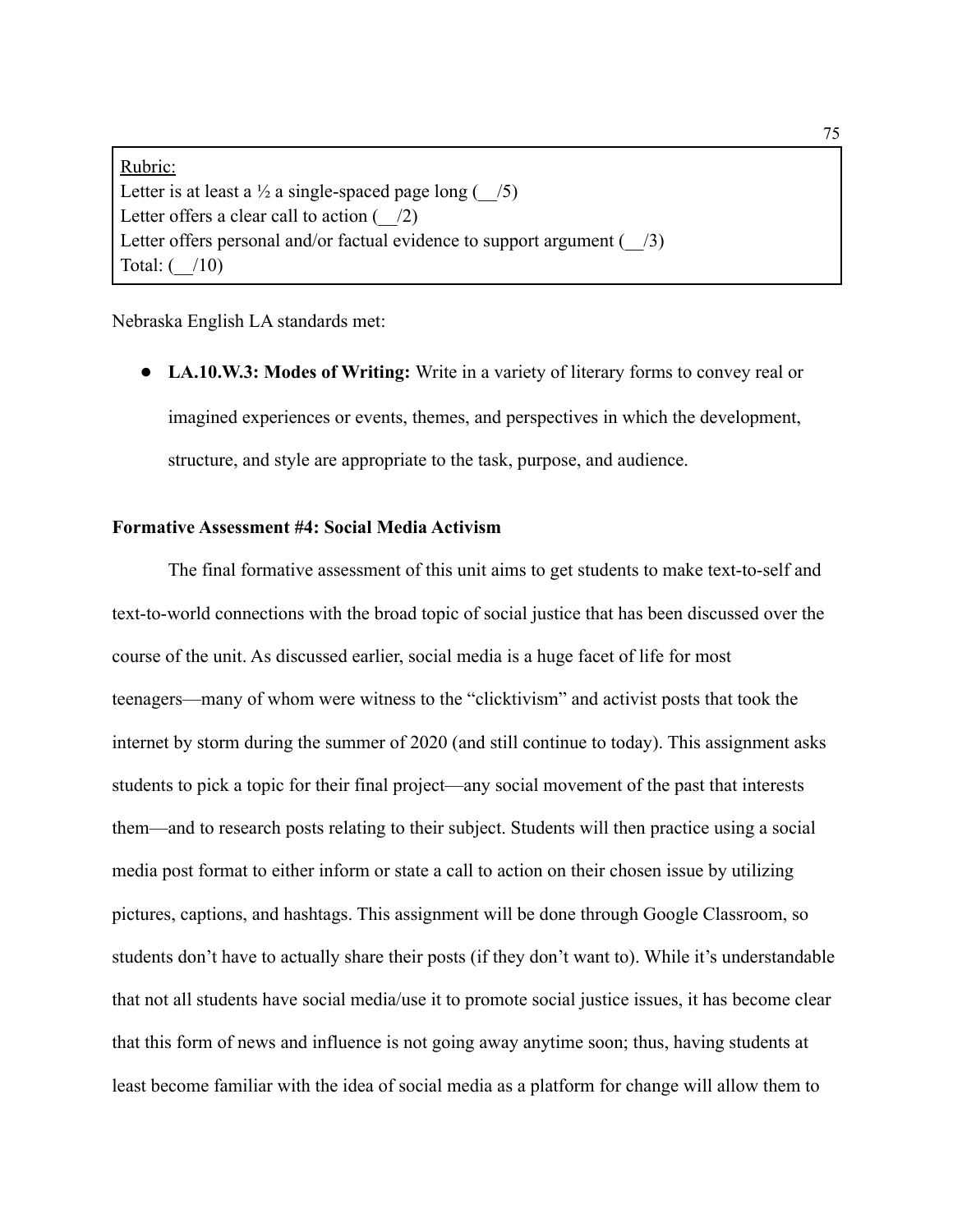Rubric:
Letter is at least a ½ a single-spaced page long (__/5)
Letter offers a clear call to action (__/2)
Letter offers personal and/or factual evidence to support argument (__/3)
Total: (__/10)

Nebraska English LA standards met:

- **LA.10.W.3: Modes of Writing:** Write in a variety of literary forms to convey real or imagined experiences or events, themes, and perspectives in which the development, structure, and style are appropriate to the task, purpose, and audience.

**Formative Assessment #4: Social Media Activism**

The final formative assessment of this unit aims to get students to make text-to-self and text-to-world connections with the broad topic of social justice that has been discussed over the course of the unit. As discussed earlier, social media is a huge facet of life for most teenagers—many of whom were witness to the "clicktivism" and activist posts that took the internet by storm during the summer of 2020 (and still continue to today). This assignment asks students to pick a topic for their final project—any social movement of the past that interests them—and to research posts relating to their subject. Students will then practice using a social media post format to either inform or state a call to action on their chosen issue by utilizing pictures, captions, and hashtags. This assignment will be done through Google Classroom, so students don't have to actually share their posts (if they don't want to). While it's understandable that not all students have social media/use it to promote social justice issues, it has become clear that this form of news and influence is not going away anytime soon; thus, having students at least become familiar with the idea of social media as a platform for change will allow them to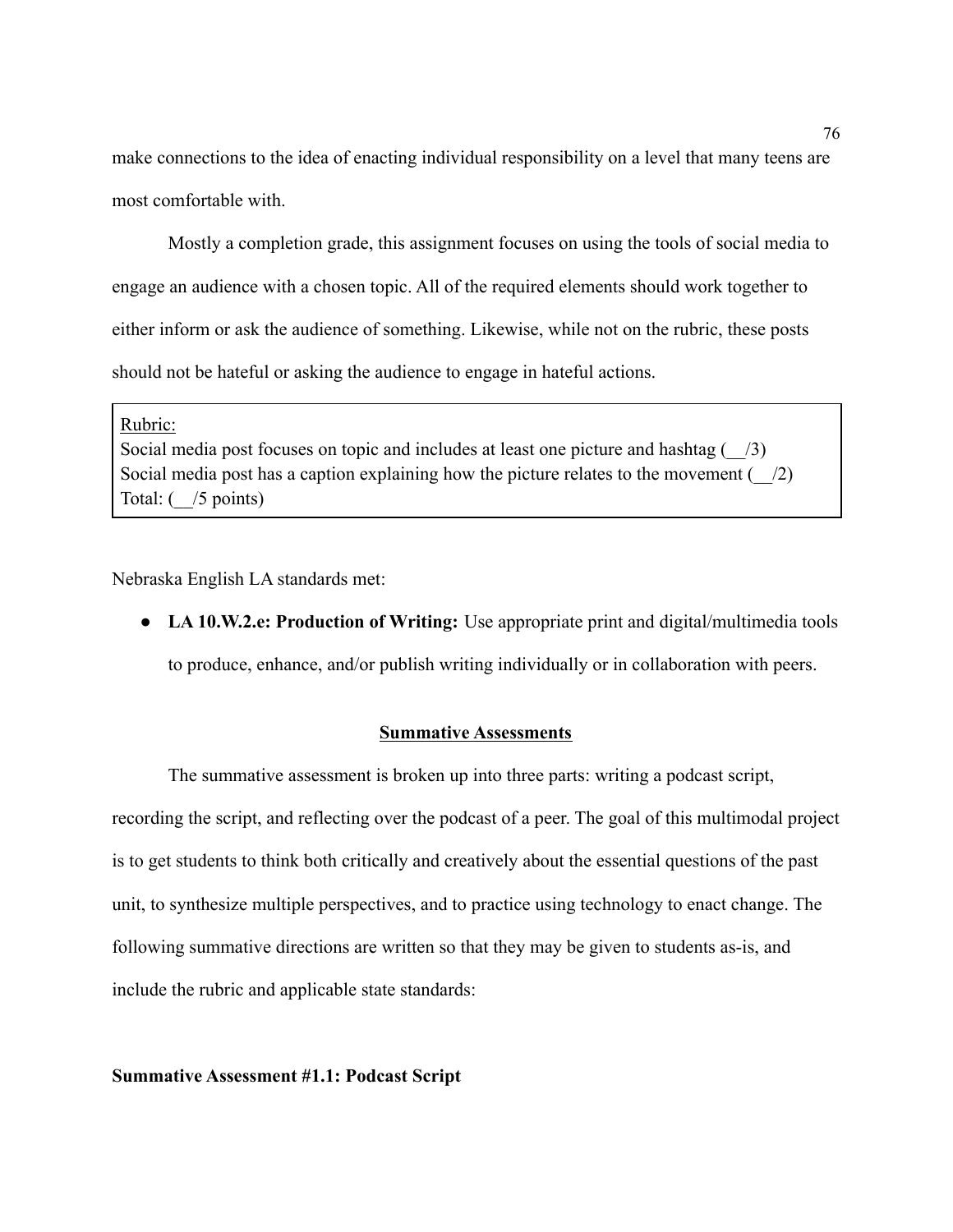make connections to the idea of enacting individual responsibility on a level that many teens are most comfortable with.

Mostly a completion grade, this assignment focuses on using the tools of social media to engage an audience with a chosen topic. All of the required elements should work together to either inform or ask the audience of something. Likewise, while not on the rubric, these posts should not be hateful or asking the audience to engage in hateful actions.

> Rubric:
> Social media post focuses on topic and includes at least one picture and hashtag (__/3)
> Social media post has a caption explaining how the picture relates to the movement (__/2)
> Total: (__/5 points)

Nebraska English LA standards met:

- **LA 10.W.2.e: Production of Writing:** Use appropriate print and digital/multimedia tools to produce, enhance, and/or publish writing individually or in collaboration with peers.

## Summative Assessments

The summative assessment is broken up into three parts: writing a podcast script, recording the script, and reflecting over the podcast of a peer. The goal of this multimodal project is to get students to think both critically and creatively about the essential questions of the past unit, to synthesize multiple perspectives, and to practice using technology to enact change. The following summative directions are written so that they may be given to students as-is, and include the rubric and applicable state standards:

**Summative Assessment #1.1: Podcast Script**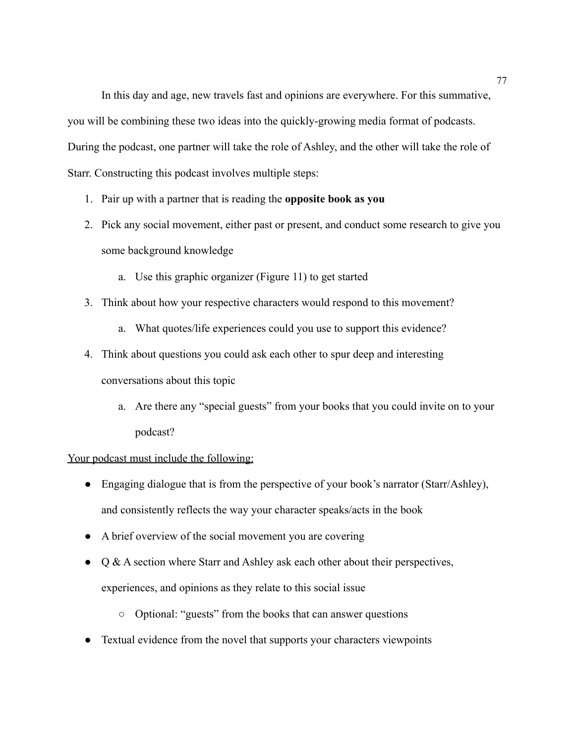In this day and age, new travels fast and opinions are everywhere. For this summative, you will be combining these two ideas into the quickly-growing media format of podcasts. During the podcast, one partner will take the role of Ashley, and the other will take the role of Starr. Constructing this podcast involves multiple steps:

1. Pair up with a partner that is reading the **opposite book as you**
2. Pick any social movement, either past or present, and conduct some research to give you some background knowledge
    a. Use this graphic organizer (Figure 11) to get started
3. Think about how your respective characters would respond to this movement?
    a. What quotes/life experiences could you use to support this evidence?
4. Think about questions you could ask each other to spur deep and interesting conversations about this topic
    a. Are there any "special guests" from your books that you could invite on to your podcast?

<u>Your podcast must include the following:</u>

- Engaging dialogue that is from the perspective of your book's narrator (Starr/Ashley), and consistently reflects the way your character speaks/acts in the book
- A brief overview of the social movement you are covering
- Q & A section where Starr and Ashley ask each other about their perspectives, experiences, and opinions as they relate to this social issue
    - Optional: "guests" from the books that can answer questions
- Textual evidence from the novel that supports your characters viewpoints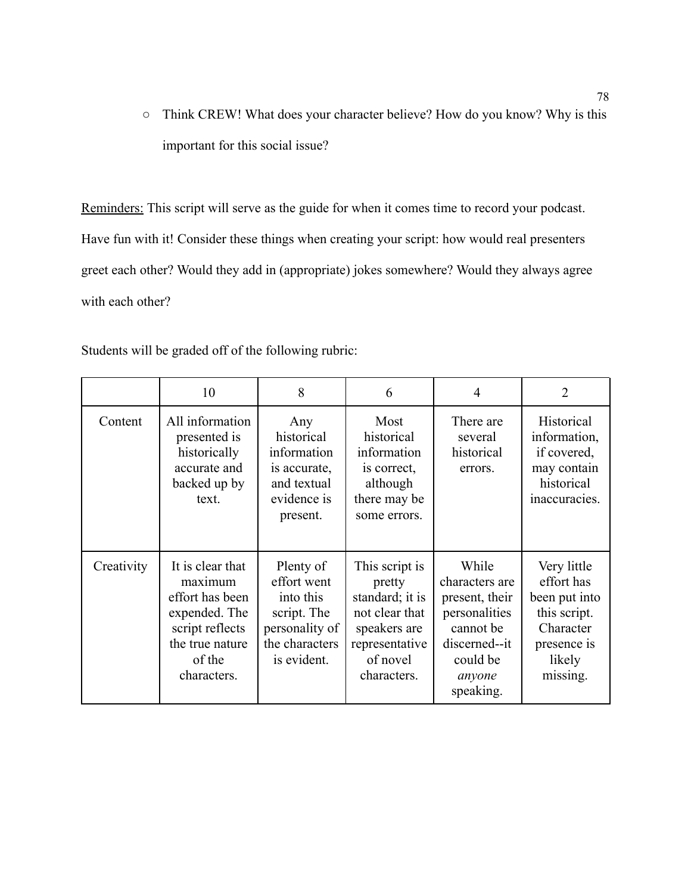- Think CREW! What does your character believe? How do you know? Why is this important for this social issue?

<u>Reminders:</u> This script will serve as the guide for when it comes time to record your podcast. Have fun with it! Consider these things when creating your script: how would real presenters greet each other? Would they add in (appropriate) jokes somewhere? Would they always agree with each other?

Students will be graded off of the following rubric:

| | 10 | 8 | 6 | 4 | 2 |
|---|---|---|---|---|---|
| Content | All information presented is historically accurate and backed up by text. | Any historical information is accurate, and textual evidence is present. | Most historical information is correct, although there may be some errors. | There are several historical errors. | Historical information, if covered, may contain historical inaccuracies. |
| Creativity | It is clear that maximum effort has been expended. The script reflects the true nature of the characters. | Plenty of effort went into this script. The personality of the characters is evident. | This script is pretty standard; it is not clear that speakers are representative of novel characters. | While characters are present, their personalities cannot be discerned--it could be *anyone* speaking. | Very little effort has been put into this script. Character presence is likely missing. |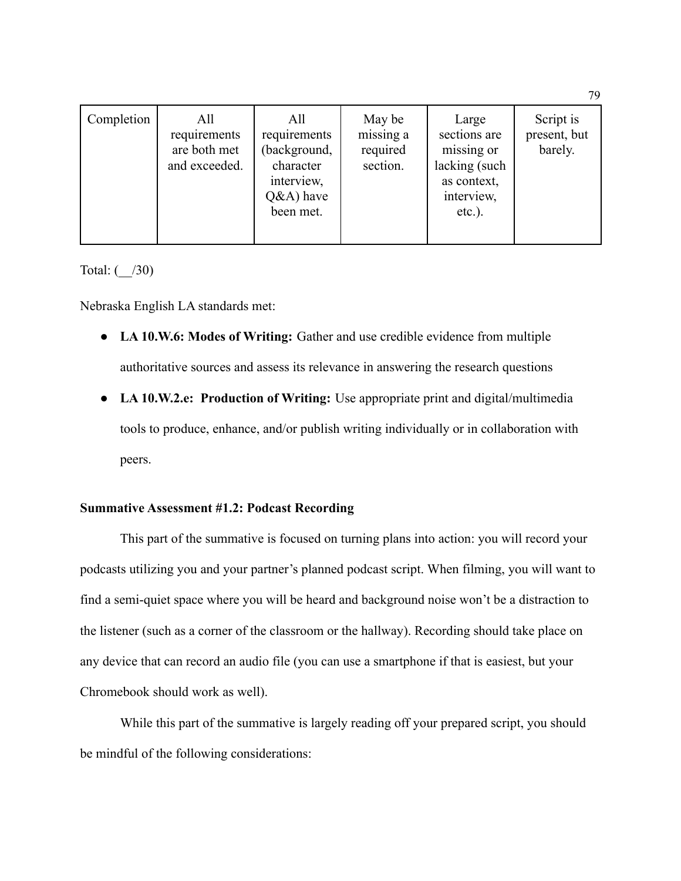| Completion | All requirements are both met and exceeded. | All requirements (background, character interview, Q&A) have been met. | May be missing a required section. | Large sections are missing or lacking (such as context, interview, etc.). | Script is present, but barely. |
|---|---|---|---|---|---|

Total: (__/30)

Nebraska English LA standards met:

- **LA 10.W.6: Modes of Writing:** Gather and use credible evidence from multiple authoritative sources and assess its relevance in answering the research questions
- **LA 10.W.2.e: Production of Writing:** Use appropriate print and digital/multimedia tools to produce, enhance, and/or publish writing individually or in collaboration with peers.

**Summative Assessment #1.2: Podcast Recording**

This part of the summative is focused on turning plans into action: you will record your podcasts utilizing you and your partner's planned podcast script. When filming, you will want to find a semi-quiet space where you will be heard and background noise won't be a distraction to the listener (such as a corner of the classroom or the hallway). Recording should take place on any device that can record an audio file (you can use a smartphone if that is easiest, but your Chromebook should work as well).

While this part of the summative is largely reading off your prepared script, you should be mindful of the following considerations: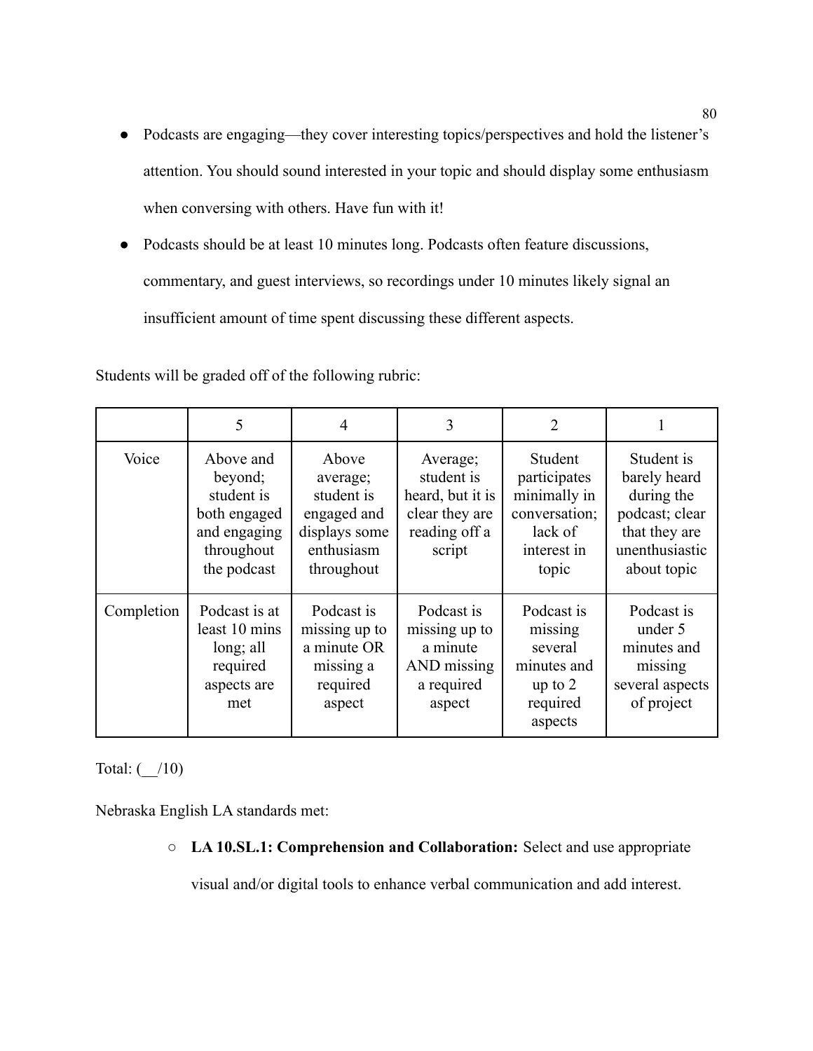- Podcasts are engaging—they cover interesting topics/perspectives and hold the listener's attention. You should sound interested in your topic and should display some enthusiasm when conversing with others. Have fun with it!
- Podcasts should be at least 10 minutes long. Podcasts often feature discussions, commentary, and guest interviews, so recordings under 10 minutes likely signal an insufficient amount of time spent discussing these different aspects.

Students will be graded off of the following rubric:

| | 5 | 4 | 3 | 2 | 1 |
|---|---|---|---|---|---|
| Voice | Above and beyond; student is both engaged and engaging throughout the podcast | Above average; student is engaged and displays some enthusiasm throughout | Average; student is heard, but it is clear they are reading off a script | Student participates minimally in conversation; lack of interest in topic | Student is barely heard during the podcast; clear that they are unenthusiastic about topic |
| Completion | Podcast is at least 10 mins long; all required aspects are met | Podcast is missing up to a minute OR missing a required aspect | Podcast is missing up to a minute AND missing a required aspect | Podcast is missing several minutes and up to 2 required aspects | Podcast is under 5 minutes and missing several aspects of project |

Total: (__/10)

Nebraska English LA standards met:

- **LA 10.SL.1: Comprehension and Collaboration:** Select and use appropriate visual and/or digital tools to enhance verbal communication and add interest.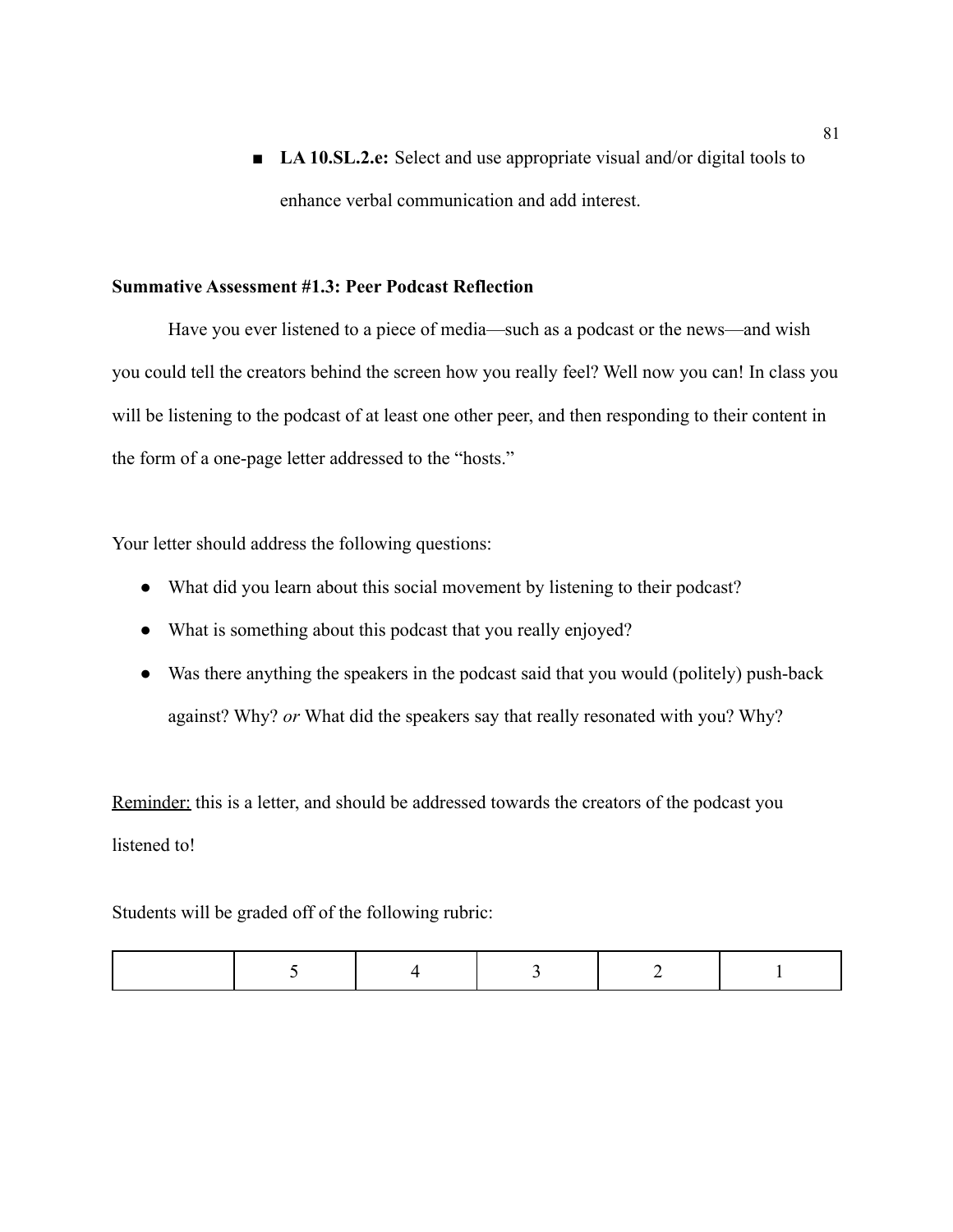- **LA 10.SL.2.e:** Select and use appropriate visual and/or digital tools to enhance verbal communication and add interest.

**Summative Assessment #1.3: Peer Podcast Reflection**

Have you ever listened to a piece of media—such as a podcast or the news—and wish you could tell the creators behind the screen how you really feel? Well now you can! In class you will be listening to the podcast of at least one other peer, and then responding to their content in the form of a one-page letter addressed to the "hosts."

Your letter should address the following questions:

- What did you learn about this social movement by listening to their podcast?
- What is something about this podcast that you really enjoyed?
- Was there anything the speakers in the podcast said that you would (politely) push-back against? Why? *or* What did the speakers say that really resonated with you? Why?

Reminder: this is a letter, and should be addressed towards the creators of the podcast you listened to!

Students will be graded off of the following rubric:

| | 5 | 4 | 3 | 2 | 1 |
|---|---|---|---|---|---|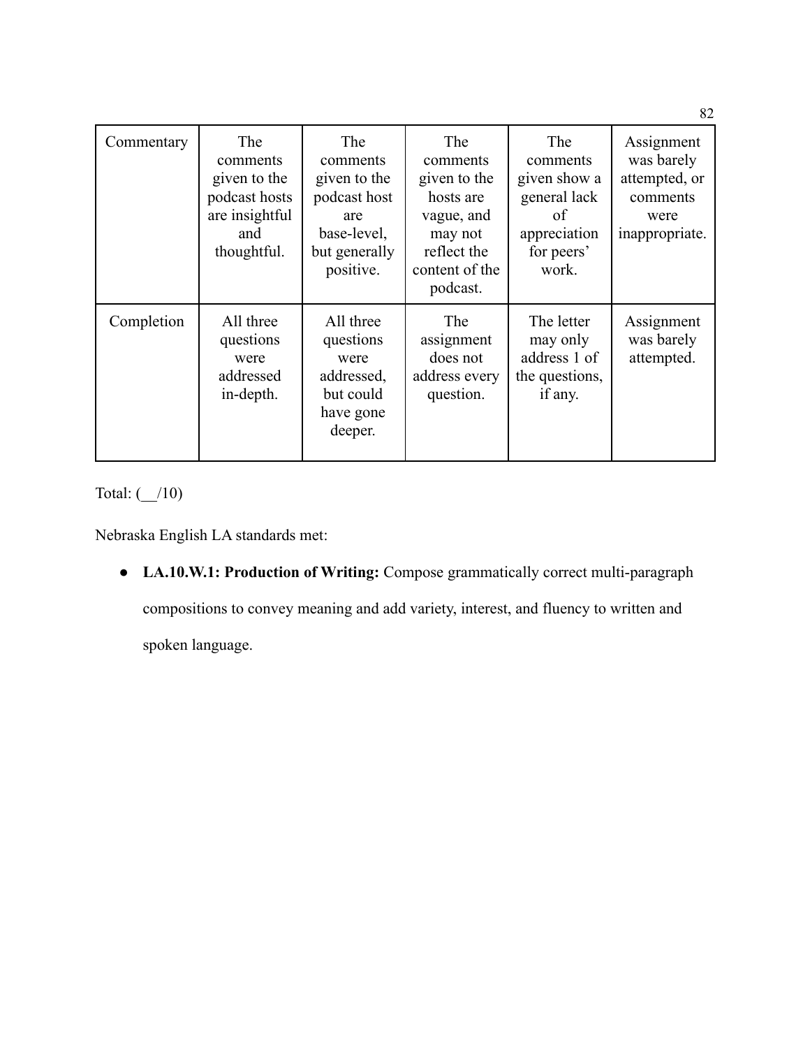| Commentary | The comments given to the podcast hosts are insightful and thoughtful. | The comments given to the podcast host are base-level, but generally positive. | The comments given to the hosts are vague, and may not reflect the content of the podcast. | The comments given show a general lack of appreciation for peers' work. | Assignment was barely attempted, or comments were inappropriate. |
|---|---|---|---|---|---|
| Completion | All three questions were addressed in-depth. | All three questions were addressed, but could have gone deeper. | The assignment does not address every question. | The letter may only address 1 of the questions, if any. | Assignment was barely attempted. |

Total: (__/10)

Nebraska English LA standards met:

- **LA.10.W.1: Production of Writing:** Compose grammatically correct multi-paragraph compositions to convey meaning and add variety, interest, and fluency to written and spoken language.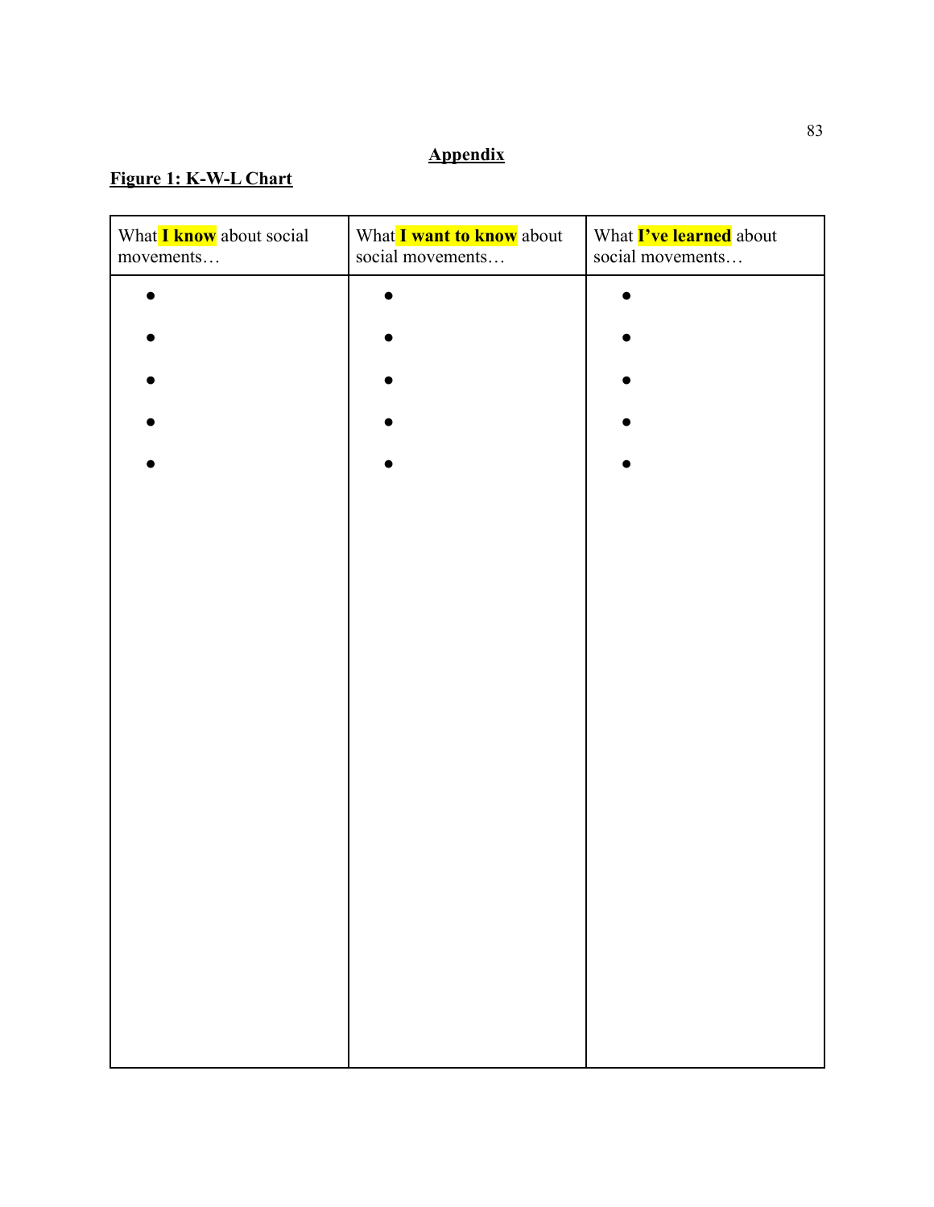# **Appendix**

**Figure 1: K-W-L Chart**

| What **I know** about social movements… | What **I want to know** about social movements… | What **I've learned** about social movements… |
|---|---|---|
| • | • | • |
| • | • | • |
| • | • | • |
| • | • | • |
| • | • | • |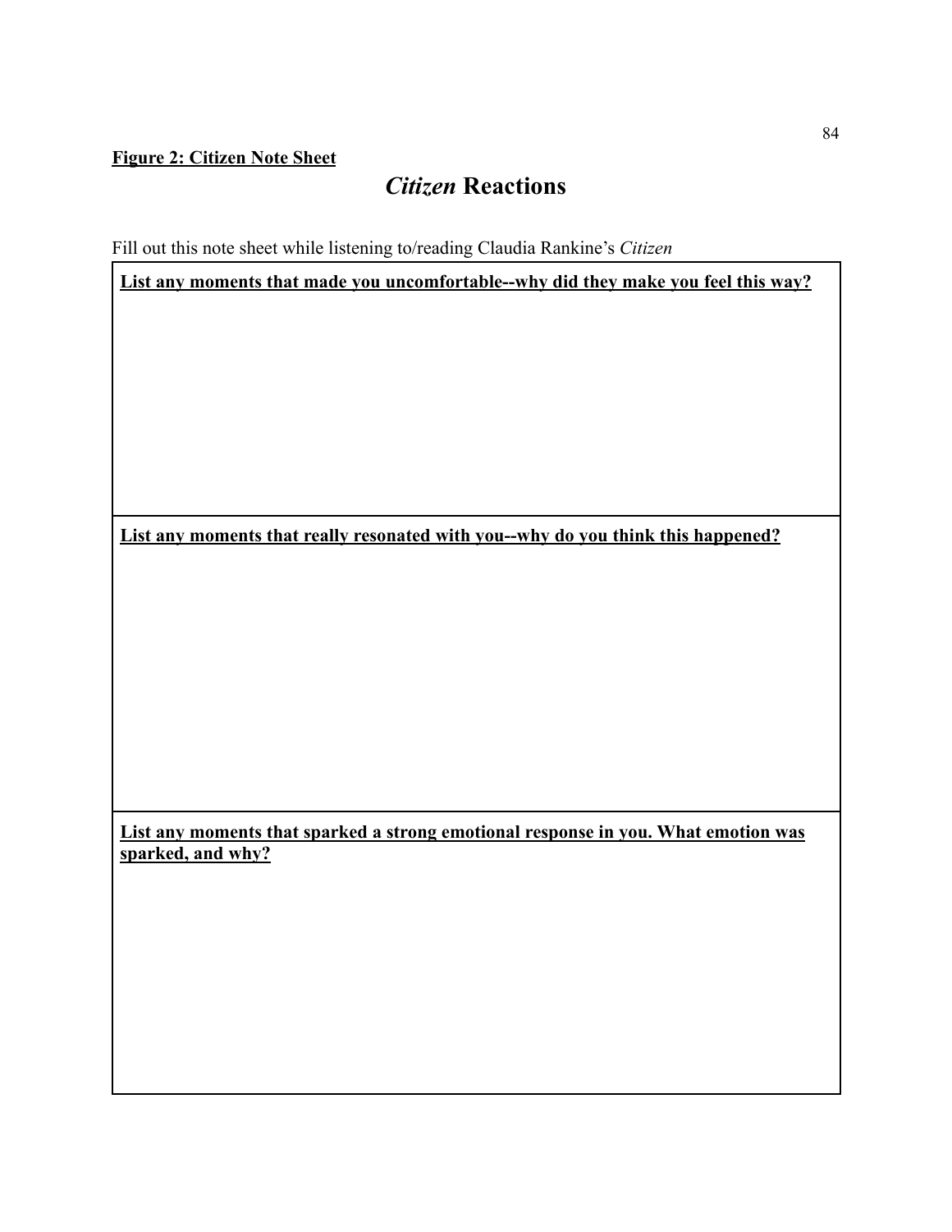**Figure 2: Citizen Note Sheet**

# *Citizen* Reactions

Fill out this note sheet while listening to/reading Claudia Rankine's *Citizen*

| **List any moments that made you uncomfortable--why did they make you feel this way?** |
|---|
| |
| **List any moments that really resonated with you--why do you think this happened?** |
| |
| **List any moments that sparked a strong emotional response in you. What emotion was sparked, and why?** |
| |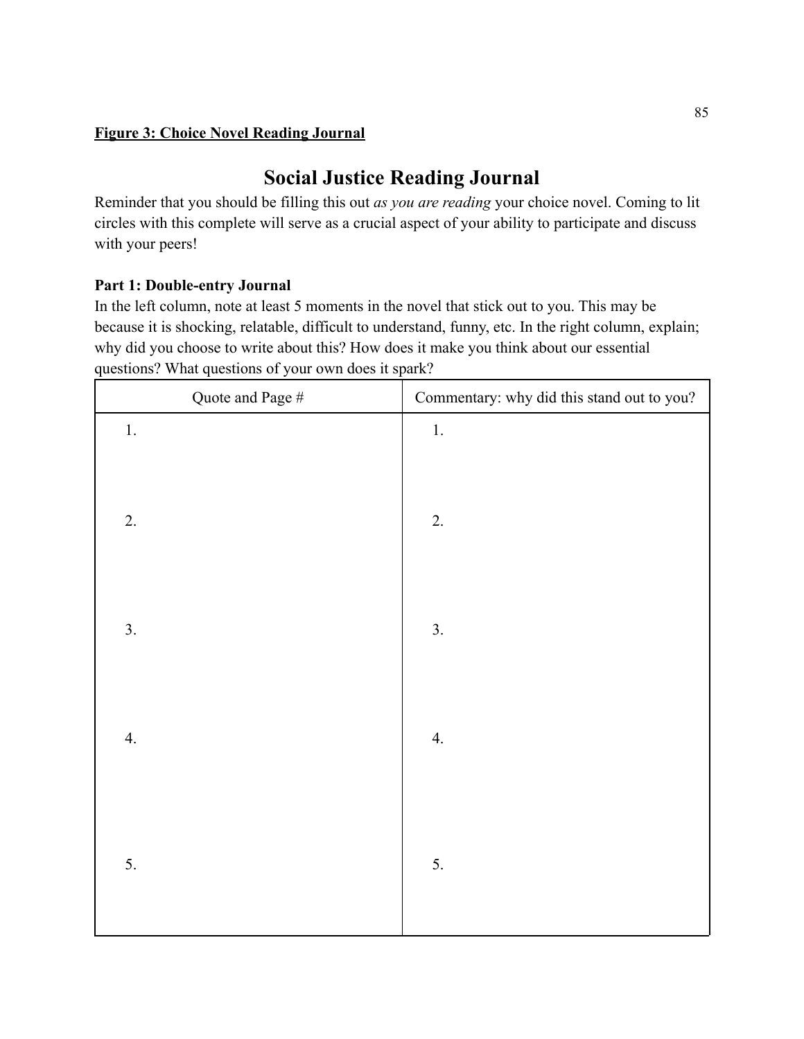**Figure 3: Choice Novel Reading Journal**

# Social Justice Reading Journal

Reminder that you should be filling this out *as you are reading* your choice novel. Coming to lit circles with this complete will serve as a crucial aspect of your ability to participate and discuss with your peers!

### Part 1: Double-entry Journal

In the left column, note at least 5 moments in the novel that stick out to you. This may be because it is shocking, relatable, difficult to understand, funny, etc. In the right column, explain; why did you choose to write about this? How does it make you think about our essential questions? What questions of your own does it spark?

| Quote and Page # | Commentary: why did this stand out to you? |
| --- | --- |
| 1. | 1. |
| 2. | 2. |
| 3. | 3. |
| 4. | 4. |
| 5. | 5. |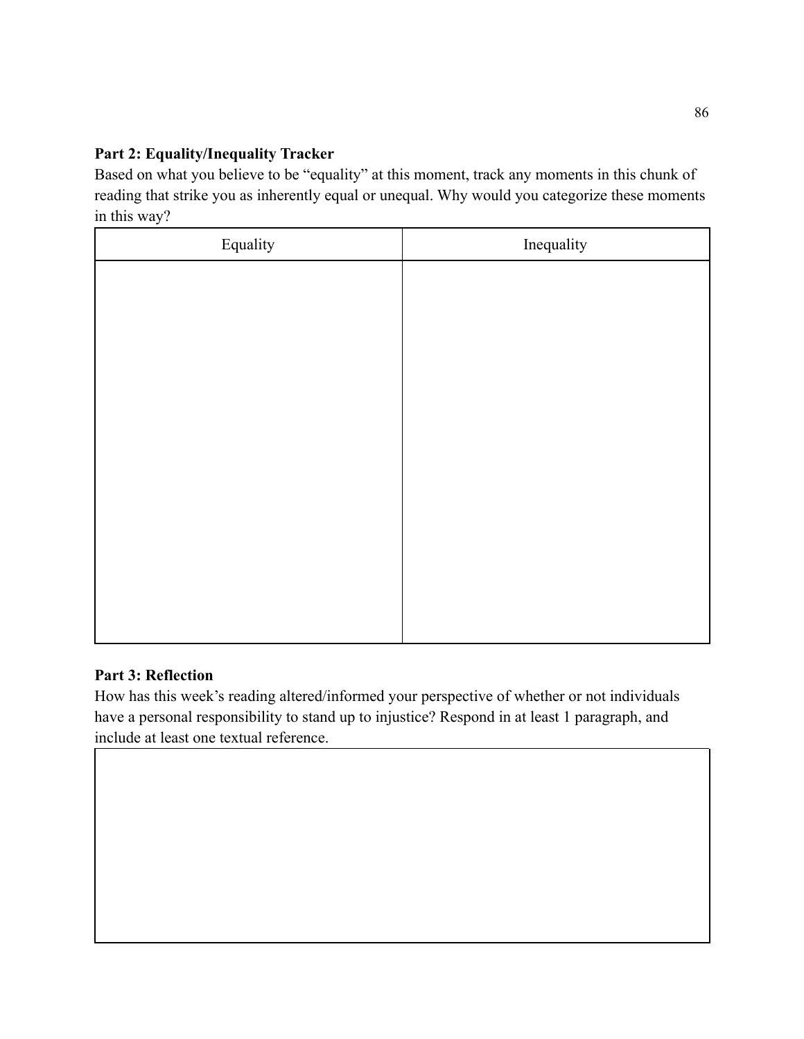**Part 2: Equality/Inequality Tracker**

Based on what you believe to be "equality" at this moment, track any moments in this chunk of reading that strike you as inherently equal or unequal. Why would you categorize these moments in this way?

| Equality | Inequality |
| --- | --- |
| | |

**Part 3: Reflection**

How has this week's reading altered/informed your perspective of whether or not individuals have a personal responsibility to stand up to injustice? Respond in at least 1 paragraph, and include at least one textual reference.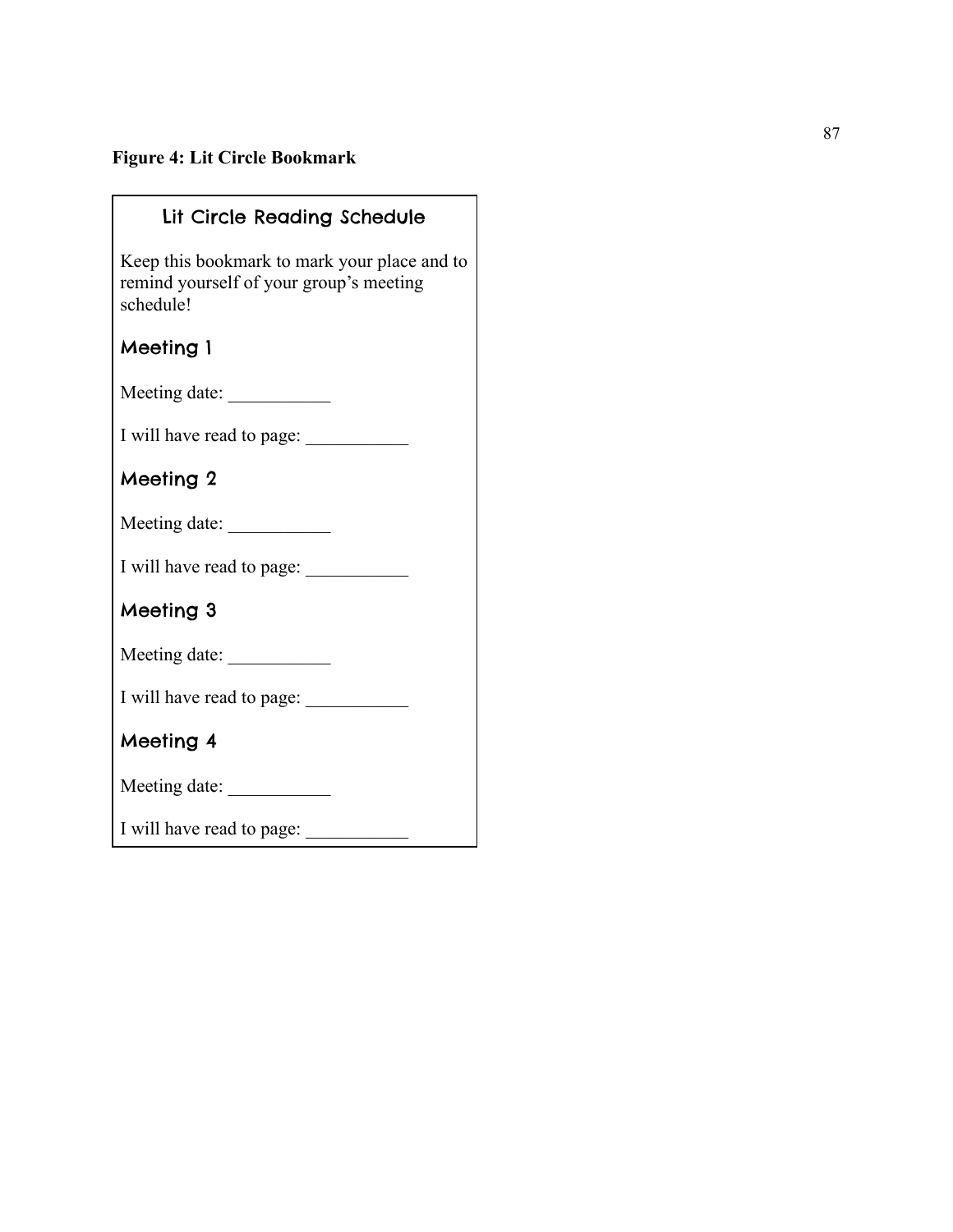**Figure 4: Lit Circle Bookmark**

## Lit Circle Reading Schedule

Keep this bookmark to mark your place and to remind yourself of your group's meeting schedule!

### Meeting 1

Meeting date: ___________

I will have read to page: ___________

### Meeting 2

Meeting date: ___________

I will have read to page: ___________

### Meeting 3

Meeting date: ___________

I will have read to page: ___________

### Meeting 4

Meeting date: ___________

I will have read to page: ___________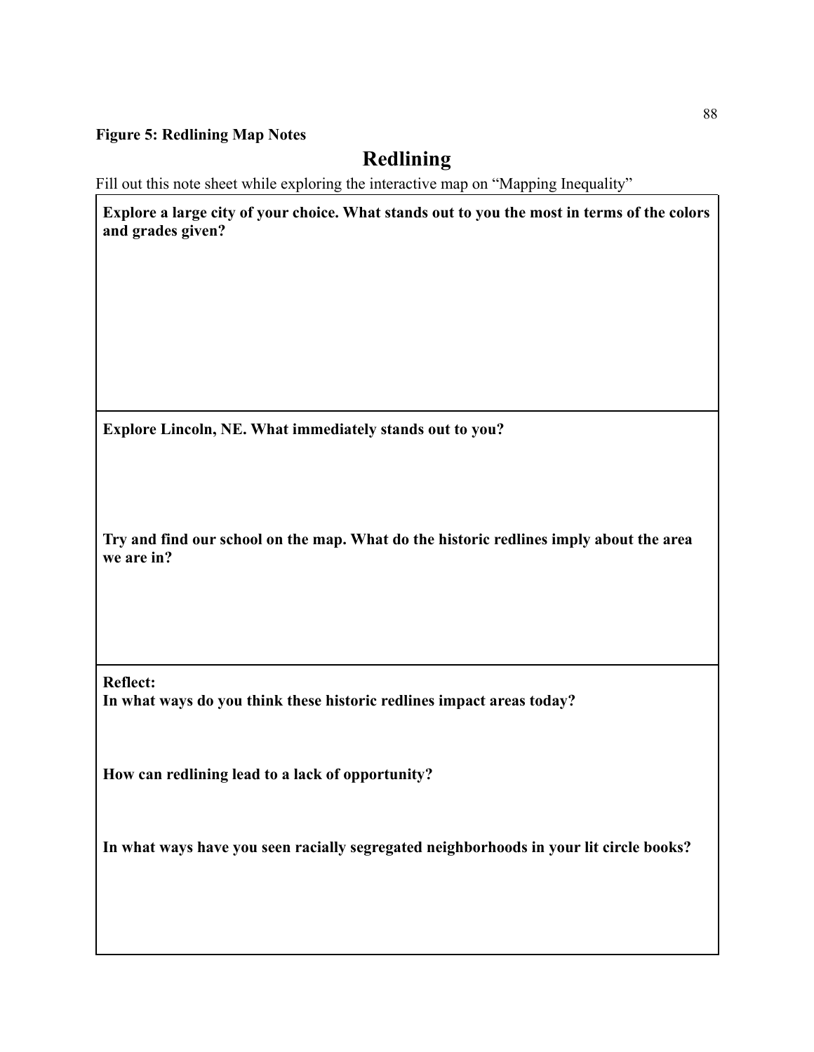**Figure 5: Redlining Map Notes**

# Redlining

Fill out this note sheet while exploring the interactive map on "Mapping Inequality"

**Explore a large city of your choice. What stands out to you the most in terms of the colors and grades given?**

**Explore Lincoln, NE. What immediately stands out to you?**

**Try and find our school on the map. What do the historic redlines imply about the area we are in?**

**Reflect:**
**In what ways do you think these historic redlines impact areas today?**

**How can redlining lead to a lack of opportunity?**

**In what ways have you seen racially segregated neighborhoods in your lit circle books?**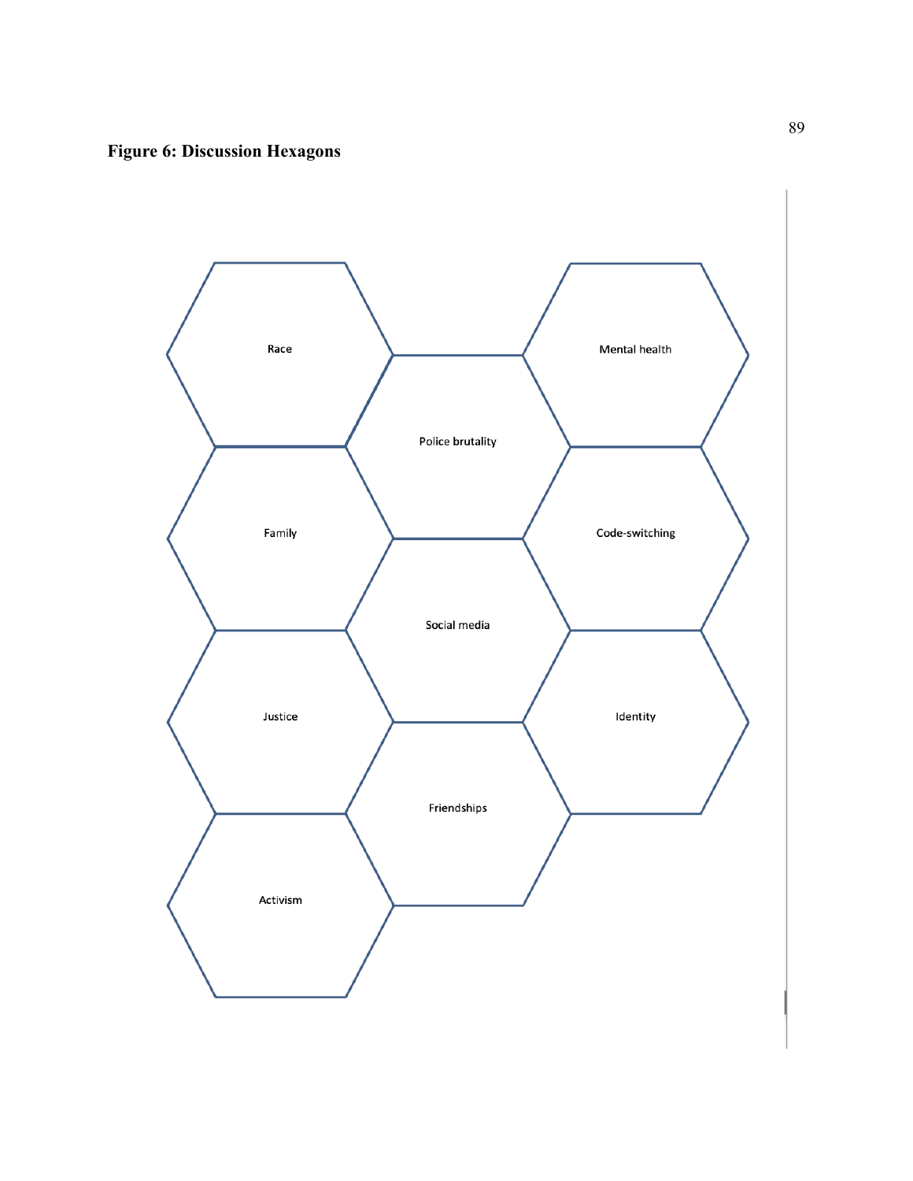**Figure 6: Discussion Hexagons**

Race

Mental health

Police brutality

Family

Code-switching

Social media

Justice

Identity

Friendships

Activism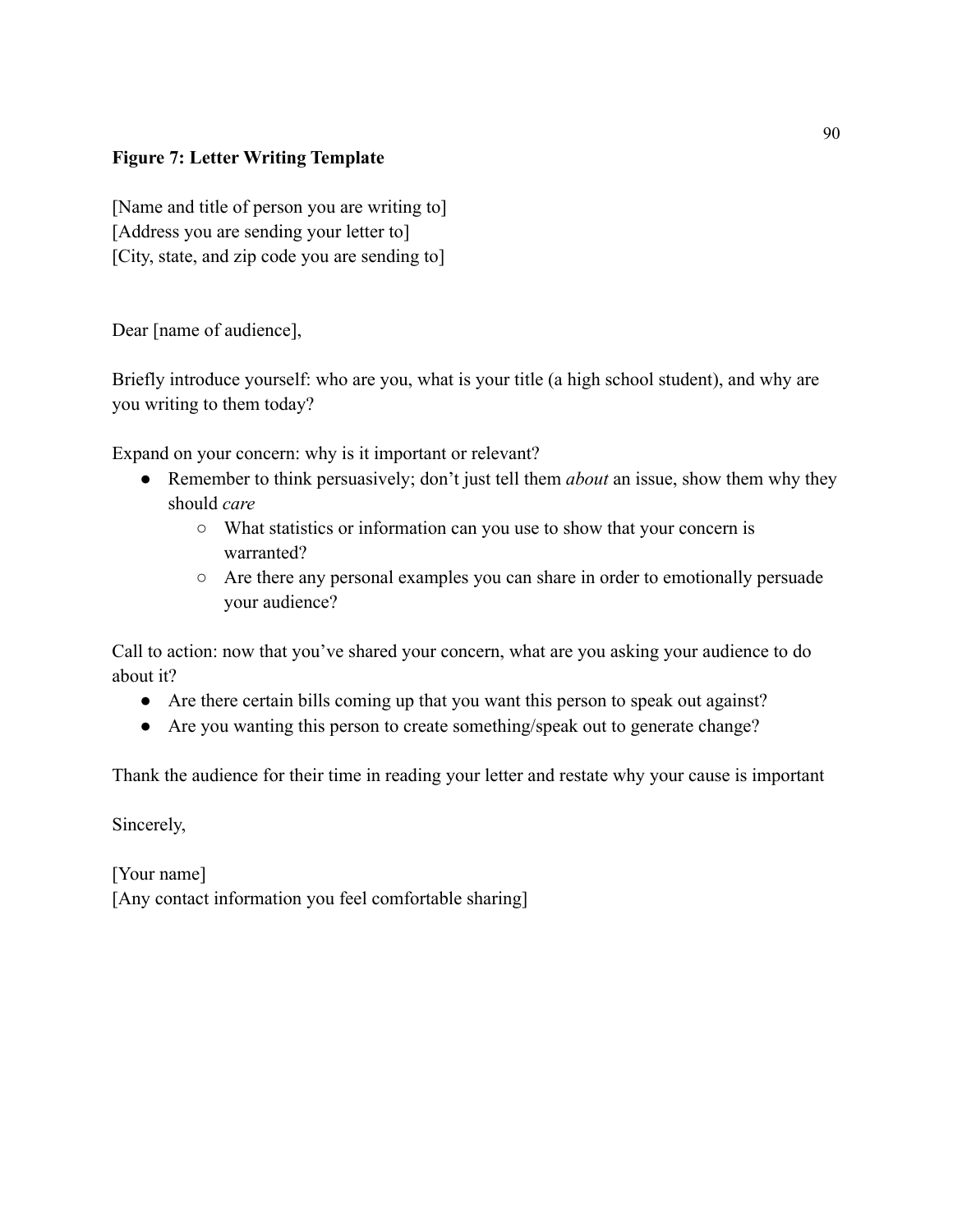**Figure 7: Letter Writing Template**

[Name and title of person you are writing to]
[Address you are sending your letter to]
[City, state, and zip code you are sending to]

Dear [name of audience],

Briefly introduce yourself: who are you, what is your title (a high school student), and why are you writing to them today?

Expand on your concern: why is it important or relevant?

- Remember to think persuasively; don't just tell them *about* an issue, show them why they should *care*
  - What statistics or information can you use to show that your concern is warranted?
  - Are there any personal examples you can share in order to emotionally persuade your audience?

Call to action: now that you've shared your concern, what are you asking your audience to do about it?

- Are there certain bills coming up that you want this person to speak out against?
- Are you wanting this person to create something/speak out to generate change?

Thank the audience for their time in reading your letter and restate why your cause is important

Sincerely,

[Your name]
[Any contact information you feel comfortable sharing]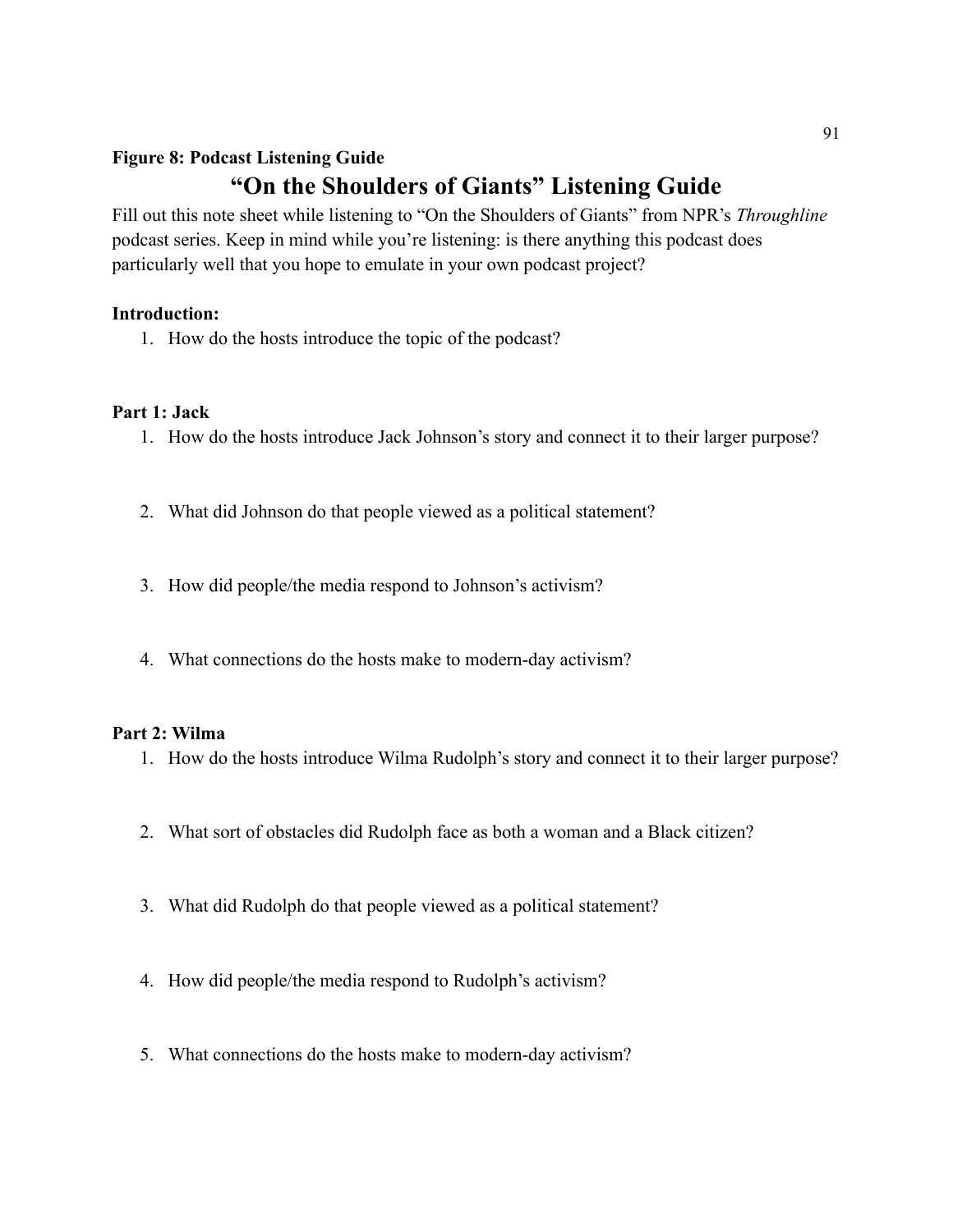**Figure 8: Podcast Listening Guide**

# "On the Shoulders of Giants" Listening Guide

Fill out this note sheet while listening to "On the Shoulders of Giants" from NPR's *Throughline* podcast series. Keep in mind while you're listening: is there anything this podcast does particularly well that you hope to emulate in your own podcast project?

**Introduction:**

1. How do the hosts introduce the topic of the podcast?

**Part 1: Jack**

1. How do the hosts introduce Jack Johnson's story and connect it to their larger purpose?
2. What did Johnson do that people viewed as a political statement?
3. How did people/the media respond to Johnson's activism?
4. What connections do the hosts make to modern-day activism?

**Part 2: Wilma**

1. How do the hosts introduce Wilma Rudolph's story and connect it to their larger purpose?
2. What sort of obstacles did Rudolph face as both a woman and a Black citizen?
3. What did Rudolph do that people viewed as a political statement?
4. How did people/the media respond to Rudolph's activism?
5. What connections do the hosts make to modern-day activism?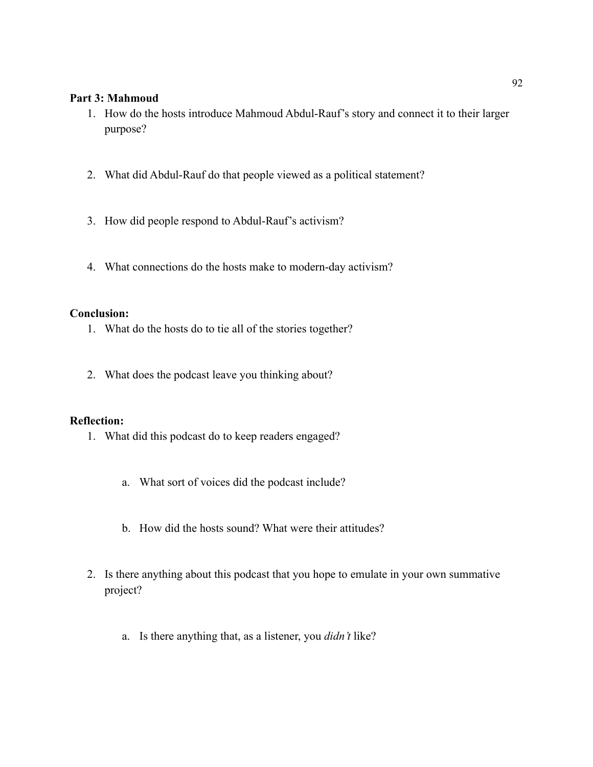**Part 3: Mahmoud**

1. How do the hosts introduce Mahmoud Abdul-Rauf's story and connect it to their larger purpose?
2. What did Abdul-Rauf do that people viewed as a political statement?
3. How did people respond to Abdul-Rauf's activism?
4. What connections do the hosts make to modern-day activism?

**Conclusion:**

1. What do the hosts do to tie all of the stories together?
2. What does the podcast leave you thinking about?

**Reflection:**

1. What did this podcast do to keep readers engaged?
   a. What sort of voices did the podcast include?
   b. How did the hosts sound? What were their attitudes?
2. Is there anything about this podcast that you hope to emulate in your own summative project?
   a. Is there anything that, as a listener, you *didn't* like?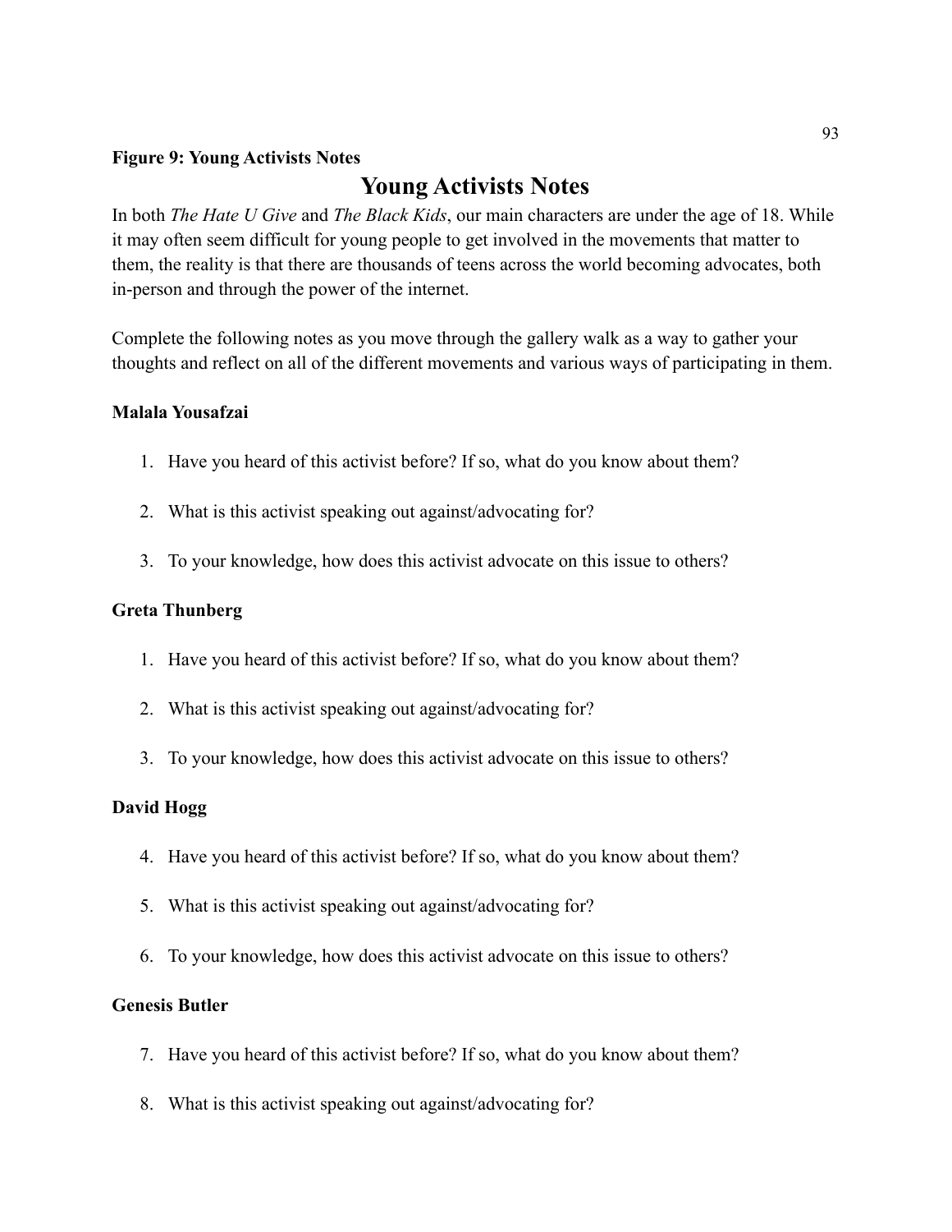**Figure 9: Young Activists Notes**

# Young Activists Notes

In both *The Hate U Give* and *The Black Kids*, our main characters are under the age of 18. While it may often seem difficult for young people to get involved in the movements that matter to them, the reality is that there are thousands of teens across the world becoming advocates, both in-person and through the power of the internet.

Complete the following notes as you move through the gallery walk as a way to gather your thoughts and reflect on all of the different movements and various ways of participating in them.

**Malala Yousafzai**

1. Have you heard of this activist before? If so, what do you know about them?
2. What is this activist speaking out against/advocating for?
3. To your knowledge, how does this activist advocate on this issue to others?

**Greta Thunberg**

1. Have you heard of this activist before? If so, what do you know about them?
2. What is this activist speaking out against/advocating for?
3. To your knowledge, how does this activist advocate on this issue to others?

**David Hogg**

4. Have you heard of this activist before? If so, what do you know about them?
5. What is this activist speaking out against/advocating for?
6. To your knowledge, how does this activist advocate on this issue to others?

**Genesis Butler**

7. Have you heard of this activist before? If so, what do you know about them?
8. What is this activist speaking out against/advocating for?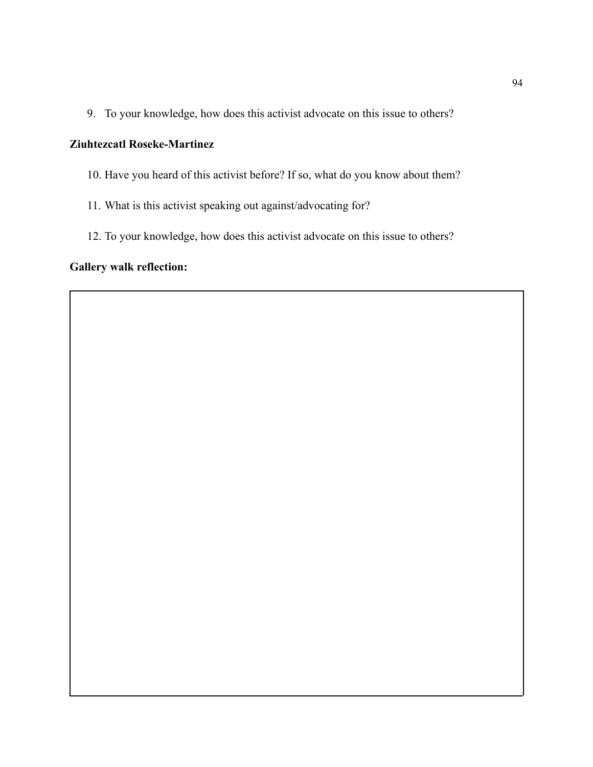9. To your knowledge, how does this activist advocate on this issue to others?

**Ziuhtezcatl Roseke-Martinez**

10. Have you heard of this activist before? If so, what do you know about them?

11. What is this activist speaking out against/advocating for?

12. To your knowledge, how does this activist advocate on this issue to others?

**Gallery walk reflection:**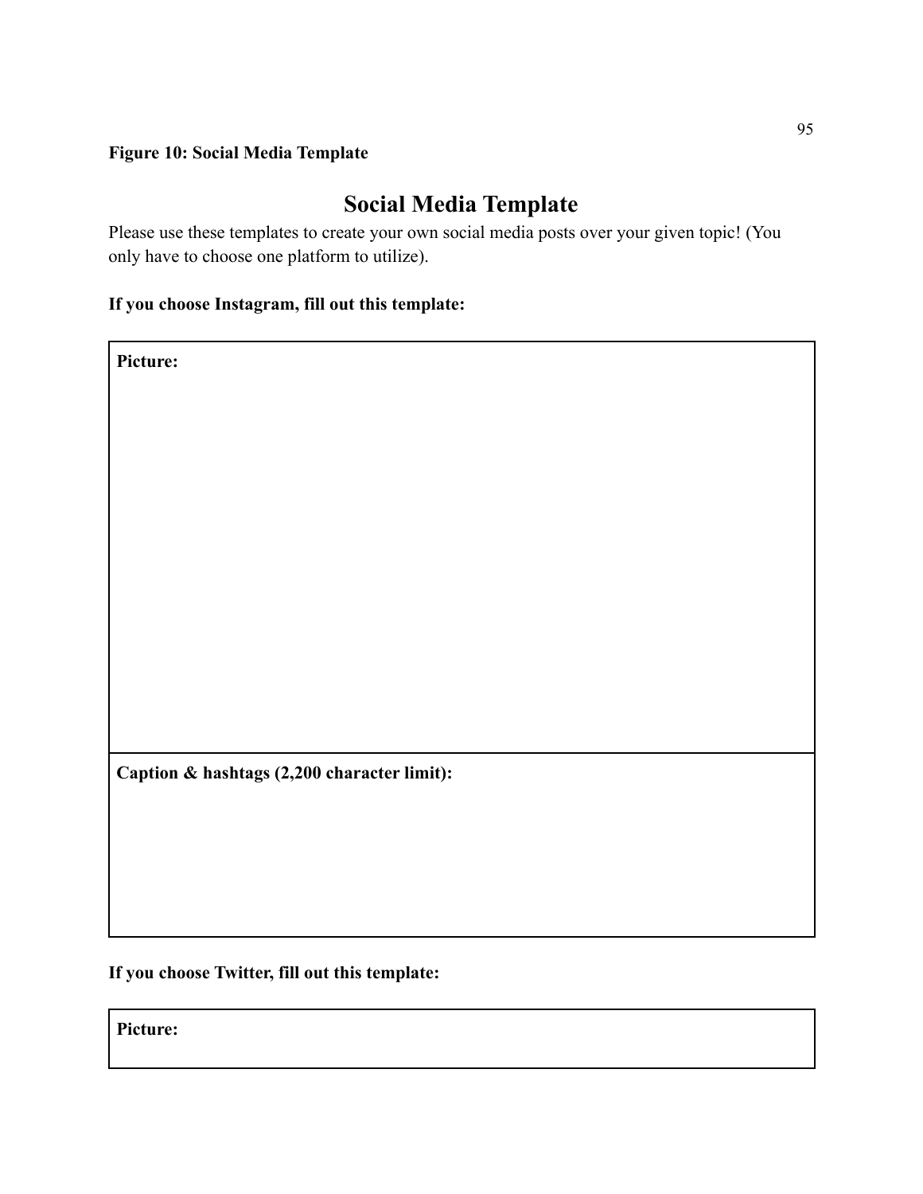**Figure 10: Social Media Template**

# Social Media Template

Please use these templates to create your own social media posts over your given topic! (You only have to choose one platform to utilize).

**If you choose Instagram, fill out this template:**

| **Picture:** |
| --- |
| **Caption & hashtags (2,200 character limit):** |

**If you choose Twitter, fill out this template:**

| **Picture:** |
| --- |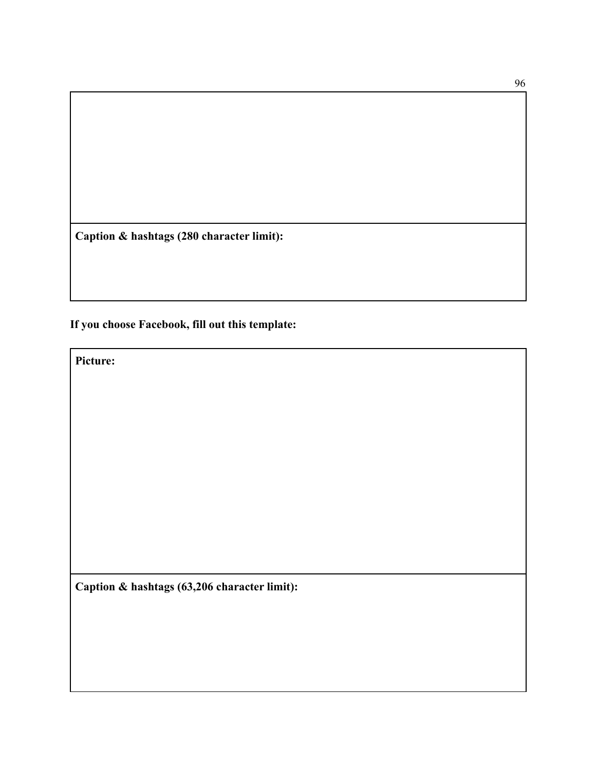| |
|---|
| |
| **Caption & hashtags (280 character limit):** |

**If you choose Facebook, fill out this template:**

| **Picture:** |
|---|
| **Caption & hashtags (63,206 character limit):** |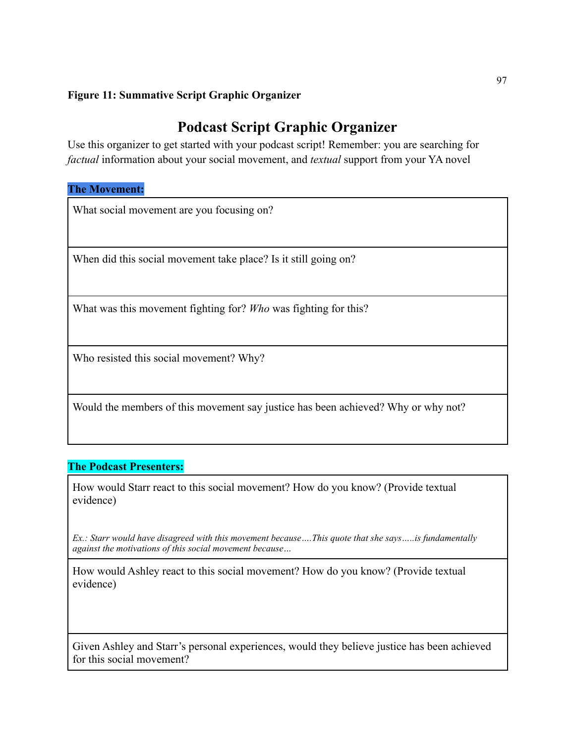**Figure 11: Summative Script Graphic Organizer**

# Podcast Script Graphic Organizer

Use this organizer to get started with your podcast script! Remember: you are searching for *factual* information about your social movement, and *textual* support from your YA novel

**The Movement:**

| What social movement are you focusing on? |
|---|
| When did this social movement take place? Is it still going on? |
| What was this movement fighting for? *Who* was fighting for this? |
| Who resisted this social movement? Why? |
| Would the members of this movement say justice has been achieved? Why or why not? |

**The Podcast Presenters:**

| How would Starr react to this social movement? How do you know? (Provide textual evidence)<br><br>*Ex.: Starr would have disagreed with this movement because….This quote that she says…..is fundamentally against the motivations of this social movement because…* |
|---|
| How would Ashley react to this social movement? How do you know? (Provide textual evidence) |
| Given Ashley and Starr's personal experiences, would they believe justice has been achieved for this social movement? |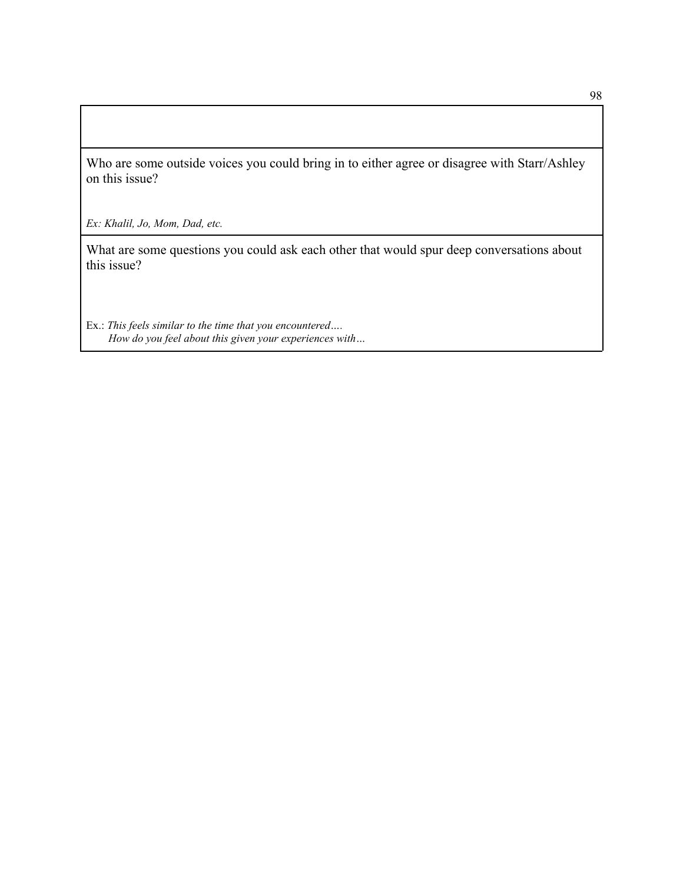| |
|---|
| |
| Who are some outside voices you could bring in to either agree or disagree with Starr/Ashley on this issue?<br><br>*Ex: Khalil, Jo, Mom, Dad, etc.* |
| What are some questions you could ask each other that would spur deep conversations about this issue?<br><br>Ex.: *This feels similar to the time that you encountered….*<br>*How do you feel about this given your experiences with…* |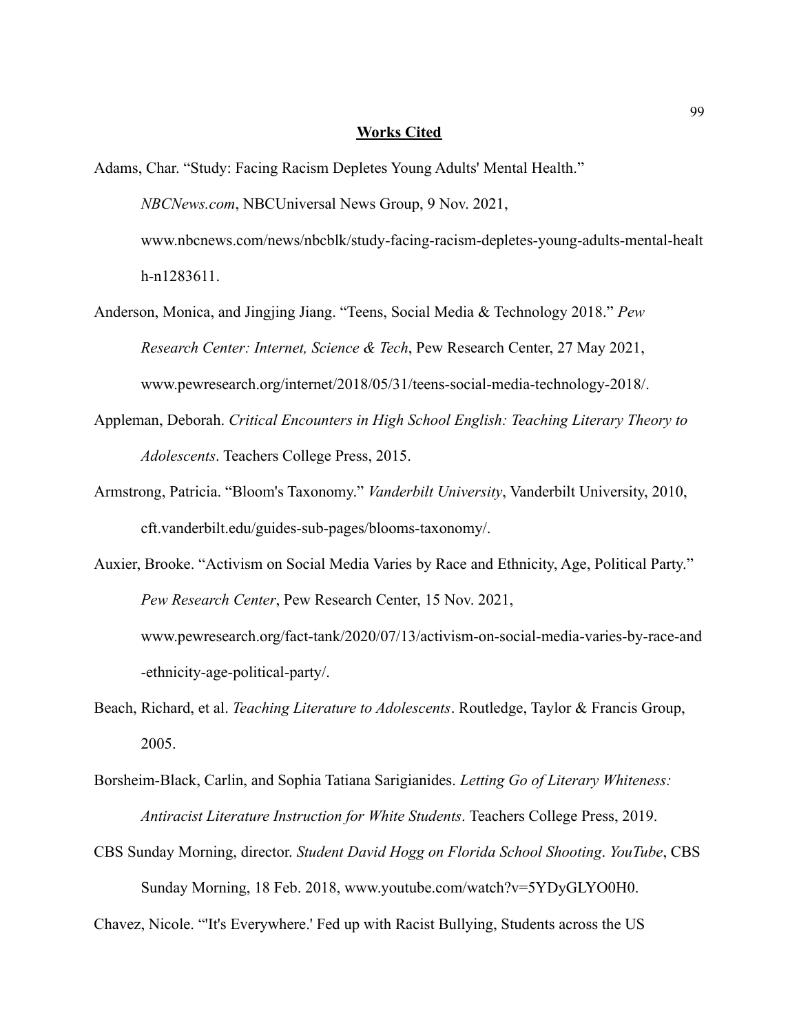# **Works Cited**

Adams, Char. "Study: Facing Racism Depletes Young Adults' Mental Health." *NBCNews.com*, NBCUniversal News Group, 9 Nov. 2021, www.nbcnews.com/news/nbcblk/study-facing-racism-depletes-young-adults-mental-health-n1283611.

Anderson, Monica, and Jingjing Jiang. "Teens, Social Media & Technology 2018." *Pew Research Center: Internet, Science & Tech*, Pew Research Center, 27 May 2021, www.pewresearch.org/internet/2018/05/31/teens-social-media-technology-2018/.

Appleman, Deborah. *Critical Encounters in High School English: Teaching Literary Theory to Adolescents*. Teachers College Press, 2015.

Armstrong, Patricia. "Bloom's Taxonomy." *Vanderbilt University*, Vanderbilt University, 2010, cft.vanderbilt.edu/guides-sub-pages/blooms-taxonomy/.

Auxier, Brooke. "Activism on Social Media Varies by Race and Ethnicity, Age, Political Party." *Pew Research Center*, Pew Research Center, 15 Nov. 2021, www.pewresearch.org/fact-tank/2020/07/13/activism-on-social-media-varies-by-race-and-ethnicity-age-political-party/.

Beach, Richard, et al. *Teaching Literature to Adolescents*. Routledge, Taylor & Francis Group, 2005.

Borsheim-Black, Carlin, and Sophia Tatiana Sarigianides. *Letting Go of Literary Whiteness: Antiracist Literature Instruction for White Students*. Teachers College Press, 2019.

CBS Sunday Morning, director. *Student David Hogg on Florida School Shooting*. *YouTube*, CBS Sunday Morning, 18 Feb. 2018, www.youtube.com/watch?v=5YDyGLYO0H0.

Chavez, Nicole. "'It's Everywhere.' Fed up with Racist Bullying, Students across the US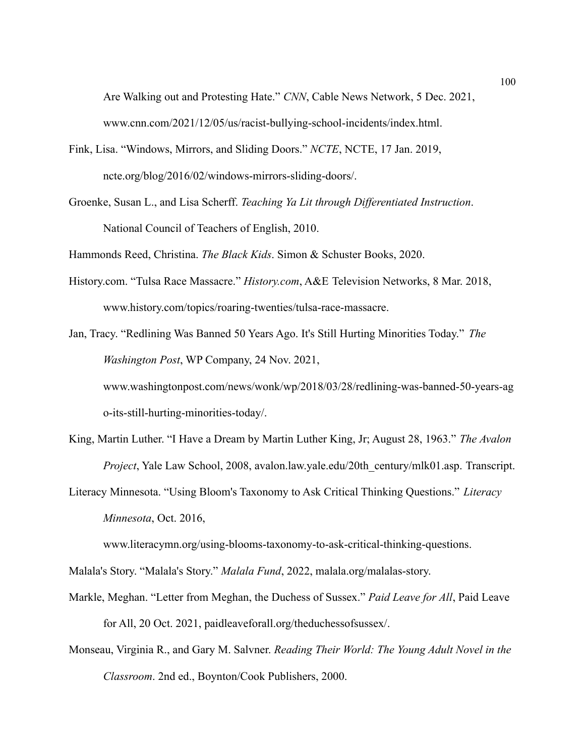Are Walking out and Protesting Hate." *CNN*, Cable News Network, 5 Dec. 2021, www.cnn.com/2021/12/05/us/racist-bullying-school-incidents/index.html.

Fink, Lisa. "Windows, Mirrors, and Sliding Doors." *NCTE*, NCTE, 17 Jan. 2019, ncte.org/blog/2016/02/windows-mirrors-sliding-doors/.

Groenke, Susan L., and Lisa Scherff. *Teaching Ya Lit through Differentiated Instruction*. National Council of Teachers of English, 2010.

Hammonds Reed, Christina. *The Black Kids*. Simon & Schuster Books, 2020.

History.com. "Tulsa Race Massacre." *History.com*, A&E Television Networks, 8 Mar. 2018, www.history.com/topics/roaring-twenties/tulsa-race-massacre.

Jan, Tracy. "Redlining Was Banned 50 Years Ago. It's Still Hurting Minorities Today." *The Washington Post*, WP Company, 24 Nov. 2021, www.washingtonpost.com/news/wonk/wp/2018/03/28/redlining-was-banned-50-years-ago-its-still-hurting-minorities-today/.

King, Martin Luther. "I Have a Dream by Martin Luther King, Jr; August 28, 1963." *The Avalon Project*, Yale Law School, 2008, avalon.law.yale.edu/20th_century/mlk01.asp. Transcript.

Literacy Minnesota. "Using Bloom's Taxonomy to Ask Critical Thinking Questions." *Literacy Minnesota*, Oct. 2016, www.literacymn.org/using-blooms-taxonomy-to-ask-critical-thinking-questions.

Malala's Story. "Malala's Story." *Malala Fund*, 2022, malala.org/malalas-story.

Markle, Meghan. "Letter from Meghan, the Duchess of Sussex." *Paid Leave for All*, Paid Leave for All, 20 Oct. 2021, paidleaveforall.org/theduchessofsussex/.

Monseau, Virginia R., and Gary M. Salvner. *Reading Their World: The Young Adult Novel in the Classroom*. 2nd ed., Boynton/Cook Publishers, 2000.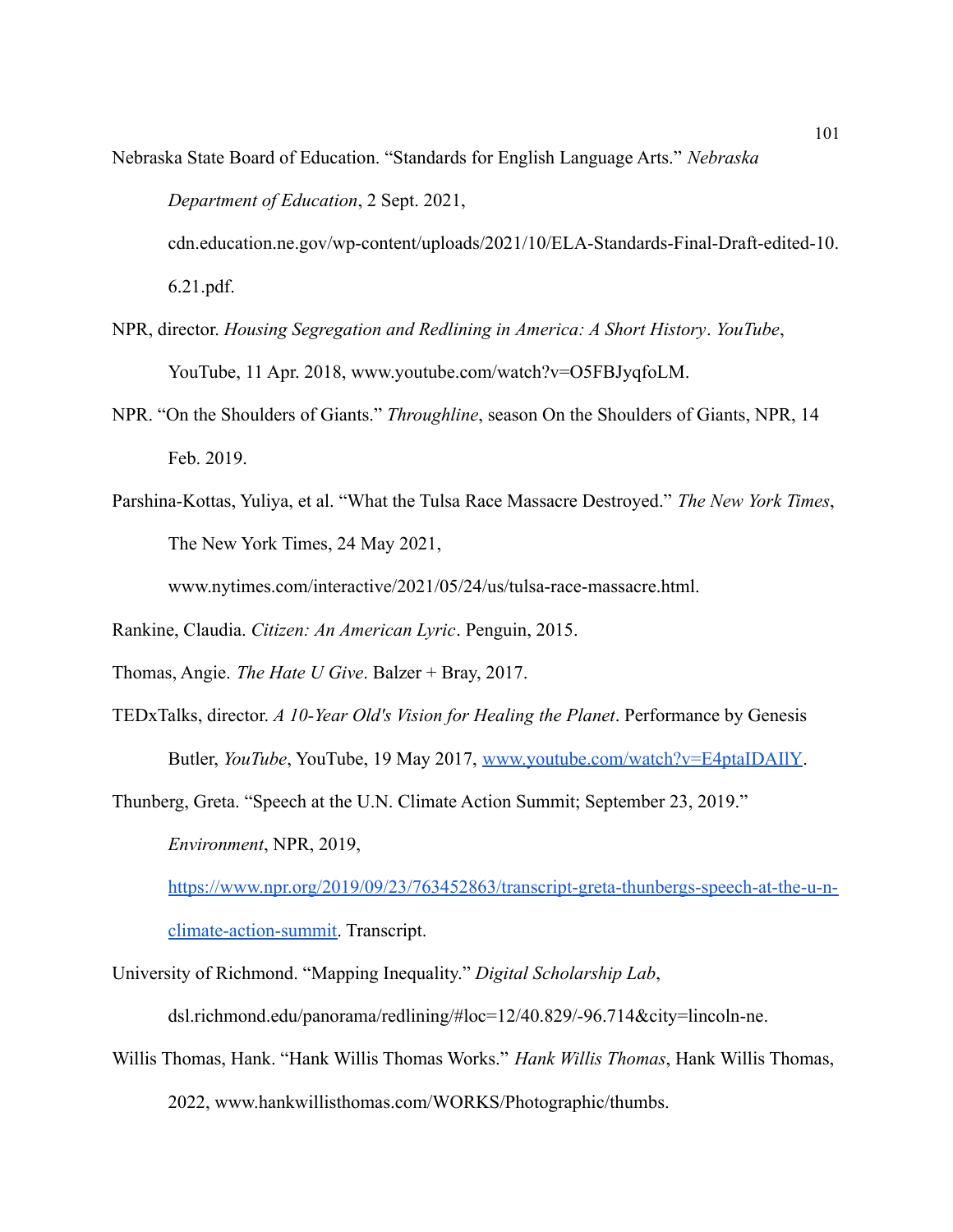Nebraska State Board of Education. "Standards for English Language Arts." *Nebraska Department of Education*, 2 Sept. 2021, cdn.education.ne.gov/wp-content/uploads/2021/10/ELA-Standards-Final-Draft-edited-10.6.21.pdf.

NPR, director. *Housing Segregation and Redlining in America: A Short History*. *YouTube*, YouTube, 11 Apr. 2018, www.youtube.com/watch?v=O5FBJyqfoLM.

NPR. "On the Shoulders of Giants." *Throughline*, season On the Shoulders of Giants, NPR, 14 Feb. 2019.

Parshina-Kottas, Yuliya, et al. "What the Tulsa Race Massacre Destroyed." *The New York Times*, The New York Times, 24 May 2021, www.nytimes.com/interactive/2021/05/24/us/tulsa-race-massacre.html.

Rankine, Claudia. *Citizen: An American Lyric*. Penguin, 2015.

Thomas, Angie. *The Hate U Give*. Balzer + Bray, 2017.

TEDxTalks, director. *A 10-Year Old's Vision for Healing the Planet*. Performance by Genesis Butler, *YouTube*, YouTube, 19 May 2017, www.youtube.com/watch?v=E4ptaIDAIlY.

Thunberg, Greta. "Speech at the U.N. Climate Action Summit; September 23, 2019." *Environment*, NPR, 2019, https://www.npr.org/2019/09/23/763452863/transcript-greta-thunbergs-speech-at-the-u-n-climate-action-summit. Transcript.

University of Richmond. "Mapping Inequality." *Digital Scholarship Lab*, dsl.richmond.edu/panorama/redlining/#loc=12/40.829/-96.714&city=lincoln-ne.

Willis Thomas, Hank. "Hank Willis Thomas Works." *Hank Willis Thomas*, Hank Willis Thomas, 2022, www.hankwillisthomas.com/WORKS/Photographic/thumbs.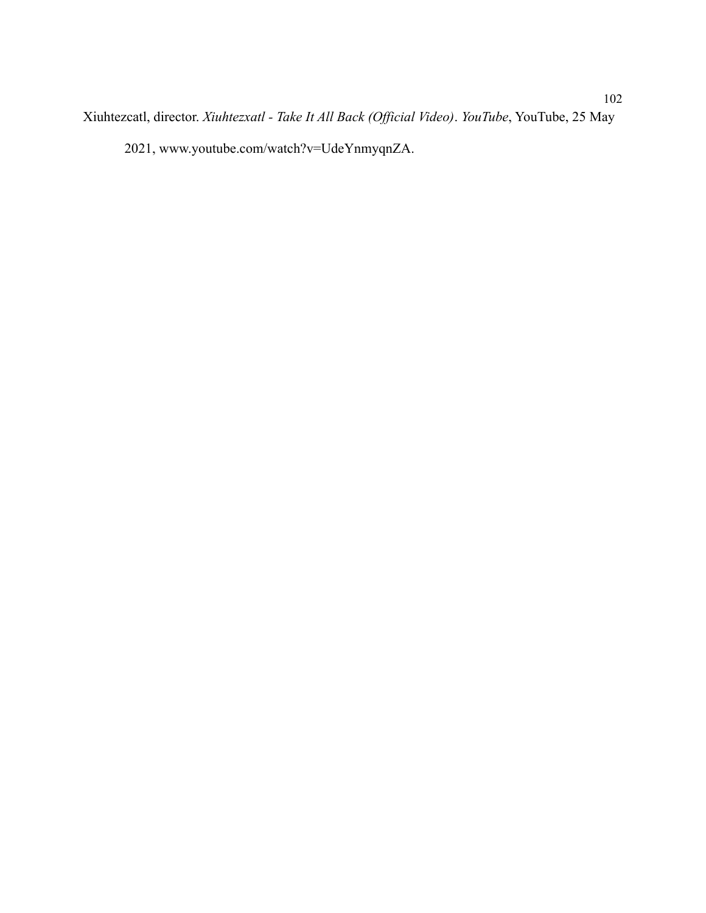Xiuhtezcatl, director. *Xiuhtezxatl - Take It All Back (Official Video)*. *YouTube*, YouTube, 25 May 2021, www.youtube.com/watch?v=UdeYnmyqnZA.